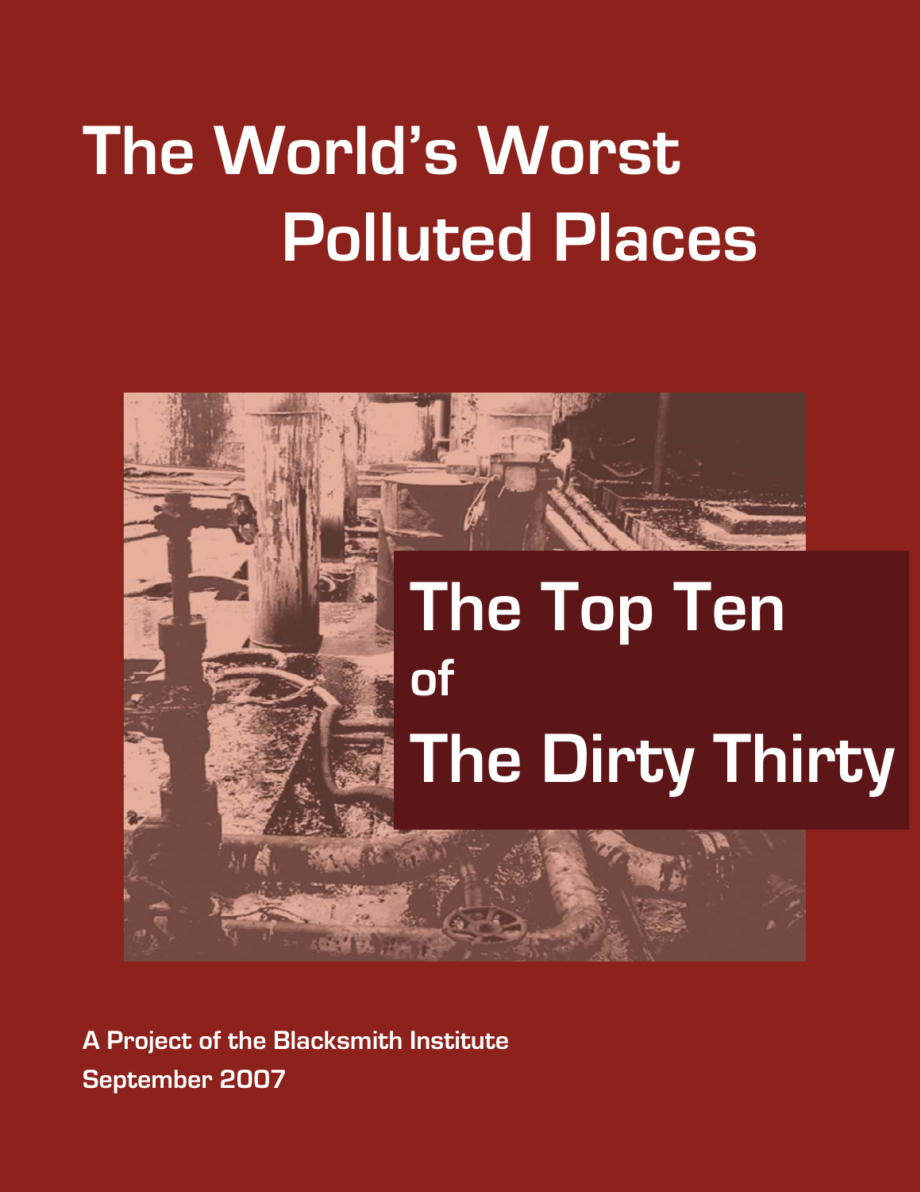# The World's Worst Polluted Places

## The Top Ten of The Dirty Thirty

**A Project of the Blacksmith Institute**

**September 2007**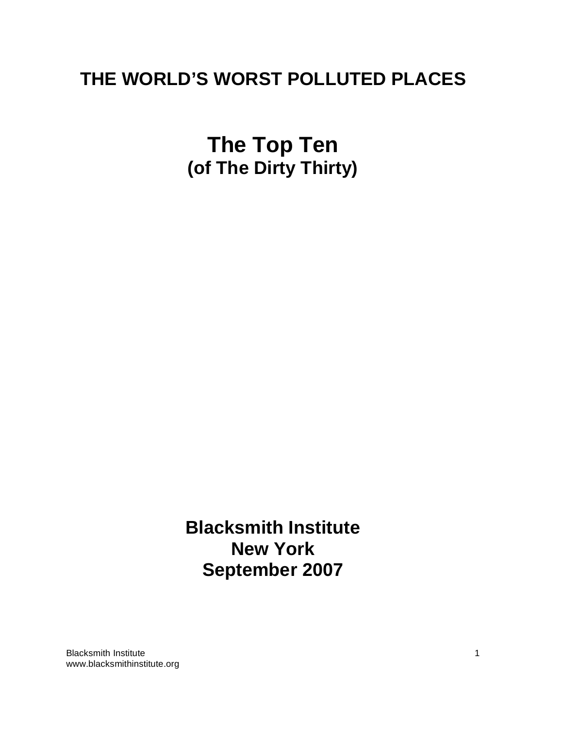# THE WORLD'S WORST POLLUTED PLACES

## The Top Ten
### (of The Dirty Thirty)

**Blacksmith Institute**
**New York**
**September 2007**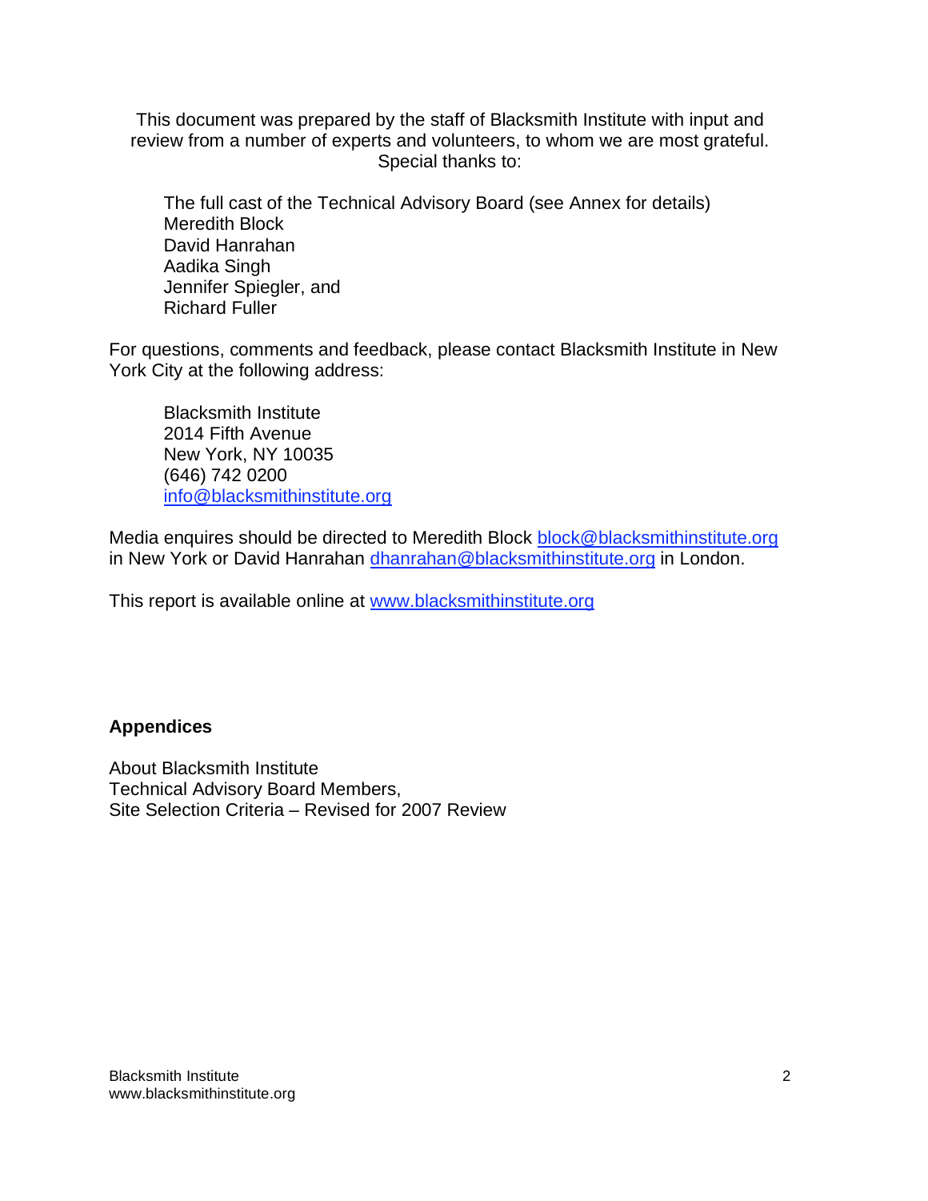This document was prepared by the staff of Blacksmith Institute with input and review from a number of experts and volunteers, to whom we are most grateful. Special thanks to:

The full cast of the Technical Advisory Board (see Annex for details)
Meredith Block
David Hanrahan
Aadika Singh
Jennifer Spiegler, and
Richard Fuller

For questions, comments and feedback, please contact Blacksmith Institute in New York City at the following address:

Blacksmith Institute
2014 Fifth Avenue
New York, NY 10035
(646) 742 0200
info@blacksmithinstitute.org

Media enquires should be directed to Meredith Block block@blacksmithinstitute.org in New York or David Hanrahan dhanrahan@blacksmithinstitute.org in London.

This report is available online at www.blacksmithinstitute.org

**Appendices**

About Blacksmith Institute
Technical Advisory Board Members,
Site Selection Criteria – Revised for 2007 Review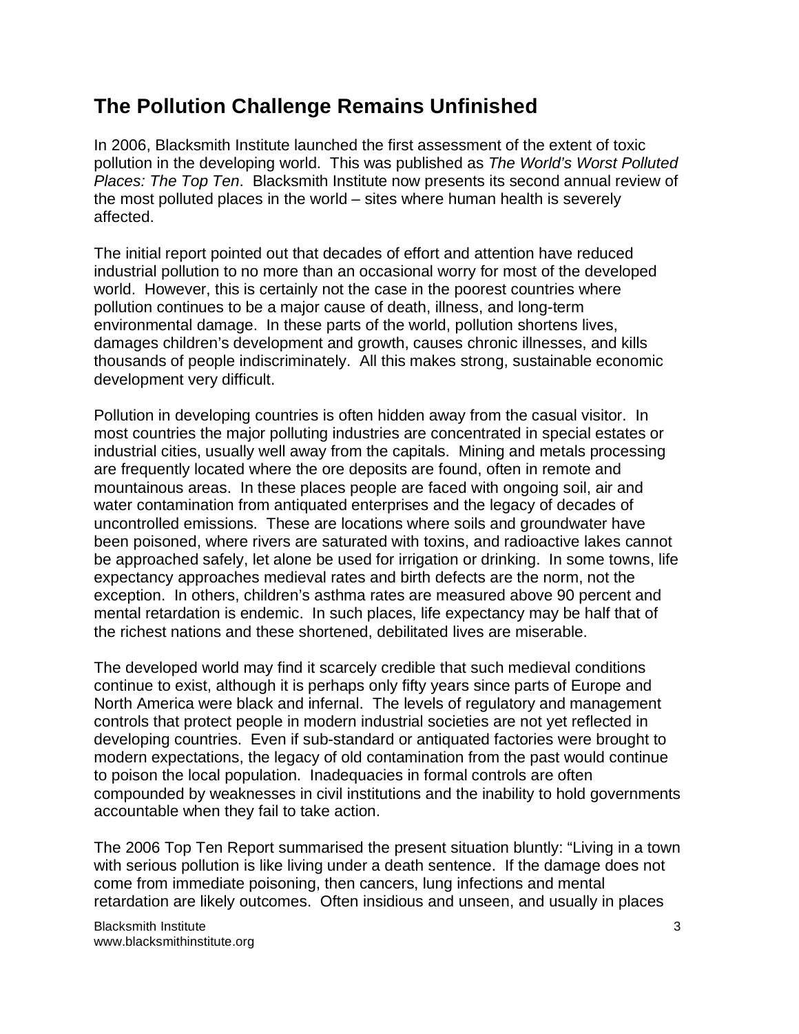## The Pollution Challenge Remains Unfinished

In 2006, Blacksmith Institute launched the first assessment of the extent of toxic pollution in the developing world. This was published as *The World's Worst Polluted Places: The Top Ten*. Blacksmith Institute now presents its second annual review of the most polluted places in the world – sites where human health is severely affected.

The initial report pointed out that decades of effort and attention have reduced industrial pollution to no more than an occasional worry for most of the developed world. However, this is certainly not the case in the poorest countries where pollution continues to be a major cause of death, illness, and long-term environmental damage. In these parts of the world, pollution shortens lives, damages children's development and growth, causes chronic illnesses, and kills thousands of people indiscriminately. All this makes strong, sustainable economic development very difficult.

Pollution in developing countries is often hidden away from the casual visitor. In most countries the major polluting industries are concentrated in special estates or industrial cities, usually well away from the capitals. Mining and metals processing are frequently located where the ore deposits are found, often in remote and mountainous areas. In these places people are faced with ongoing soil, air and water contamination from antiquated enterprises and the legacy of decades of uncontrolled emissions. These are locations where soils and groundwater have been poisoned, where rivers are saturated with toxins, and radioactive lakes cannot be approached safely, let alone be used for irrigation or drinking. In some towns, life expectancy approaches medieval rates and birth defects are the norm, not the exception. In others, children's asthma rates are measured above 90 percent and mental retardation is endemic. In such places, life expectancy may be half that of the richest nations and these shortened, debilitated lives are miserable.

The developed world may find it scarcely credible that such medieval conditions continue to exist, although it is perhaps only fifty years since parts of Europe and North America were black and infernal. The levels of regulatory and management controls that protect people in modern industrial societies are not yet reflected in developing countries. Even if sub-standard or antiquated factories were brought to modern expectations, the legacy of old contamination from the past would continue to poison the local population. Inadequacies in formal controls are often compounded by weaknesses in civil institutions and the inability to hold governments accountable when they fail to take action.

The 2006 Top Ten Report summarised the present situation bluntly: "Living in a town with serious pollution is like living under a death sentence. If the damage does not come from immediate poisoning, then cancers, lung infections and mental retardation are likely outcomes. Often insidious and unseen, and usually in places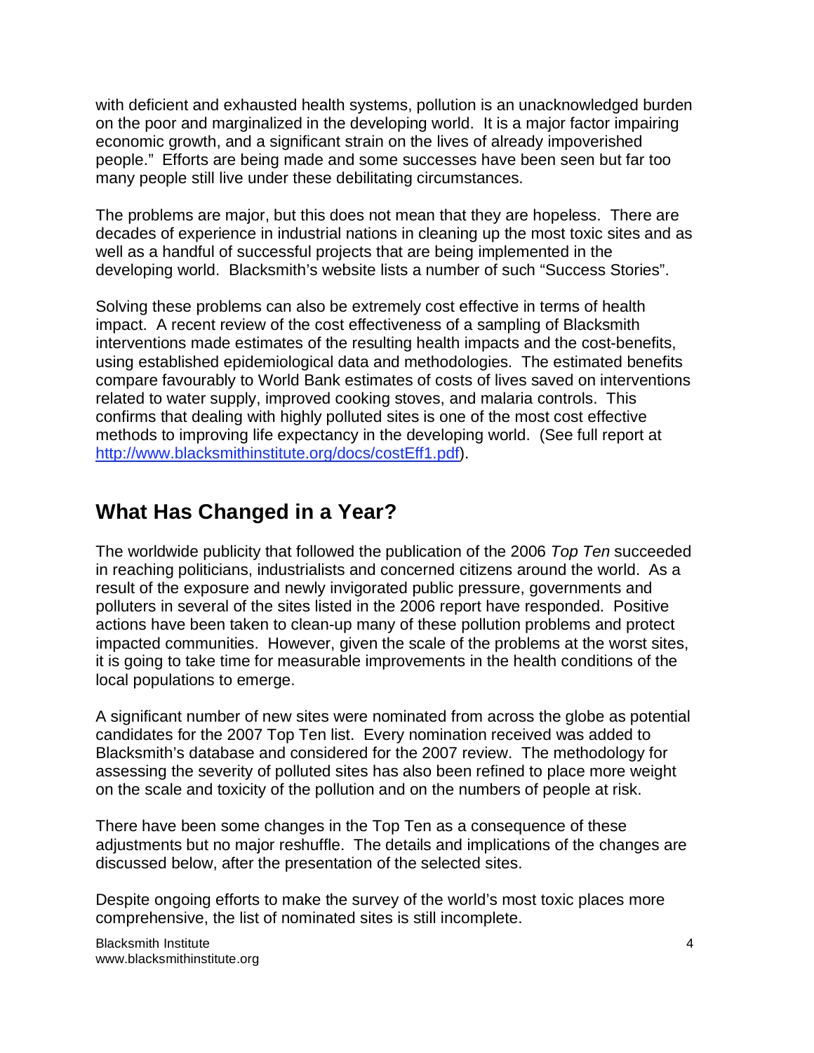with deficient and exhausted health systems, pollution is an unacknowledged burden on the poor and marginalized in the developing world. It is a major factor impairing economic growth, and a significant strain on the lives of already impoverished people." Efforts are being made and some successes have been seen but far too many people still live under these debilitating circumstances.

The problems are major, but this does not mean that they are hopeless. There are decades of experience in industrial nations in cleaning up the most toxic sites and as well as a handful of successful projects that are being implemented in the developing world. Blacksmith's website lists a number of such "Success Stories".

Solving these problems can also be extremely cost effective in terms of health impact. A recent review of the cost effectiveness of a sampling of Blacksmith interventions made estimates of the resulting health impacts and the cost-benefits, using established epidemiological data and methodologies. The estimated benefits compare favourably to World Bank estimates of costs of lives saved on interventions related to water supply, improved cooking stoves, and malaria controls. This confirms that dealing with highly polluted sites is one of the most cost effective methods to improving life expectancy in the developing world. (See full report at http://www.blacksmithinstitute.org/docs/costEff1.pdf).

## What Has Changed in a Year?

The worldwide publicity that followed the publication of the 2006 *Top Ten* succeeded in reaching politicians, industrialists and concerned citizens around the world. As a result of the exposure and newly invigorated public pressure, governments and polluters in several of the sites listed in the 2006 report have responded. Positive actions have been taken to clean-up many of these pollution problems and protect impacted communities. However, given the scale of the problems at the worst sites, it is going to take time for measurable improvements in the health conditions of the local populations to emerge.

A significant number of new sites were nominated from across the globe as potential candidates for the 2007 Top Ten list. Every nomination received was added to Blacksmith's database and considered for the 2007 review. The methodology for assessing the severity of polluted sites has also been refined to place more weight on the scale and toxicity of the pollution and on the numbers of people at risk.

There have been some changes in the Top Ten as a consequence of these adjustments but no major reshuffle. The details and implications of the changes are discussed below, after the presentation of the selected sites.

Despite ongoing efforts to make the survey of the world's most toxic places more comprehensive, the list of nominated sites is still incomplete.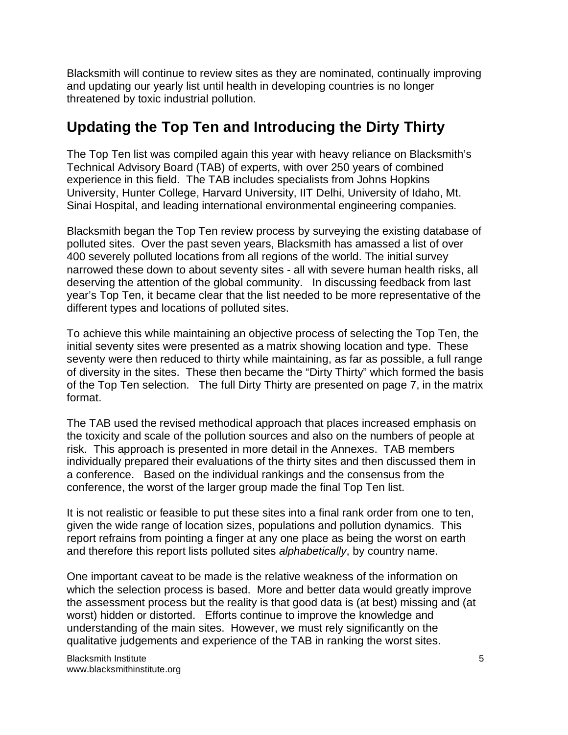Blacksmith will continue to review sites as they are nominated, continually improving and updating our yearly list until health in developing countries is no longer threatened by toxic industrial pollution.

## Updating the Top Ten and Introducing the Dirty Thirty

The Top Ten list was compiled again this year with heavy reliance on Blacksmith's Technical Advisory Board (TAB) of experts, with over 250 years of combined experience in this field. The TAB includes specialists from Johns Hopkins University, Hunter College, Harvard University, IIT Delhi, University of Idaho, Mt. Sinai Hospital, and leading international environmental engineering companies.

Blacksmith began the Top Ten review process by surveying the existing database of polluted sites. Over the past seven years, Blacksmith has amassed a list of over 400 severely polluted locations from all regions of the world. The initial survey narrowed these down to about seventy sites - all with severe human health risks, all deserving the attention of the global community. In discussing feedback from last year's Top Ten, it became clear that the list needed to be more representative of the different types and locations of polluted sites.

To achieve this while maintaining an objective process of selecting the Top Ten, the initial seventy sites were presented as a matrix showing location and type. These seventy were then reduced to thirty while maintaining, as far as possible, a full range of diversity in the sites. These then became the "Dirty Thirty" which formed the basis of the Top Ten selection. The full Dirty Thirty are presented on page 7, in the matrix format.

The TAB used the revised methodical approach that places increased emphasis on the toxicity and scale of the pollution sources and also on the numbers of people at risk. This approach is presented in more detail in the Annexes. TAB members individually prepared their evaluations of the thirty sites and then discussed them in a conference. Based on the individual rankings and the consensus from the conference, the worst of the larger group made the final Top Ten list.

It is not realistic or feasible to put these sites into a final rank order from one to ten, given the wide range of location sizes, populations and pollution dynamics. This report refrains from pointing a finger at any one place as being the worst on earth and therefore this report lists polluted sites *alphabetically*, by country name.

One important caveat to be made is the relative weakness of the information on which the selection process is based. More and better data would greatly improve the assessment process but the reality is that good data is (at best) missing and (at worst) hidden or distorted. Efforts continue to improve the knowledge and understanding of the main sites. However, we must rely significantly on the qualitative judgements and experience of the TAB in ranking the worst sites.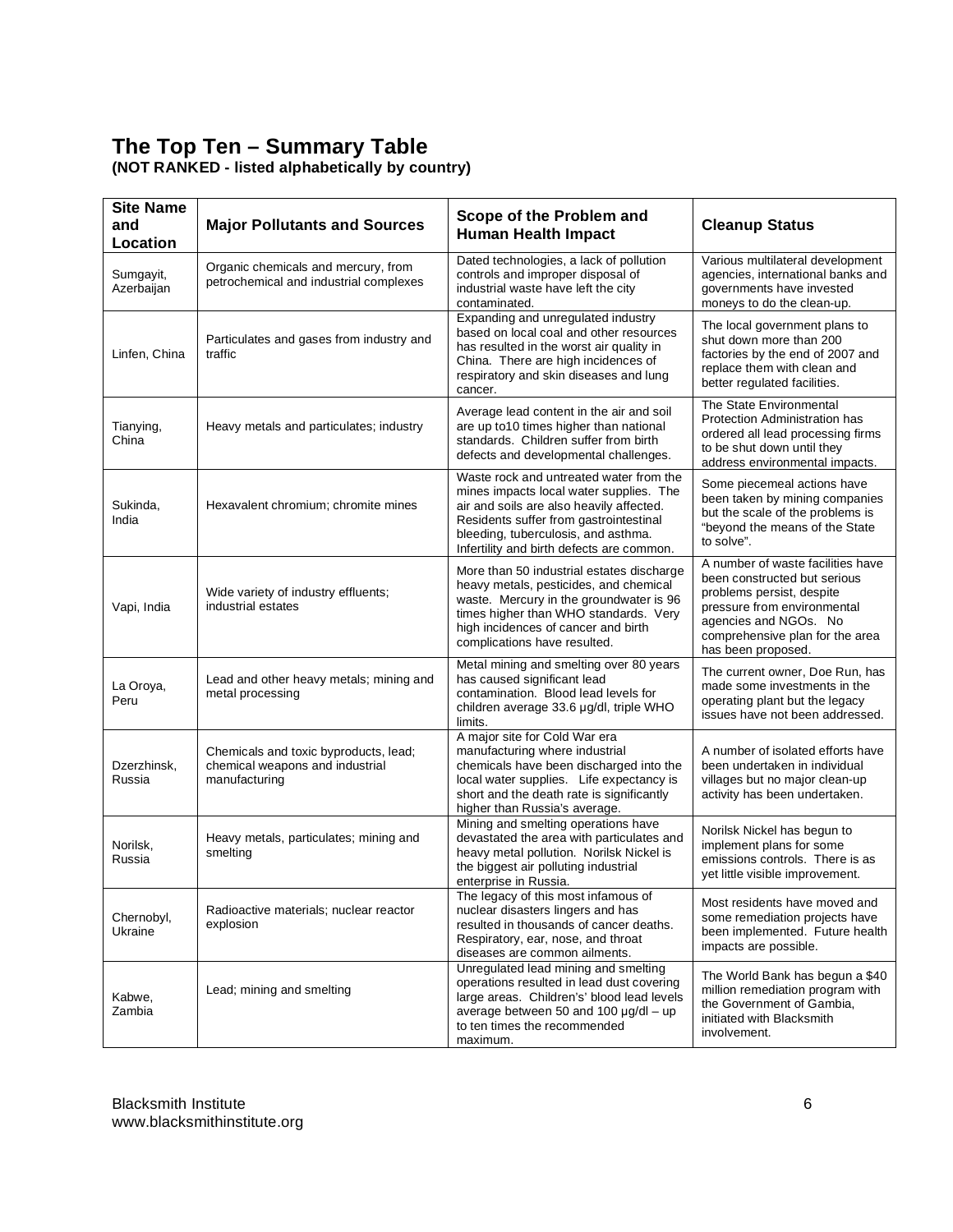# The Top Ten – Summary Table

**(NOT RANKED - listed alphabetically by country)**

| Site Name and Location | Major Pollutants and Sources | Scope of the Problem and Human Health Impact | Cleanup Status |
|---|---|---|---|
| Sumgayit, Azerbaijan | Organic chemicals and mercury, from petrochemical and industrial complexes | Dated technologies, a lack of pollution controls and improper disposal of industrial waste have left the city contaminated. | Various multilateral development agencies, international banks and governments have invested moneys to do the clean-up. |
| Linfen, China | Particulates and gases from industry and traffic | Expanding and unregulated industry based on local coal and other resources has resulted in the worst air quality in China. There are high incidences of respiratory and skin diseases and lung cancer. | The local government plans to shut down more than 200 factories by the end of 2007 and replace them with clean and better regulated facilities. |
| Tianying, China | Heavy metals and particulates; industry | Average lead content in the air and soil are up to10 times higher than national standards. Children suffer from birth defects and developmental challenges. | The State Environmental Protection Administration has ordered all lead processing firms to be shut down until they address environmental impacts. |
| Sukinda, India | Hexavalent chromium; chromite mines | Waste rock and untreated water from the mines impacts local water supplies. The air and soils are also heavily affected. Residents suffer from gastrointestinal bleeding, tuberculosis, and asthma. Infertility and birth defects are common. | Some piecemeal actions have been taken by mining companies but the scale of the problems is "beyond the means of the State to solve". |
| Vapi, India | Wide variety of industry effluents; industrial estates | More than 50 industrial estates discharge heavy metals, pesticides, and chemical waste. Mercury in the groundwater is 96 times higher than WHO standards. Very high incidences of cancer and birth complications have resulted. | A number of waste facilities have been constructed but serious problems persist, despite pressure from environmental agencies and NGOs. No comprehensive plan for the area has been proposed. |
| La Oroya, Peru | Lead and other heavy metals; mining and metal processing | Metal mining and smelting over 80 years has caused significant lead contamination. Blood lead levels for children average 33.6 µg/dl, triple WHO limits. | The current owner, Doe Run, has made some investments in the operating plant but the legacy issues have not been addressed. |
| Dzerzhinsk, Russia | Chemicals and toxic byproducts, lead; chemical weapons and industrial manufacturing | A major site for Cold War era manufacturing where industrial chemicals have been discharged into the local water supplies. Life expectancy is short and the death rate is significantly higher than Russia's average. | A number of isolated efforts have been undertaken in individual villages but no major clean-up activity has been undertaken. |
| Norilsk, Russia | Heavy metals, particulates; mining and smelting | Mining and smelting operations have devastated the area with particulates and heavy metal pollution. Norilsk Nickel is the biggest air polluting industrial enterprise in Russia. | Norilsk Nickel has begun to implement plans for some emissions controls. There is as yet little visible improvement. |
| Chernobyl, Ukraine | Radioactive materials; nuclear reactor explosion | The legacy of this most infamous of nuclear disasters lingers and has resulted in thousands of cancer deaths. Respiratory, ear, nose, and throat diseases are common ailments. | Most residents have moved and some remediation projects have been implemented. Future health impacts are possible. |
| Kabwe, Zambia | Lead; mining and smelting | Unregulated lead mining and smelting operations resulted in lead dust covering large areas. Children's' blood lead levels average between 50 and 100 µg/dl – up to ten times the recommended maximum. | The World Bank has begun a $40 million remediation program with the Government of Gambia, initiated with Blacksmith involvement. |

Blacksmith Institute
www.blacksmithinstitute.org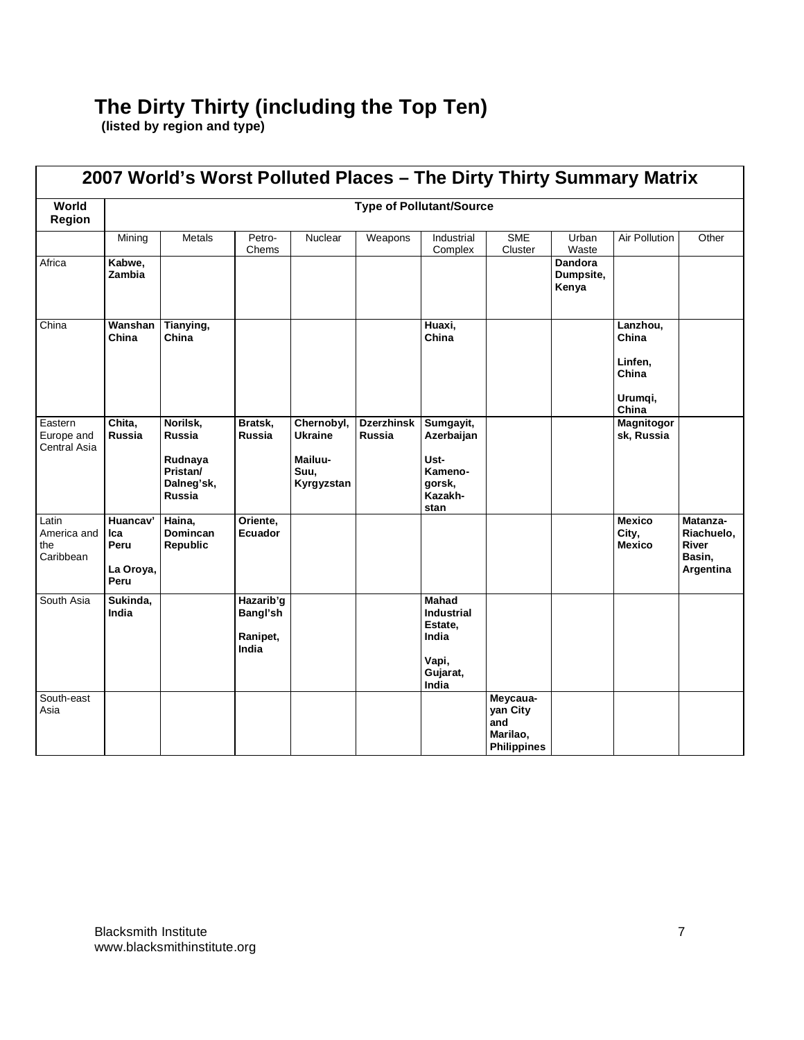# The Dirty Thirty (including the Top Ten)

**(listed by region and type)**

| 2007 World's Worst Polluted Places – The Dirty Thirty Summary Matrix | | | | | | | | | | |
|---|---|---|---|---|---|---|---|---|---|---|
| **World Region** | **Type of Pollutant/Source** | | | | | | | | | |
| | Mining | Metals | Petro-Chems | Nuclear | Weapons | Industrial Complex | SME Cluster | Urban Waste | Air Pollution | Other |
| Africa | **Kabwe, Zambia** | | | | | | | **Dandora Dumpsite, Kenya** | | |
| China | **Wanshan China** | **Tianying, China** | | | | **Huaxi, China** | | | **Lanzhou, China**<br>**Linfen, China**<br>**Urumqi, China** | |
| Eastern Europe and Central Asia | **Chita, Russia** | **Norilsk, Russia**<br>**Rudnaya Pristan/ Dalneg'sk, Russia** | **Bratsk, Russia** | **Chernobyl, Ukraine**<br>**Mailuu-Suu, Kyrgyzstan** | **Dzerzhinsk Russia** | **Sumgayit, Azerbaijan**<br>**Ust-Kameno-gorsk, Kazakh-stan** | | | **Magnitogor sk, Russia** | |
| Latin America and the Caribbean | **Huancav'Ica Peru**<br>**La Oroya, Peru** | **Haina, Domincan Republic** | **Oriente, Ecuador** | | | | | | **Mexico City, Mexico** | **Matanza-Riachuelo, River Basin, Argentina** |
| South Asia | **Sukinda, India** | | **Hazarib'g Bangl'sh**<br>**Ranipet, India** | | | **Mahad Industrial Estate, India**<br>**Vapi, Gujarat, India** | | | | |
| South-east Asia | | | | | | | **Meycaua-yan City and Marilao, Philippines** | | | |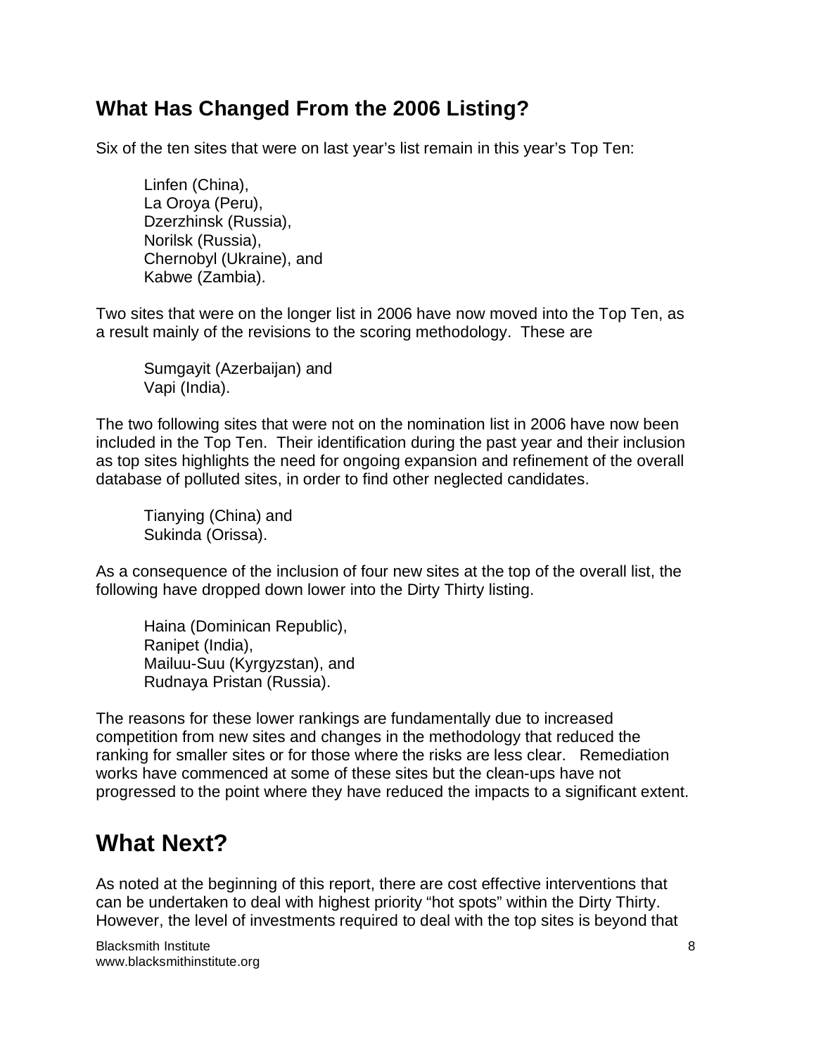## What Has Changed From the 2006 Listing?

Six of the ten sites that were on last year's list remain in this year's Top Ten:

Linfen (China),
La Oroya (Peru),
Dzerzhinsk (Russia),
Norilsk (Russia),
Chernobyl (Ukraine), and
Kabwe (Zambia).

Two sites that were on the longer list in 2006 have now moved into the Top Ten, as a result mainly of the revisions to the scoring methodology. These are

Sumgayit (Azerbaijan) and
Vapi (India).

The two following sites that were not on the nomination list in 2006 have now been included in the Top Ten. Their identification during the past year and their inclusion as top sites highlights the need for ongoing expansion and refinement of the overall database of polluted sites, in order to find other neglected candidates.

Tianying (China) and
Sukinda (Orissa).

As a consequence of the inclusion of four new sites at the top of the overall list, the following have dropped down lower into the Dirty Thirty listing.

Haina (Dominican Republic),
Ranipet (India),
Mailuu-Suu (Kyrgyzstan), and
Rudnaya Pristan (Russia).

The reasons for these lower rankings are fundamentally due to increased competition from new sites and changes in the methodology that reduced the ranking for smaller sites or for those where the risks are less clear. Remediation works have commenced at some of these sites but the clean-ups have not progressed to the point where they have reduced the impacts to a significant extent.

# What Next?

As noted at the beginning of this report, there are cost effective interventions that can be undertaken to deal with highest priority "hot spots" within the Dirty Thirty. However, the level of investments required to deal with the top sites is beyond that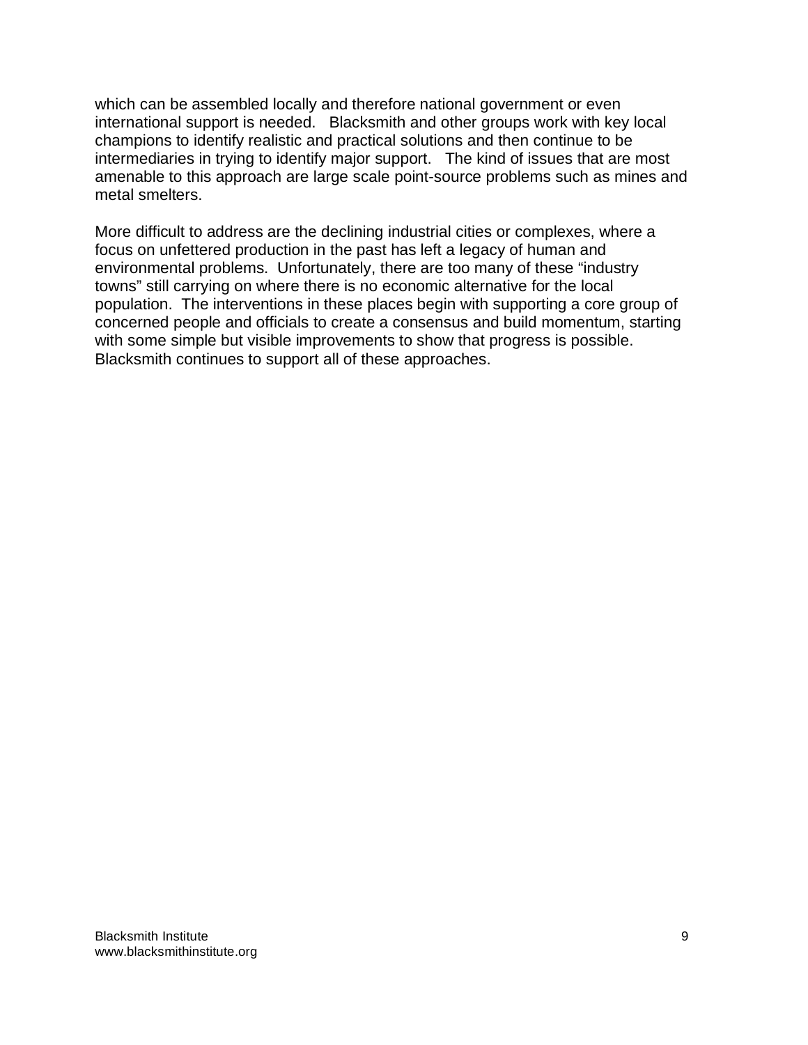which can be assembled locally and therefore national government or even international support is needed. Blacksmith and other groups work with key local champions to identify realistic and practical solutions and then continue to be intermediaries in trying to identify major support. The kind of issues that are most amenable to this approach are large scale point-source problems such as mines and metal smelters.

More difficult to address are the declining industrial cities or complexes, where a focus on unfettered production in the past has left a legacy of human and environmental problems. Unfortunately, there are too many of these "industry towns" still carrying on where there is no economic alternative for the local population. The interventions in these places begin with supporting a core group of concerned people and officials to create a consensus and build momentum, starting with some simple but visible improvements to show that progress is possible. Blacksmith continues to support all of these approaches.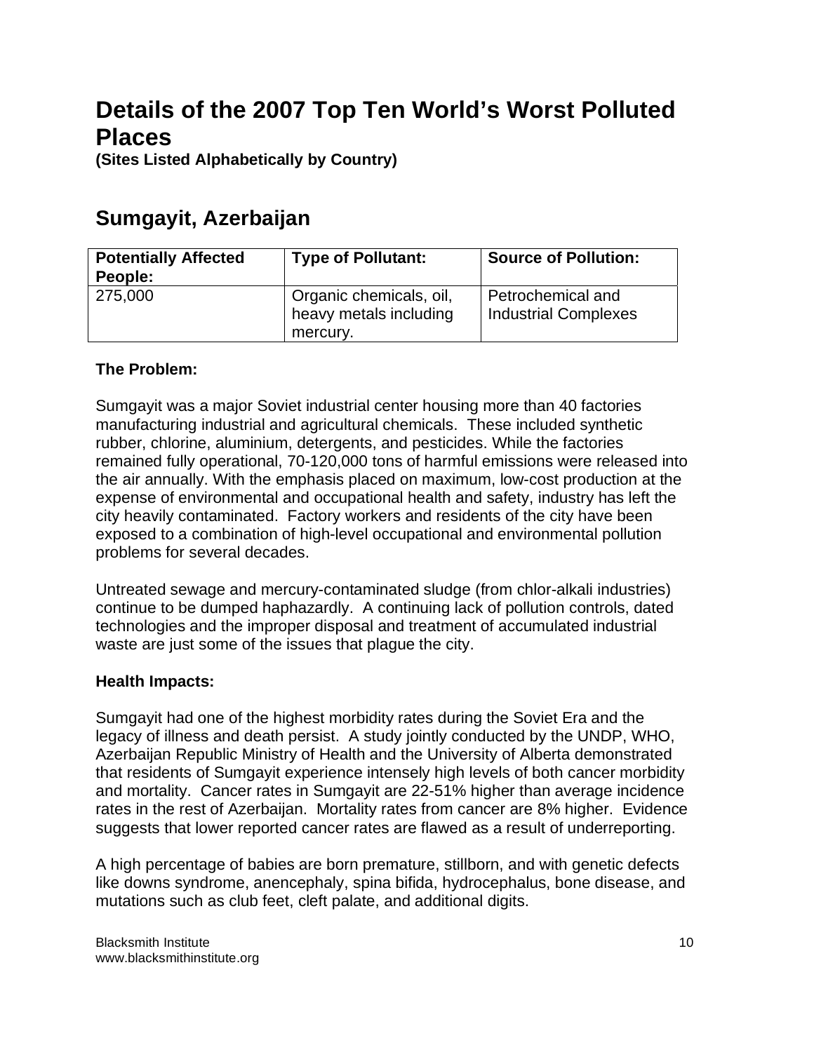# Details of the 2007 Top Ten World's Worst Polluted Places

**(Sites Listed Alphabetically by Country)**

## Sumgayit, Azerbaijan

| Potentially Affected People: | Type of Pollutant: | Source of Pollution: |
| --- | --- | --- |
| 275,000 | Organic chemicals, oil, heavy metals including mercury. | Petrochemical and Industrial Complexes |

**The Problem:**

Sumgayit was a major Soviet industrial center housing more than 40 factories manufacturing industrial and agricultural chemicals. These included synthetic rubber, chlorine, aluminium, detergents, and pesticides. While the factories remained fully operational, 70-120,000 tons of harmful emissions were released into the air annually. With the emphasis placed on maximum, low-cost production at the expense of environmental and occupational health and safety, industry has left the city heavily contaminated. Factory workers and residents of the city have been exposed to a combination of high-level occupational and environmental pollution problems for several decades.

Untreated sewage and mercury-contaminated sludge (from chlor-alkali industries) continue to be dumped haphazardly. A continuing lack of pollution controls, dated technologies and the improper disposal and treatment of accumulated industrial waste are just some of the issues that plague the city.

**Health Impacts:**

Sumgayit had one of the highest morbidity rates during the Soviet Era and the legacy of illness and death persist. A study jointly conducted by the UNDP, WHO, Azerbaijan Republic Ministry of Health and the University of Alberta demonstrated that residents of Sumgayit experience intensely high levels of both cancer morbidity and mortality. Cancer rates in Sumgayit are 22-51% higher than average incidence rates in the rest of Azerbaijan. Mortality rates from cancer are 8% higher. Evidence suggests that lower reported cancer rates are flawed as a result of underreporting.

A high percentage of babies are born premature, stillborn, and with genetic defects like downs syndrome, anencephaly, spina bifida, hydrocephalus, bone disease, and mutations such as club feet, cleft palate, and additional digits.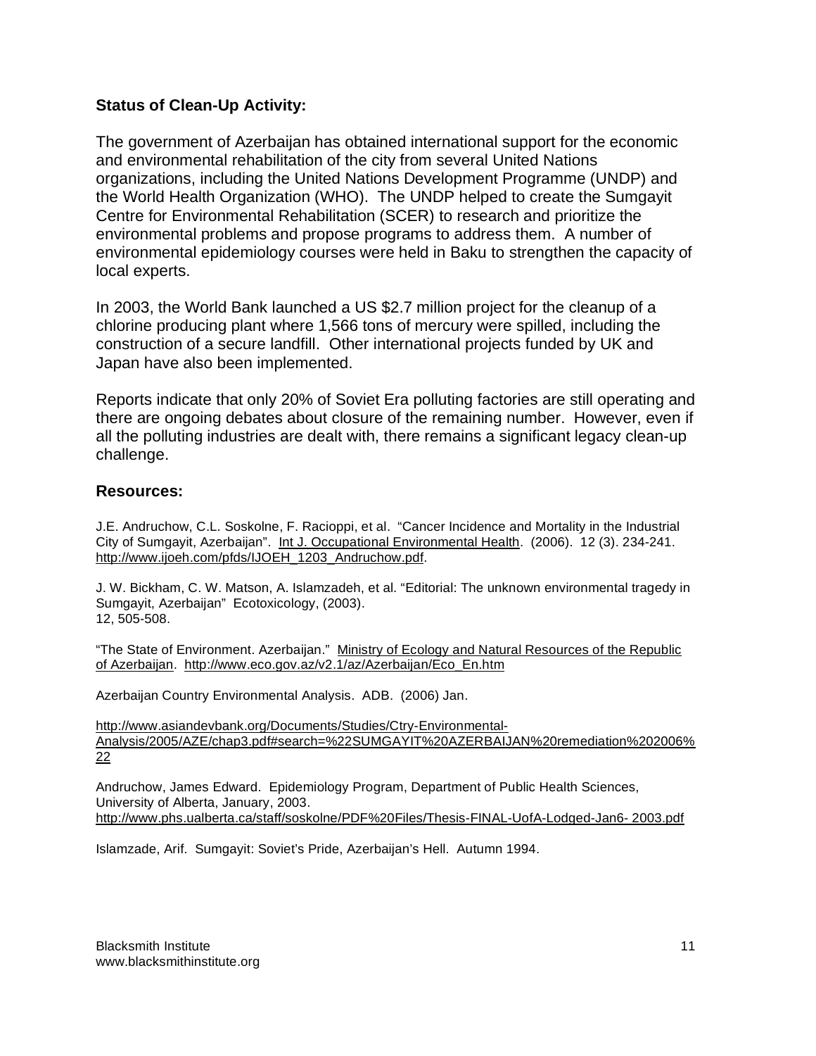## Status of Clean-Up Activity:

The government of Azerbaijan has obtained international support for the economic and environmental rehabilitation of the city from several United Nations organizations, including the United Nations Development Programme (UNDP) and the World Health Organization (WHO). The UNDP helped to create the Sumgayit Centre for Environmental Rehabilitation (SCER) to research and prioritize the environmental problems and propose programs to address them. A number of environmental epidemiology courses were held in Baku to strengthen the capacity of local experts.

In 2003, the World Bank launched a US $2.7 million project for the cleanup of a chlorine producing plant where 1,566 tons of mercury were spilled, including the construction of a secure landfill. Other international projects funded by UK and Japan have also been implemented.

Reports indicate that only 20% of Soviet Era polluting factories are still operating and there are ongoing debates about closure of the remaining number. However, even if all the polluting industries are dealt with, there remains a significant legacy clean-up challenge.

## Resources:

J.E. Andruchow, C.L. Soskolne, F. Racioppi, et al. "Cancer Incidence and Mortality in the Industrial City of Sumgayit, Azerbaijan". Int J. Occupational Environmental Health. (2006). 12 (3). 234-241. http://www.ijoeh.com/pfds/IJOEH_1203_Andruchow.pdf.

J. W. Bickham, C. W. Matson, A. Islamzadeh, et al. "Editorial: The unknown environmental tragedy in Sumgayit, Azerbaijan" Ecotoxicology, (2003). 12, 505-508.

"The State of Environment. Azerbaijan." Ministry of Ecology and Natural Resources of the Republic of Azerbaijan. http://www.eco.gov.az/v2.1/az/Azerbaijan/Eco_En.htm

Azerbaijan Country Environmental Analysis. ADB. (2006) Jan.

http://www.asiandevbank.org/Documents/Studies/Ctry-Environmental-Analysis/2005/AZE/chap3.pdf#search=%22SUMGAYIT%20AZERBAIJAN%20remediation%202006%22

Andruchow, James Edward. Epidemiology Program, Department of Public Health Sciences, University of Alberta, January, 2003. http://www.phs.ualberta.ca/staff/soskolne/PDF%20Files/Thesis-FINAL-UofA-Lodged-Jan6- 2003.pdf

Islamzade, Arif. Sumgayit: Soviet's Pride, Azerbaijan's Hell. Autumn 1994.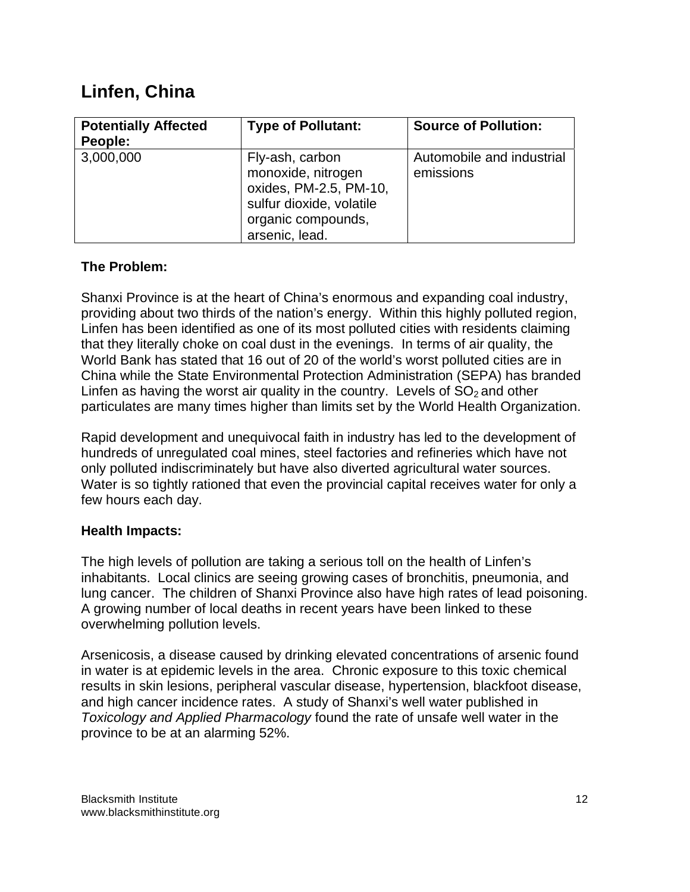## Linfen, China

| Potentially Affected People: | Type of Pollutant: | Source of Pollution: |
| --- | --- | --- |
| 3,000,000 | Fly-ash, carbon monoxide, nitrogen oxides, PM-2.5, PM-10, sulfur dioxide, volatile organic compounds, arsenic, lead. | Automobile and industrial emissions |

**The Problem:**

Shanxi Province is at the heart of China's enormous and expanding coal industry, providing about two thirds of the nation's energy. Within this highly polluted region, Linfen has been identified as one of its most polluted cities with residents claiming that they literally choke on coal dust in the evenings. In terms of air quality, the World Bank has stated that 16 out of 20 of the world's worst polluted cities are in China while the State Environmental Protection Administration (SEPA) has branded Linfen as having the worst air quality in the country. Levels of $SO_2$ and other particulates are many times higher than limits set by the World Health Organization.

Rapid development and unequivocal faith in industry has led to the development of hundreds of unregulated coal mines, steel factories and refineries which have not only polluted indiscriminately but have also diverted agricultural water sources. Water is so tightly rationed that even the provincial capital receives water for only a few hours each day.

**Health Impacts:**

The high levels of pollution are taking a serious toll on the health of Linfen's inhabitants. Local clinics are seeing growing cases of bronchitis, pneumonia, and lung cancer. The children of Shanxi Province also have high rates of lead poisoning. A growing number of local deaths in recent years have been linked to these overwhelming pollution levels.

Arsenicosis, a disease caused by drinking elevated concentrations of arsenic found in water is at epidemic levels in the area. Chronic exposure to this toxic chemical results in skin lesions, peripheral vascular disease, hypertension, blackfoot disease, and high cancer incidence rates. A study of Shanxi's well water published in *Toxicology and Applied Pharmacology* found the rate of unsafe well water in the province to be at an alarming 52%.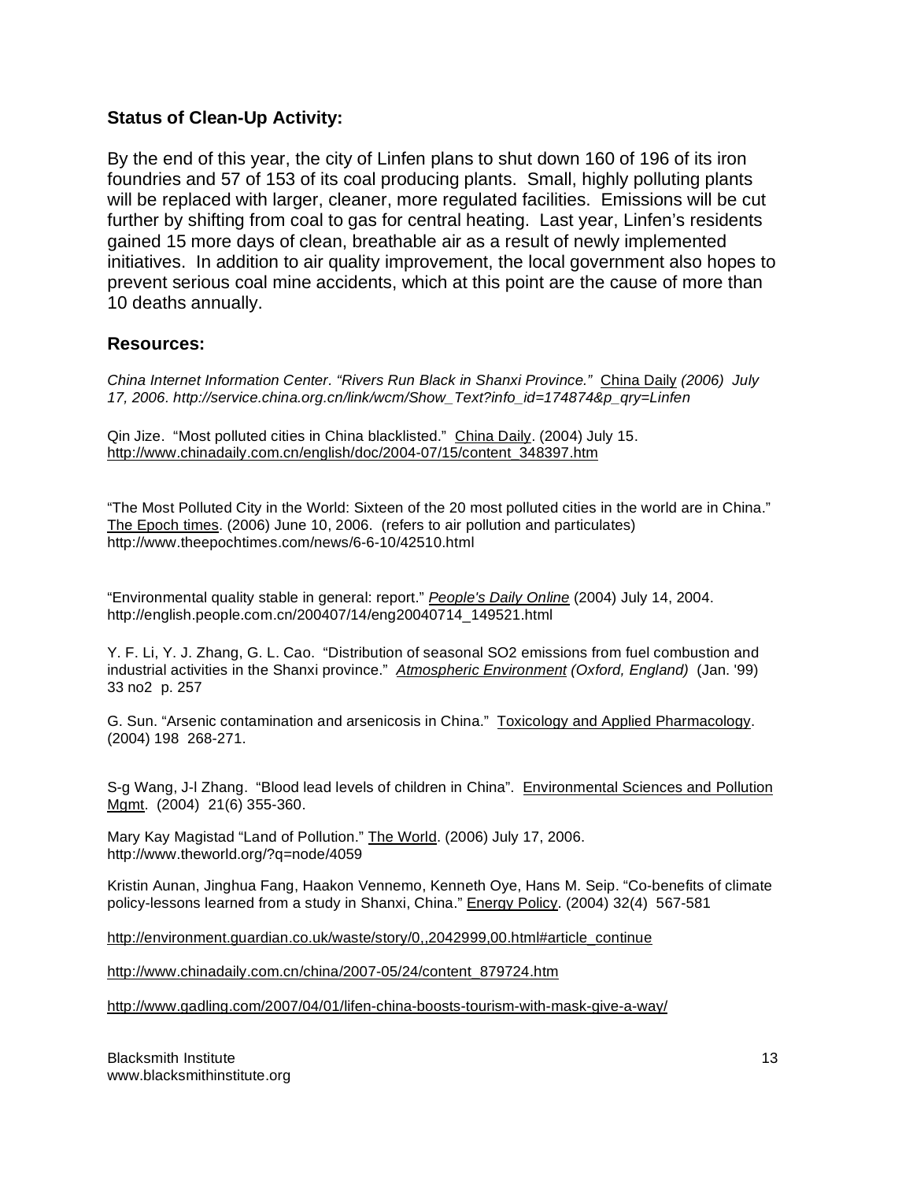### Status of Clean-Up Activity:

By the end of this year, the city of Linfen plans to shut down 160 of 196 of its iron foundries and 57 of 153 of its coal producing plants. Small, highly polluting plants will be replaced with larger, cleaner, more regulated facilities. Emissions will be cut further by shifting from coal to gas for central heating. Last year, Linfen's residents gained 15 more days of clean, breathable air as a result of newly implemented initiatives. In addition to air quality improvement, the local government also hopes to prevent serious coal mine accidents, which at this point are the cause of more than 10 deaths annually.

### Resources:

*China Internet Information Center. "Rivers Run Black in Shanxi Province."* China Daily *(2006) July 17, 2006. http://service.china.org.cn/link/wcm/Show_Text?info_id=174874&p_qry=Linfen*

Qin Jize. "Most polluted cities in China blacklisted." China Daily. (2004) July 15. http://www.chinadaily.com.cn/english/doc/2004-07/15/content_348397.htm

"The Most Polluted City in the World: Sixteen of the 20 most polluted cities in the world are in China." The Epoch times. (2006) June 10, 2006. (refers to air pollution and particulates) http://www.theepochtimes.com/news/6-6-10/42510.html

"Environmental quality stable in general: report." *People's Daily Online* (2004) July 14, 2004. http://english.people.com.cn/200407/14/eng20040714_149521.html

Y. F. Li, Y. J. Zhang, G. L. Cao. "Distribution of seasonal SO2 emissions from fuel combustion and industrial activities in the Shanxi province." *Atmospheric Environment (Oxford, England)* (Jan. '99) 33 no2 p. 257

G. Sun. "Arsenic contamination and arsenicosis in China." Toxicology and Applied Pharmacology. (2004) 198 268-271.

S-g Wang, J-l Zhang. "Blood lead levels of children in China". Environmental Sciences and Pollution Mgmt. (2004) 21(6) 355-360.

Mary Kay Magistad "Land of Pollution." The World. (2006) July 17, 2006. http://www.theworld.org/?q=node/4059

Kristin Aunan, Jinghua Fang, Haakon Vennemo, Kenneth Oye, Hans M. Seip. "Co-benefits of climate policy-lessons learned from a study in Shanxi, China." Energy Policy. (2004) 32(4) 567-581

http://environment.guardian.co.uk/waste/story/0,,2042999,00.html#article_continue

http://www.chinadaily.com.cn/china/2007-05/24/content_879724.htm

http://www.gadling.com/2007/04/01/lifen-china-boosts-tourism-with-mask-give-a-way/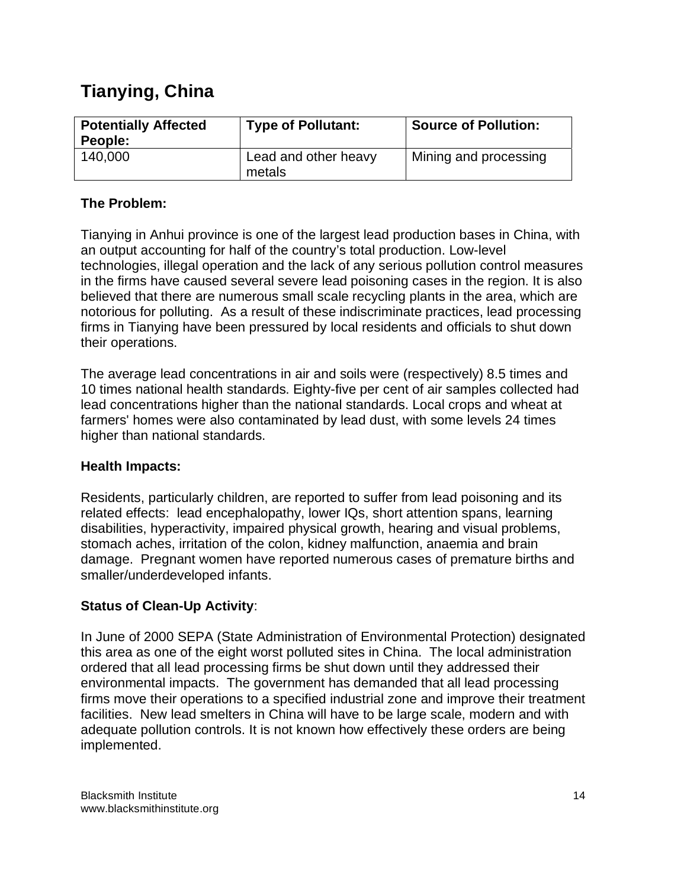# Tianying, China

| Potentially Affected People: | Type of Pollutant: | Source of Pollution: |
|---|---|---|
| 140,000 | Lead and other heavy metals | Mining and processing |

**The Problem:**

Tianying in Anhui province is one of the largest lead production bases in China, with an output accounting for half of the country's total production. Low-level technologies, illegal operation and the lack of any serious pollution control measures in the firms have caused several severe lead poisoning cases in the region. It is also believed that there are numerous small scale recycling plants in the area, which are notorious for polluting. As a result of these indiscriminate practices, lead processing firms in Tianying have been pressured by local residents and officials to shut down their operations.

The average lead concentrations in air and soils were (respectively) 8.5 times and 10 times national health standards. Eighty-five per cent of air samples collected had lead concentrations higher than the national standards. Local crops and wheat at farmers' homes were also contaminated by lead dust, with some levels 24 times higher than national standards.

**Health Impacts:**

Residents, particularly children, are reported to suffer from lead poisoning and its related effects: lead encephalopathy, lower IQs, short attention spans, learning disabilities, hyperactivity, impaired physical growth, hearing and visual problems, stomach aches, irritation of the colon, kidney malfunction, anaemia and brain damage. Pregnant women have reported numerous cases of premature births and smaller/underdeveloped infants.

**Status of Clean-Up Activity**:

In June of 2000 SEPA (State Administration of Environmental Protection) designated this area as one of the eight worst polluted sites in China. The local administration ordered that all lead processing firms be shut down until they addressed their environmental impacts. The government has demanded that all lead processing firms move their operations to a specified industrial zone and improve their treatment facilities. New lead smelters in China will have to be large scale, modern and with adequate pollution controls. It is not known how effectively these orders are being implemented.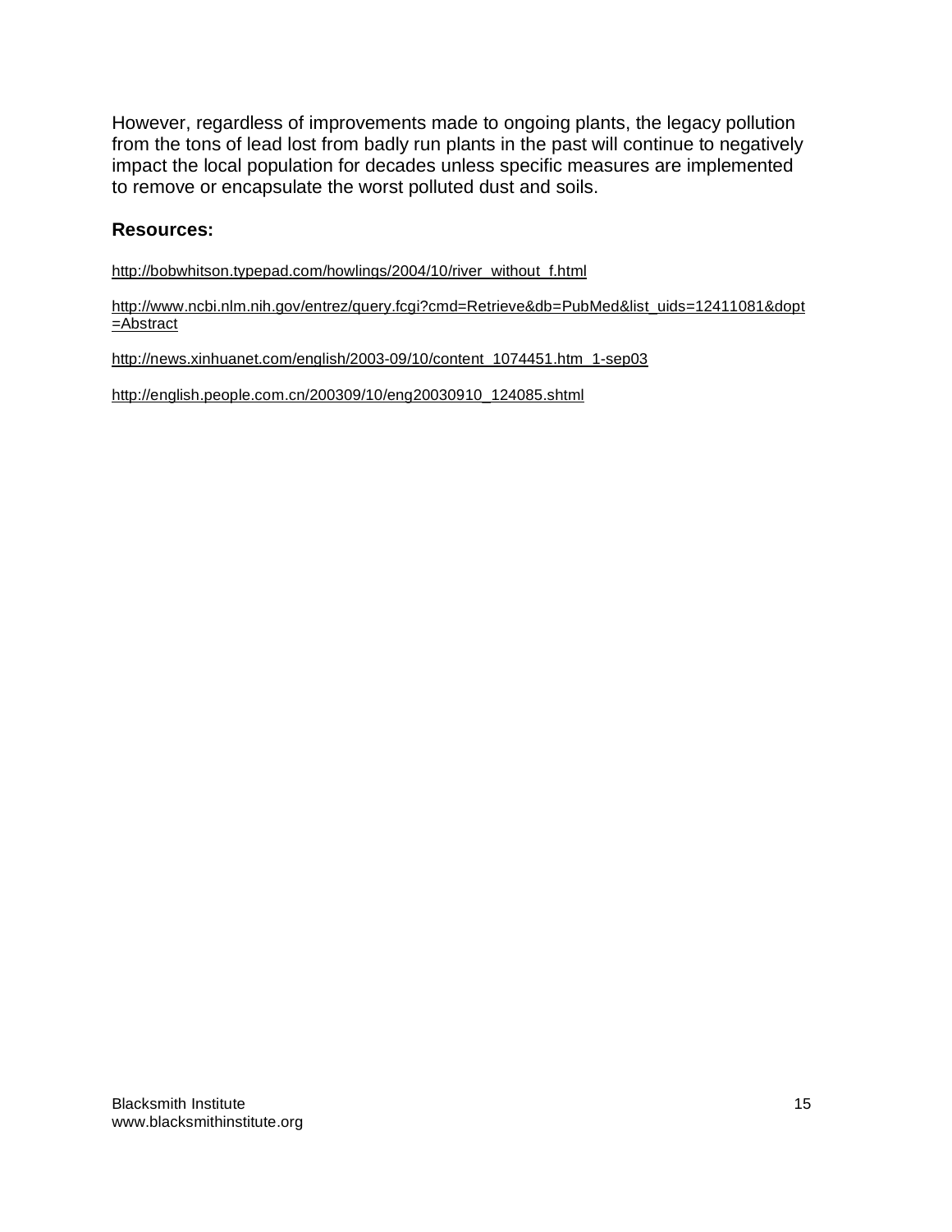However, regardless of improvements made to ongoing plants, the legacy pollution from the tons of lead lost from badly run plants in the past will continue to negatively impact the local population for decades unless specific measures are implemented to remove or encapsulate the worst polluted dust and soils.

**Resources:**

http://bobwhitson.typepad.com/howlings/2004/10/river_without_f.html

http://www.ncbi.nlm.nih.gov/entrez/query.fcgi?cmd=Retrieve&db=PubMed&list_uids=12411081&dopt=Abstract

http://news.xinhuanet.com/english/2003-09/10/content_1074451.htm_1-sep03

http://english.people.com.cn/200309/10/eng20030910_124085.shtml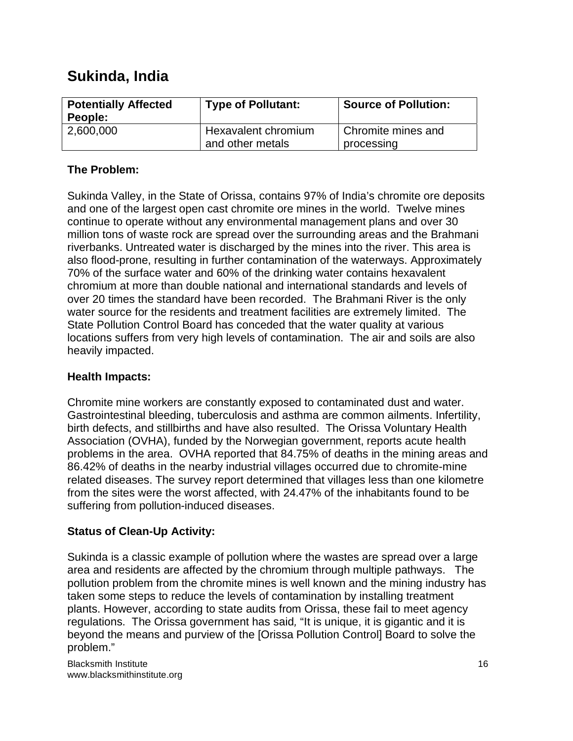## Sukinda, India

| Potentially Affected People: | Type of Pollutant: | Source of Pollution: |
|---|---|---|
| 2,600,000 | Hexavalent chromium and other metals | Chromite mines and processing |

### The Problem:

Sukinda Valley, in the State of Orissa, contains 97% of India's chromite ore deposits and one of the largest open cast chromite ore mines in the world. Twelve mines continue to operate without any environmental management plans and over 30 million tons of waste rock are spread over the surrounding areas and the Brahmani riverbanks. Untreated water is discharged by the mines into the river. This area is also flood-prone, resulting in further contamination of the waterways. Approximately 70% of the surface water and 60% of the drinking water contains hexavalent chromium at more than double national and international standards and levels of over 20 times the standard have been recorded. The Brahmani River is the only water source for the residents and treatment facilities are extremely limited. The State Pollution Control Board has conceded that the water quality at various locations suffers from very high levels of contamination. The air and soils are also heavily impacted.

### Health Impacts:

Chromite mine workers are constantly exposed to contaminated dust and water. Gastrointestinal bleeding, tuberculosis and asthma are common ailments. Infertility, birth defects, and stillbirths and have also resulted. The Orissa Voluntary Health Association (OVHA), funded by the Norwegian government, reports acute health problems in the area. OVHA reported that 84.75% of deaths in the mining areas and 86.42% of deaths in the nearby industrial villages occurred due to chromite-mine related diseases. The survey report determined that villages less than one kilometre from the sites were the worst affected, with 24.47% of the inhabitants found to be suffering from pollution-induced diseases.

### Status of Clean-Up Activity:

Sukinda is a classic example of pollution where the wastes are spread over a large area and residents are affected by the chromium through multiple pathways. The pollution problem from the chromite mines is well known and the mining industry has taken some steps to reduce the levels of contamination by installing treatment plants. However, according to state audits from Orissa, these fail to meet agency regulations. The Orissa government has said, "It is unique, it is gigantic and it is beyond the means and purview of the [Orissa Pollution Control] Board to solve the problem."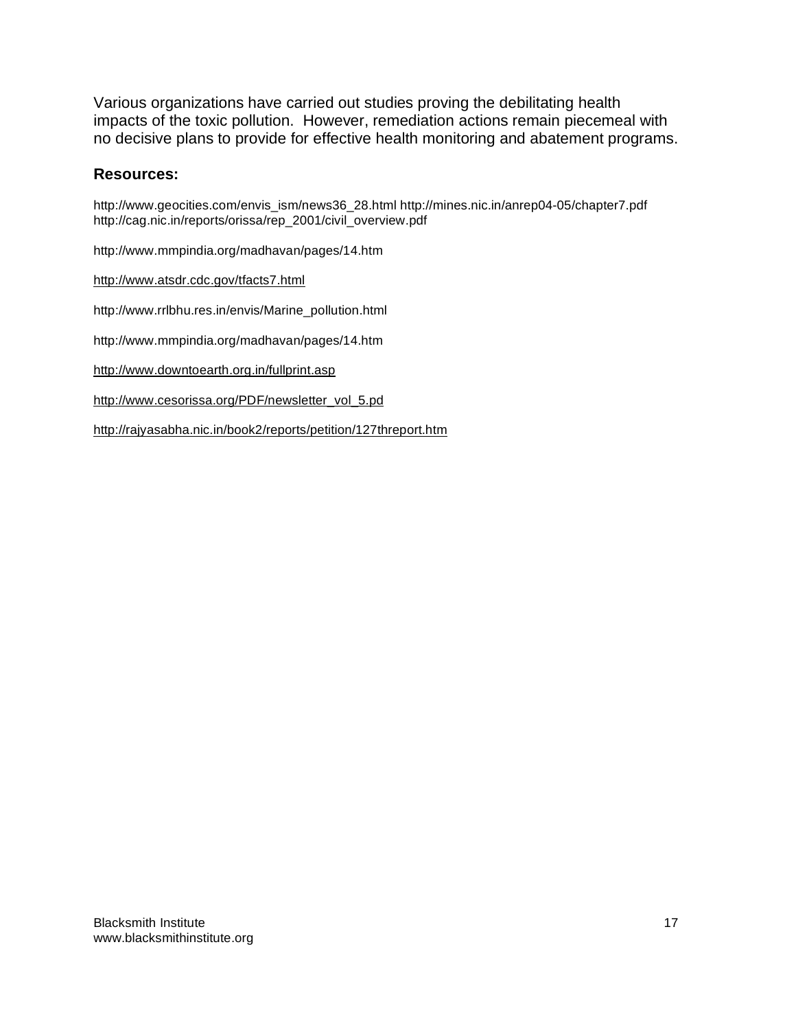Various organizations have carried out studies proving the debilitating health impacts of the toxic pollution. However, remediation actions remain piecemeal with no decisive plans to provide for effective health monitoring and abatement programs.

## Resources:

http://www.geocities.com/envis_ism/news36_28.html http://mines.nic.in/anrep04-05/chapter7.pdf http://cag.nic.in/reports/orissa/rep_2001/civil_overview.pdf

http://www.mmpindia.org/madhavan/pages/14.htm

http://www.atsdr.cdc.gov/tfacts7.html

http://www.rrlbhu.res.in/envis/Marine_pollution.html

http://www.mmpindia.org/madhavan/pages/14.htm

http://www.downtoearth.org.in/fullprint.asp

http://www.cesorissa.org/PDF/newsletter_vol_5.pd

http://rajyasabha.nic.in/book2/reports/petition/127threport.htm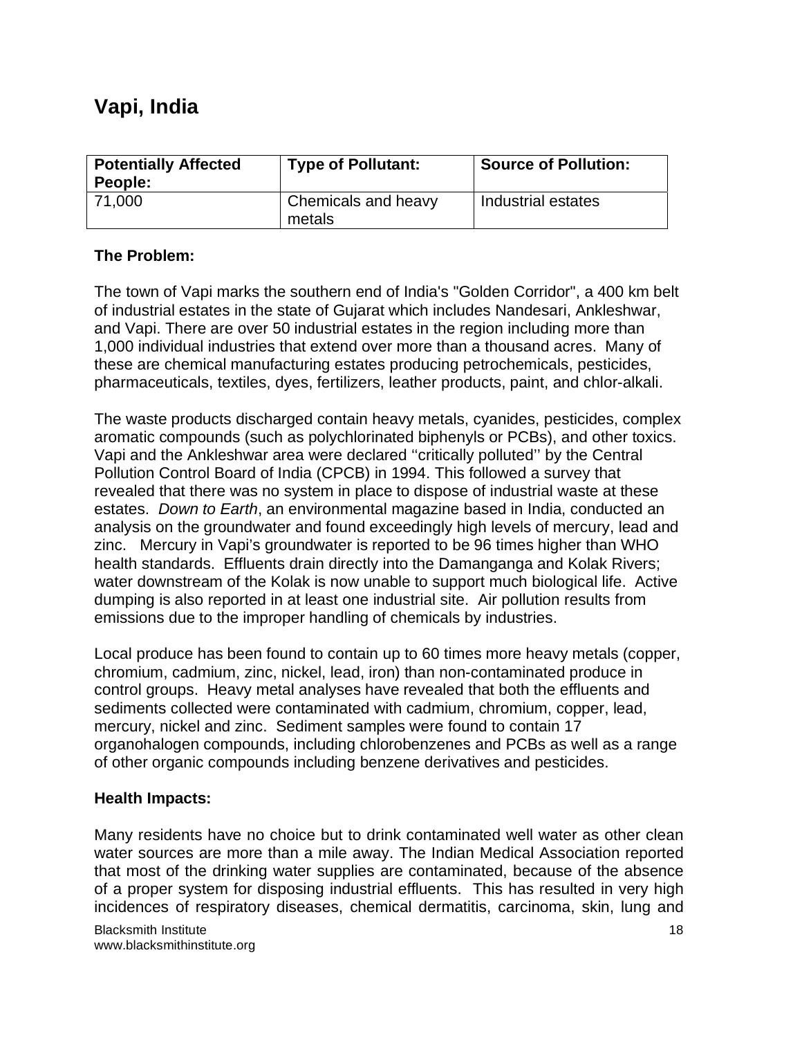# Vapi, India

| Potentially Affected People: | Type of Pollutant: | Source of Pollution: |
|---|---|---|
| 71,000 | Chemicals and heavy metals | Industrial estates |

**The Problem:**

The town of Vapi marks the southern end of India's "Golden Corridor", a 400 km belt of industrial estates in the state of Gujarat which includes Nandesari, Ankleshwar, and Vapi. There are over 50 industrial estates in the region including more than 1,000 individual industries that extend over more than a thousand acres. Many of these are chemical manufacturing estates producing petrochemicals, pesticides, pharmaceuticals, textiles, dyes, fertilizers, leather products, paint, and chlor-alkali.

The waste products discharged contain heavy metals, cyanides, pesticides, complex aromatic compounds (such as polychlorinated biphenyls or PCBs), and other toxics. Vapi and the Ankleshwar area were declared ''critically polluted'' by the Central Pollution Control Board of India (CPCB) in 1994. This followed a survey that revealed that there was no system in place to dispose of industrial waste at these estates. *Down to Earth*, an environmental magazine based in India, conducted an analysis on the groundwater and found exceedingly high levels of mercury, lead and zinc. Mercury in Vapi's groundwater is reported to be 96 times higher than WHO health standards. Effluents drain directly into the Damanganga and Kolak Rivers; water downstream of the Kolak is now unable to support much biological life. Active dumping is also reported in at least one industrial site. Air pollution results from emissions due to the improper handling of chemicals by industries.

Local produce has been found to contain up to 60 times more heavy metals (copper, chromium, cadmium, zinc, nickel, lead, iron) than non-contaminated produce in control groups. Heavy metal analyses have revealed that both the effluents and sediments collected were contaminated with cadmium, chromium, copper, lead, mercury, nickel and zinc. Sediment samples were found to contain 17 organohalogen compounds, including chlorobenzenes and PCBs as well as a range of other organic compounds including benzene derivatives and pesticides.

**Health Impacts:**

Many residents have no choice but to drink contaminated well water as other clean water sources are more than a mile away. The Indian Medical Association reported that most of the drinking water supplies are contaminated, because of the absence of a proper system for disposing industrial effluents. This has resulted in very high incidences of respiratory diseases, chemical dermatitis, carcinoma, skin, lung and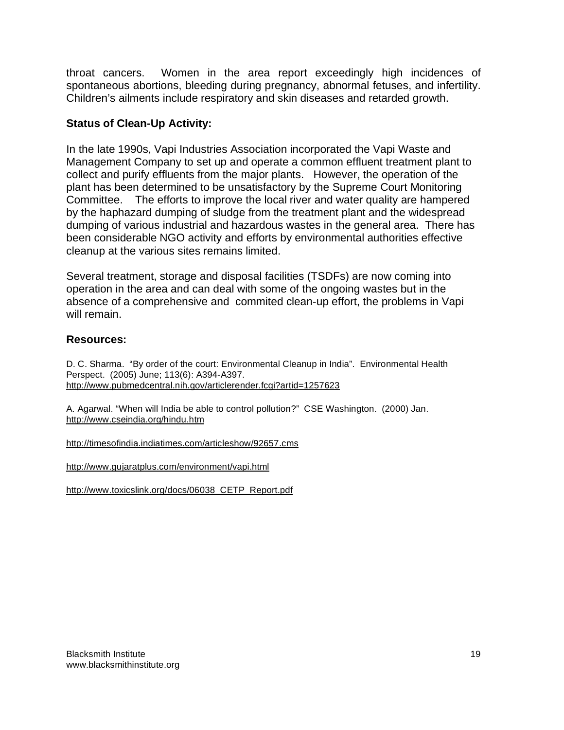throat cancers. Women in the area report exceedingly high incidences of spontaneous abortions, bleeding during pregnancy, abnormal fetuses, and infertility. Children's ailments include respiratory and skin diseases and retarded growth.

**Status of Clean-Up Activity:**

In the late 1990s, Vapi Industries Association incorporated the Vapi Waste and Management Company to set up and operate a common effluent treatment plant to collect and purify effluents from the major plants. However, the operation of the plant has been determined to be unsatisfactory by the Supreme Court Monitoring Committee. The efforts to improve the local river and water quality are hampered by the haphazard dumping of sludge from the treatment plant and the widespread dumping of various industrial and hazardous wastes in the general area. There has been considerable NGO activity and efforts by environmental authorities effective cleanup at the various sites remains limited.

Several treatment, storage and disposal facilities (TSDFs) are now coming into operation in the area and can deal with some of the ongoing wastes but in the absence of a comprehensive and commited clean-up effort, the problems in Vapi will remain.

**Resources:**

D. C. Sharma. "By order of the court: Environmental Cleanup in India". Environmental Health Perspect. (2005) June; 113(6): A394-A397.
http://www.pubmedcentral.nih.gov/articlerender.fcgi?artid=1257623

A. Agarwal. "When will India be able to control pollution?" CSE Washington. (2000) Jan.
http://www.cseindia.org/hindu.htm

http://timesofindia.indiatimes.com/articleshow/92657.cms

http://www.gujaratplus.com/environment/vapi.html

http://www.toxicslink.org/docs/06038_CETP_Report.pdf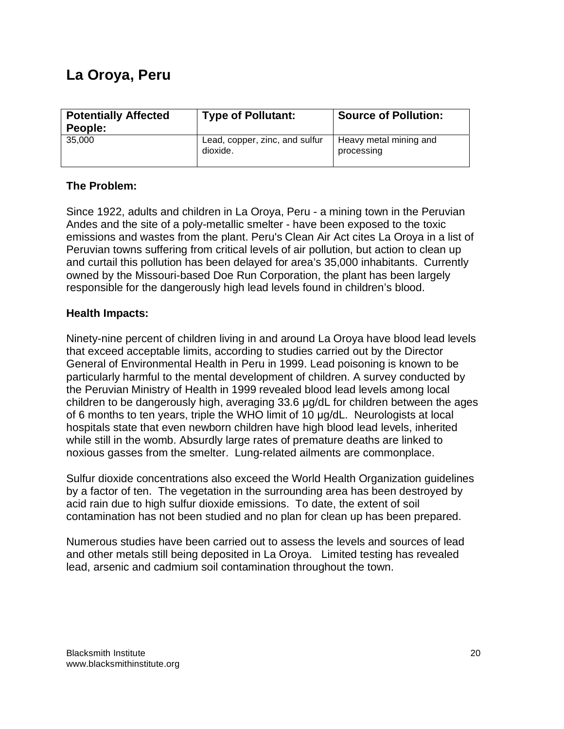# La Oroya, Peru

| Potentially Affected People: | Type of Pollutant: | Source of Pollution: |
|---|---|---|
| 35,000 | Lead, copper, zinc, and sulfur dioxide. | Heavy metal mining and processing |

### The Problem:

Since 1922, adults and children in La Oroya, Peru - a mining town in the Peruvian Andes and the site of a poly-metallic smelter - have been exposed to the toxic emissions and wastes from the plant. Peru's Clean Air Act cites La Oroya in a list of Peruvian towns suffering from critical levels of air pollution, but action to clean up and curtail this pollution has been delayed for area's 35,000 inhabitants. Currently owned by the Missouri-based Doe Run Corporation, the plant has been largely responsible for the dangerously high lead levels found in children's blood.

### Health Impacts:

Ninety-nine percent of children living in and around La Oroya have blood lead levels that exceed acceptable limits, according to studies carried out by the Director General of Environmental Health in Peru in 1999. Lead poisoning is known to be particularly harmful to the mental development of children. A survey conducted by the Peruvian Ministry of Health in 1999 revealed blood lead levels among local children to be dangerously high, averaging 33.6 μg/dL for children between the ages of 6 months to ten years, triple the WHO limit of 10 μg/dL. Neurologists at local hospitals state that even newborn children have high blood lead levels, inherited while still in the womb. Absurdly large rates of premature deaths are linked to noxious gasses from the smelter. Lung-related ailments are commonplace.

Sulfur dioxide concentrations also exceed the World Health Organization guidelines by a factor of ten. The vegetation in the surrounding area has been destroyed by acid rain due to high sulfur dioxide emissions. To date, the extent of soil contamination has not been studied and no plan for clean up has been prepared.

Numerous studies have been carried out to assess the levels and sources of lead and other metals still being deposited in La Oroya. Limited testing has revealed lead, arsenic and cadmium soil contamination throughout the town.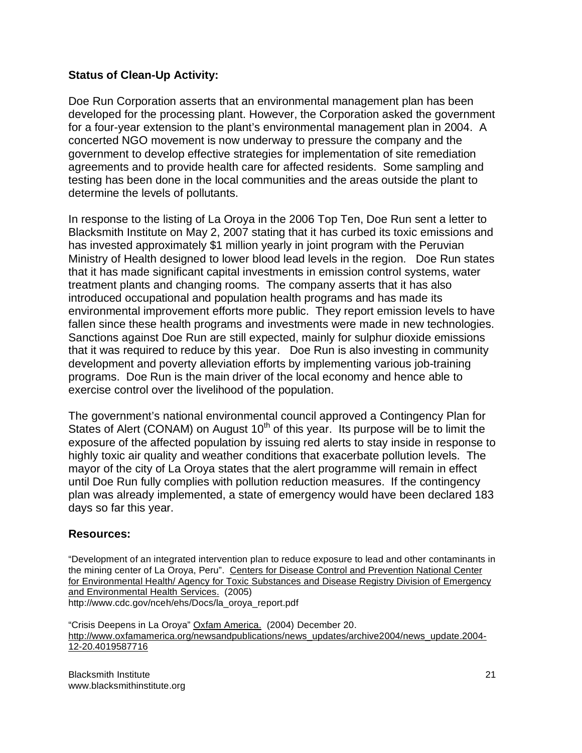**Status of Clean-Up Activity:**

Doe Run Corporation asserts that an environmental management plan has been developed for the processing plant. However, the Corporation asked the government for a four-year extension to the plant's environmental management plan in 2004. A concerted NGO movement is now underway to pressure the company and the government to develop effective strategies for implementation of site remediation agreements and to provide health care for affected residents. Some sampling and testing has been done in the local communities and the areas outside the plant to determine the levels of pollutants.

In response to the listing of La Oroya in the 2006 Top Ten, Doe Run sent a letter to Blacksmith Institute on May 2, 2007 stating that it has curbed its toxic emissions and has invested approximately $1 million yearly in joint program with the Peruvian Ministry of Health designed to lower blood lead levels in the region. Doe Run states that it has made significant capital investments in emission control systems, water treatment plants and changing rooms. The company asserts that it has also introduced occupational and population health programs and has made its environmental improvement efforts more public. They report emission levels to have fallen since these health programs and investments were made in new technologies. Sanctions against Doe Run are still expected, mainly for sulphur dioxide emissions that it was required to reduce by this year. Doe Run is also investing in community development and poverty alleviation efforts by implementing various job-training programs. Doe Run is the main driver of the local economy and hence able to exercise control over the livelihood of the population.

The government's national environmental council approved a Contingency Plan for States of Alert (CONAM) on August 10th of this year. Its purpose will be to limit the exposure of the affected population by issuing red alerts to stay inside in response to highly toxic air quality and weather conditions that exacerbate pollution levels. The mayor of the city of La Oroya states that the alert programme will remain in effect until Doe Run fully complies with pollution reduction measures. If the contingency plan was already implemented, a state of emergency would have been declared 183 days so far this year.

**Resources:**

"Development of an integrated intervention plan to reduce exposure to lead and other contaminants in the mining center of La Oroya, Peru". Centers for Disease Control and Prevention National Center for Environmental Health/ Agency for Toxic Substances and Disease Registry Division of Emergency and Environmental Health Services. (2005)
http://www.cdc.gov/nceh/ehs/Docs/la_oroya_report.pdf

"Crisis Deepens in La Oroya" Oxfam America. (2004) December 20.
http://www.oxfamamerica.org/newsandpublications/news_updates/archive2004/news_update.2004-12-20.4019587716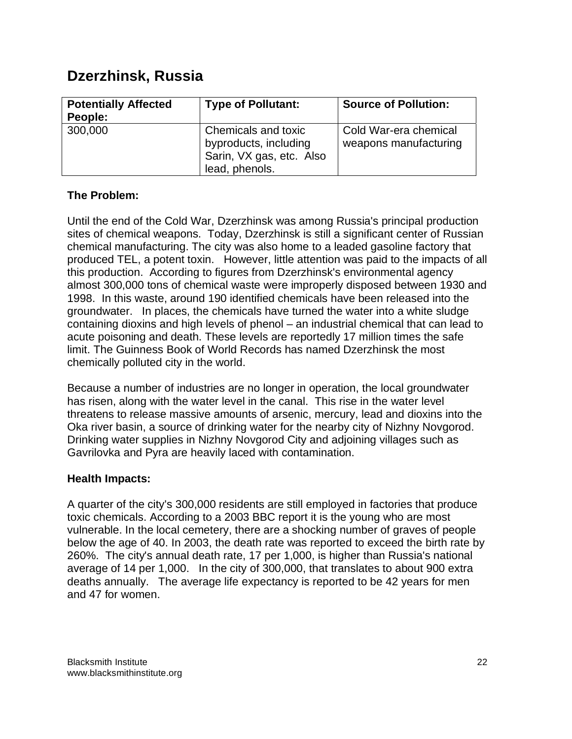## Dzerzhinsk, Russia

| Potentially Affected People: | Type of Pollutant: | Source of Pollution: |
|---|---|---|
| 300,000 | Chemicals and toxic byproducts, including Sarin, VX gas, etc. Also lead, phenols. | Cold War-era chemical weapons manufacturing |

**The Problem:**

Until the end of the Cold War, Dzerzhinsk was among Russia's principal production sites of chemical weapons. Today, Dzerzhinsk is still a significant center of Russian chemical manufacturing. The city was also home to a leaded gasoline factory that produced TEL, a potent toxin. However, little attention was paid to the impacts of all this production. According to figures from Dzerzhinsk's environmental agency almost 300,000 tons of chemical waste were improperly disposed between 1930 and 1998. In this waste, around 190 identified chemicals have been released into the groundwater. In places, the chemicals have turned the water into a white sludge containing dioxins and high levels of phenol – an industrial chemical that can lead to acute poisoning and death. These levels are reportedly 17 million times the safe limit. The Guinness Book of World Records has named Dzerzhinsk the most chemically polluted city in the world.

Because a number of industries are no longer in operation, the local groundwater has risen, along with the water level in the canal. This rise in the water level threatens to release massive amounts of arsenic, mercury, lead and dioxins into the Oka river basin, a source of drinking water for the nearby city of Nizhny Novgorod. Drinking water supplies in Nizhny Novgorod City and adjoining villages such as Gavrilovka and Pyra are heavily laced with contamination.

**Health Impacts:**

A quarter of the city's 300,000 residents are still employed in factories that produce toxic chemicals. According to a 2003 BBC report it is the young who are most vulnerable. In the local cemetery, there are a shocking number of graves of people below the age of 40. In 2003, the death rate was reported to exceed the birth rate by 260%. The city's annual death rate, 17 per 1,000, is higher than Russia's national average of 14 per 1,000. In the city of 300,000, that translates to about 900 extra deaths annually. The average life expectancy is reported to be 42 years for men and 47 for women.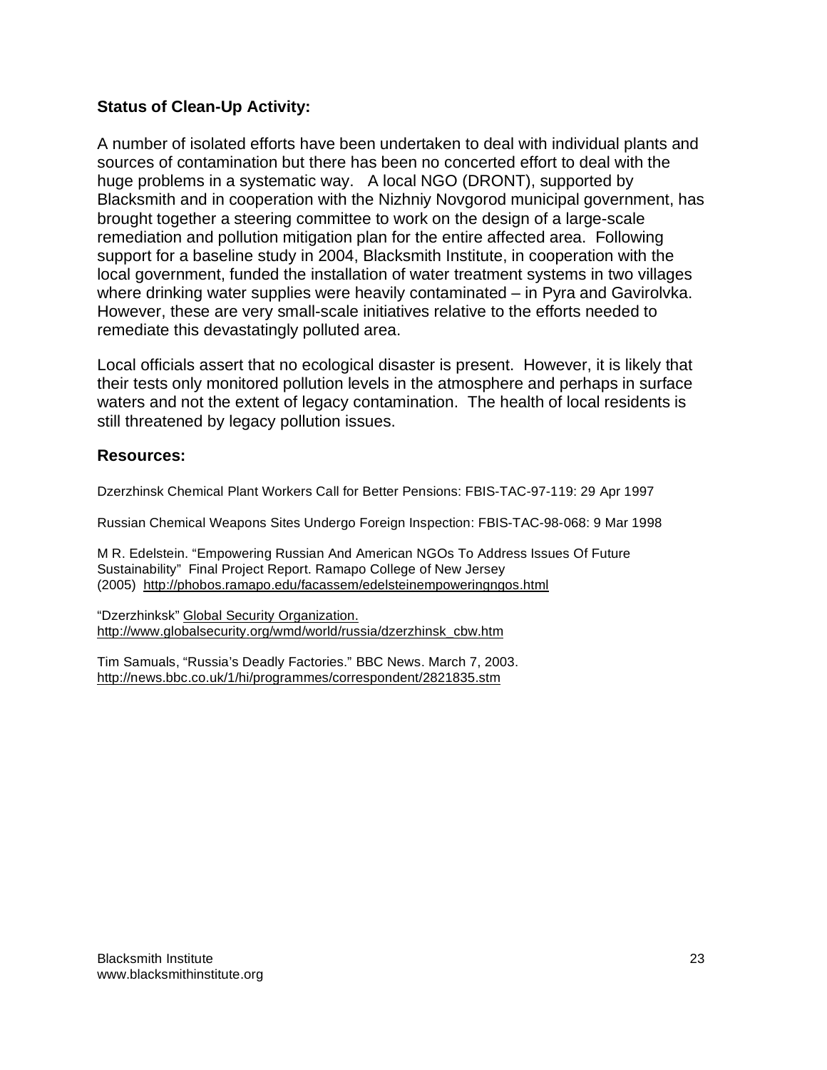### Status of Clean-Up Activity:

A number of isolated efforts have been undertaken to deal with individual plants and sources of contamination but there has been no concerted effort to deal with the huge problems in a systematic way. A local NGO (DRONT), supported by Blacksmith and in cooperation with the Nizhniy Novgorod municipal government, has brought together a steering committee to work on the design of a large-scale remediation and pollution mitigation plan for the entire affected area. Following support for a baseline study in 2004, Blacksmith Institute, in cooperation with the local government, funded the installation of water treatment systems in two villages where drinking water supplies were heavily contaminated – in Pyra and Gavirolvka. However, these are very small-scale initiatives relative to the efforts needed to remediate this devastatingly polluted area.

Local officials assert that no ecological disaster is present. However, it is likely that their tests only monitored pollution levels in the atmosphere and perhaps in surface waters and not the extent of legacy contamination. The health of local residents is still threatened by legacy pollution issues.

### Resources:

Dzerzhinsk Chemical Plant Workers Call for Better Pensions: FBIS-TAC-97-119: 29 Apr 1997

Russian Chemical Weapons Sites Undergo Foreign Inspection: FBIS-TAC-98-068: 9 Mar 1998

M R. Edelstein. "Empowering Russian And American NGOs To Address Issues Of Future Sustainability" Final Project Report. Ramapo College of New Jersey (2005) http://phobos.ramapo.edu/facassem/edelsteinempoweringngos.html

"Dzerzhinksk" Global Security Organization. http://www.globalsecurity.org/wmd/world/russia/dzerzhinsk_cbw.htm

Tim Samuals, "Russia's Deadly Factories." BBC News. March 7, 2003. http://news.bbc.co.uk/1/hi/programmes/correspondent/2821835.stm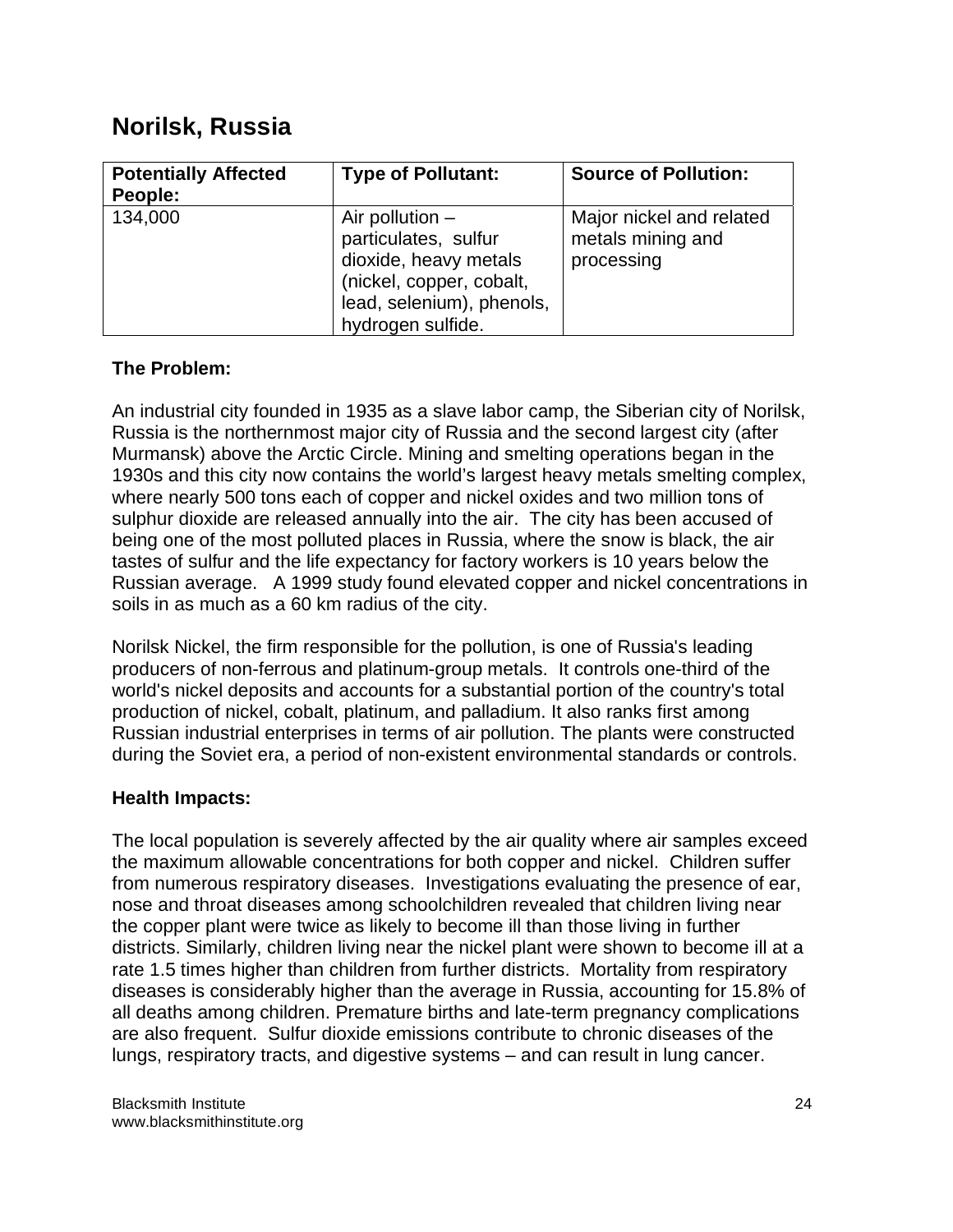# Norilsk, Russia

| Potentially Affected People: | Type of Pollutant: | Source of Pollution: |
| --- | --- | --- |
| 134,000 | Air pollution – particulates, sulfur dioxide, heavy metals (nickel, copper, cobalt, lead, selenium), phenols, hydrogen sulfide. | Major nickel and related metals mining and processing |

**The Problem:**

An industrial city founded in 1935 as a slave labor camp, the Siberian city of Norilsk, Russia is the northernmost major city of Russia and the second largest city (after Murmansk) above the Arctic Circle. Mining and smelting operations began in the 1930s and this city now contains the world's largest heavy metals smelting complex, where nearly 500 tons each of copper and nickel oxides and two million tons of sulphur dioxide are released annually into the air. The city has been accused of being one of the most polluted places in Russia, where the snow is black, the air tastes of sulfur and the life expectancy for factory workers is 10 years below the Russian average. A 1999 study found elevated copper and nickel concentrations in soils in as much as a 60 km radius of the city.

Norilsk Nickel, the firm responsible for the pollution, is one of Russia's leading producers of non-ferrous and platinum-group metals. It controls one-third of the world's nickel deposits and accounts for a substantial portion of the country's total production of nickel, cobalt, platinum, and palladium. It also ranks first among Russian industrial enterprises in terms of air pollution. The plants were constructed during the Soviet era, a period of non-existent environmental standards or controls.

**Health Impacts:**

The local population is severely affected by the air quality where air samples exceed the maximum allowable concentrations for both copper and nickel. Children suffer from numerous respiratory diseases. Investigations evaluating the presence of ear, nose and throat diseases among schoolchildren revealed that children living near the copper plant were twice as likely to become ill than those living in further districts. Similarly, children living near the nickel plant were shown to become ill at a rate 1.5 times higher than children from further districts. Mortality from respiratory diseases is considerably higher than the average in Russia, accounting for 15.8% of all deaths among children. Premature births and late-term pregnancy complications are also frequent. Sulfur dioxide emissions contribute to chronic diseases of the lungs, respiratory tracts, and digestive systems – and can result in lung cancer.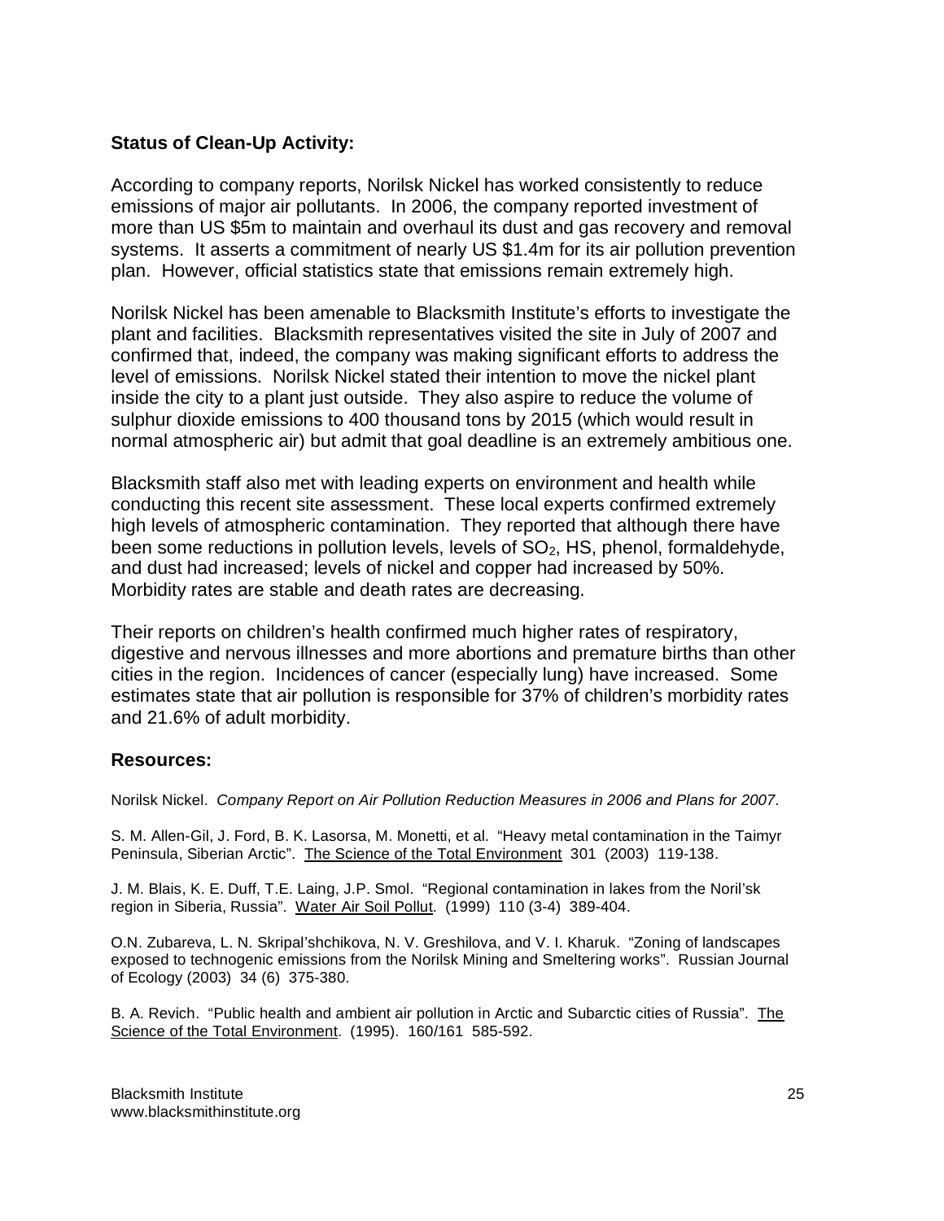### Status of Clean-Up Activity:

According to company reports, Norilsk Nickel has worked consistently to reduce emissions of major air pollutants. In 2006, the company reported investment of more than US \$5m to maintain and overhaul its dust and gas recovery and removal systems. It asserts a commitment of nearly US \$1.4m for its air pollution prevention plan. However, official statistics state that emissions remain extremely high.

Norilsk Nickel has been amenable to Blacksmith Institute's efforts to investigate the plant and facilities. Blacksmith representatives visited the site in July of 2007 and confirmed that, indeed, the company was making significant efforts to address the level of emissions. Norilsk Nickel stated their intention to move the nickel plant inside the city to a plant just outside. They also aspire to reduce the volume of sulphur dioxide emissions to 400 thousand tons by 2015 (which would result in normal atmospheric air) but admit that goal deadline is an extremely ambitious one.

Blacksmith staff also met with leading experts on environment and health while conducting this recent site assessment. These local experts confirmed extremely high levels of atmospheric contamination. They reported that although there have been some reductions in pollution levels, levels of $SO_2$, HS, phenol, formaldehyde, and dust had increased; levels of nickel and copper had increased by 50%. Morbidity rates are stable and death rates are decreasing.

Their reports on children's health confirmed much higher rates of respiratory, digestive and nervous illnesses and more abortions and premature births than other cities in the region. Incidences of cancer (especially lung) have increased. Some estimates state that air pollution is responsible for 37% of children's morbidity rates and 21.6% of adult morbidity.

### Resources:

Norilsk Nickel. *Company Report on Air Pollution Reduction Measures in 2006 and Plans for 2007*.

S. M. Allen-Gil, J. Ford, B. K. Lasorsa, M. Monetti, et al. "Heavy metal contamination in the Taimyr Peninsula, Siberian Arctic". The Science of the Total Environment 301 (2003) 119-138.

J. M. Blais, K. E. Duff, T.E. Laing, J.P. Smol. "Regional contamination in lakes from the Noril'sk region in Siberia, Russia". Water Air Soil Pollut. (1999) 110 (3-4) 389-404.

O.N. Zubareva, L. N. Skripal'shchikova, N. V. Greshilova, and V. I. Kharuk. "Zoning of landscapes exposed to technogenic emissions from the Norilsk Mining and Smeltering works". Russian Journal of Ecology (2003) 34 (6) 375-380.

B. A. Revich. "Public health and ambient air pollution in Arctic and Subarctic cities of Russia". The Science of the Total Environment. (1995). 160/161 585-592.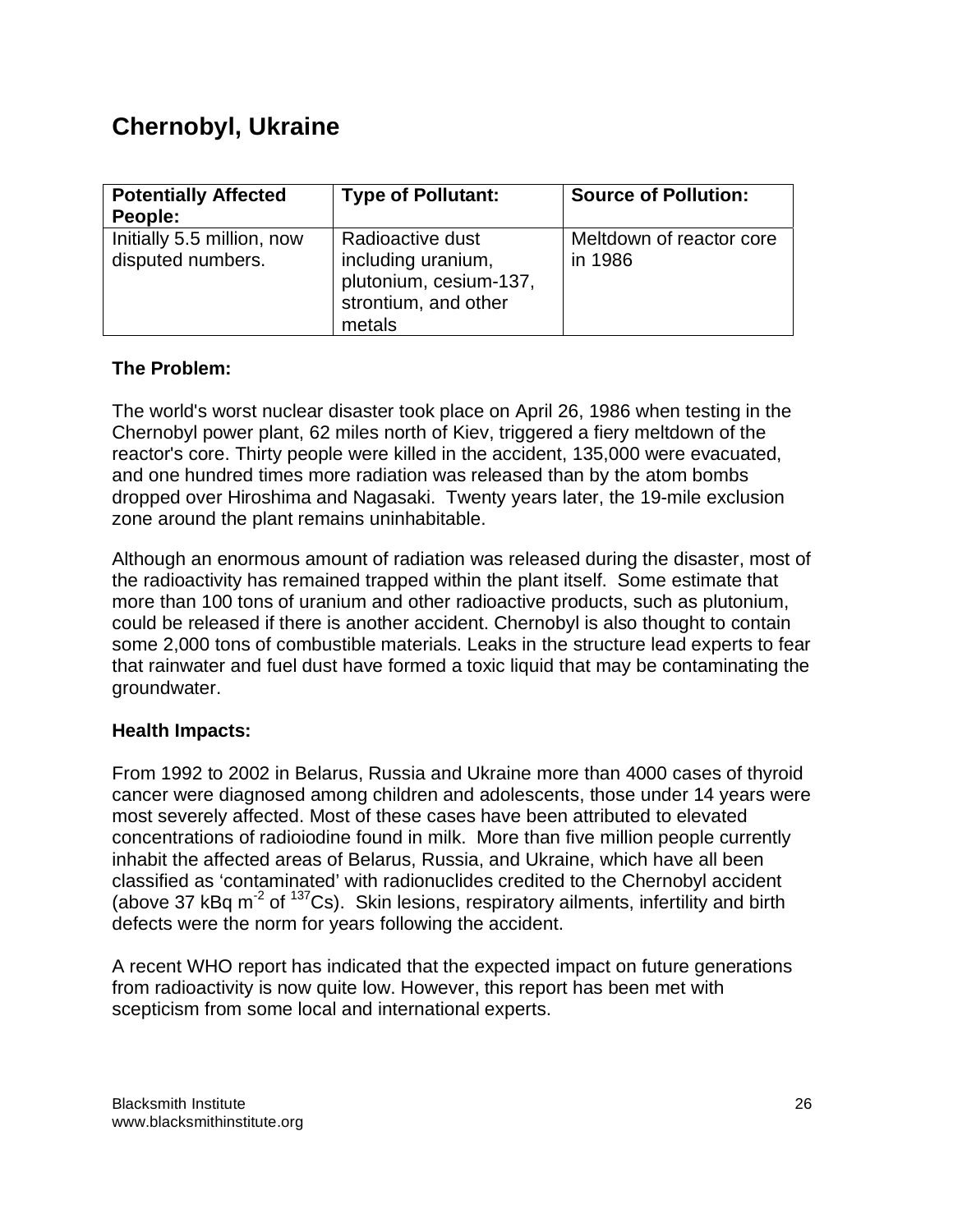## Chernobyl, Ukraine

| Potentially Affected People: | Type of Pollutant: | Source of Pollution: |
|---|---|---|
| Initially 5.5 million, now disputed numbers. | Radioactive dust including uranium, plutonium, cesium-137, strontium, and other metals | Meltdown of reactor core in 1986 |

**The Problem:**

The world's worst nuclear disaster took place on April 26, 1986 when testing in the Chernobyl power plant, 62 miles north of Kiev, triggered a fiery meltdown of the reactor's core. Thirty people were killed in the accident, 135,000 were evacuated, and one hundred times more radiation was released than by the atom bombs dropped over Hiroshima and Nagasaki. Twenty years later, the 19-mile exclusion zone around the plant remains uninhabitable.

Although an enormous amount of radiation was released during the disaster, most of the radioactivity has remained trapped within the plant itself. Some estimate that more than 100 tons of uranium and other radioactive products, such as plutonium, could be released if there is another accident. Chernobyl is also thought to contain some 2,000 tons of combustible materials. Leaks in the structure lead experts to fear that rainwater and fuel dust have formed a toxic liquid that may be contaminating the groundwater.

**Health Impacts:**

From 1992 to 2002 in Belarus, Russia and Ukraine more than 4000 cases of thyroid cancer were diagnosed among children and adolescents, those under 14 years were most severely affected. Most of these cases have been attributed to elevated concentrations of radioiodine found in milk. More than five million people currently inhabit the affected areas of Belarus, Russia, and Ukraine, which have all been classified as 'contaminated' with radionuclides credited to the Chernobyl accident (above 37 kBq $m^{-2}$ of $^{137}Cs$). Skin lesions, respiratory ailments, infertility and birth defects were the norm for years following the accident.

A recent WHO report has indicated that the expected impact on future generations from radioactivity is now quite low. However, this report has been met with scepticism from some local and international experts.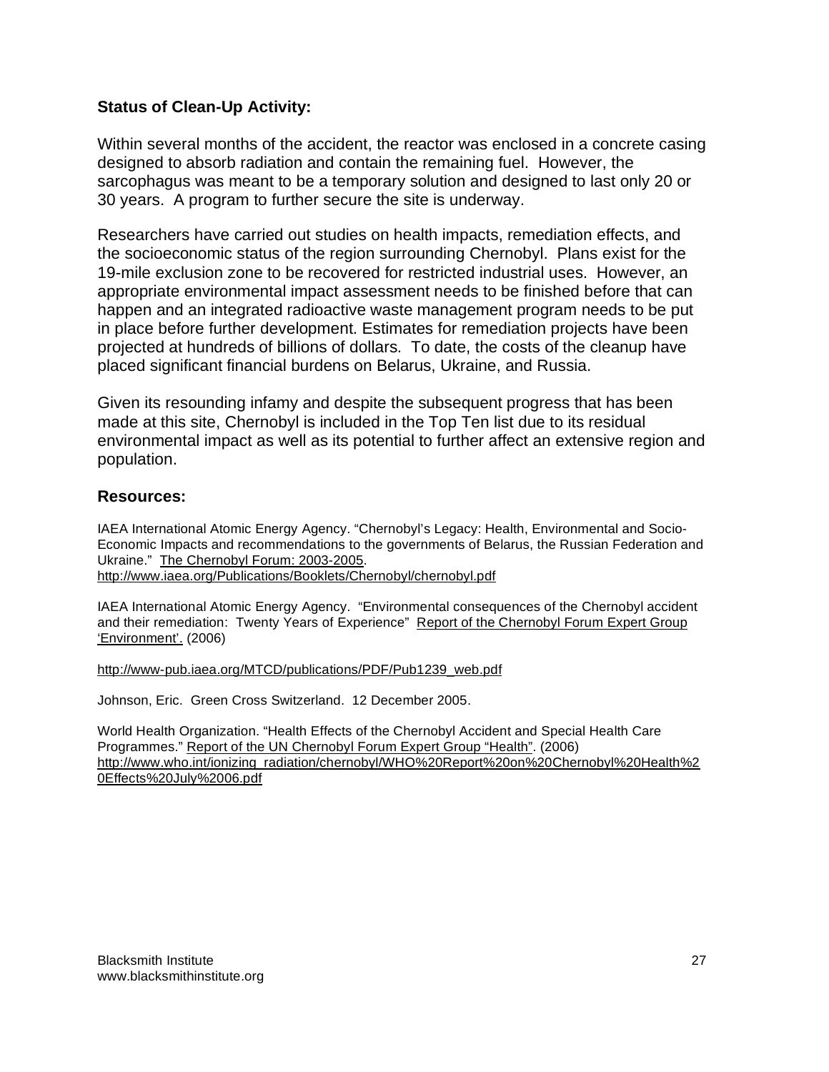### Status of Clean-Up Activity:

Within several months of the accident, the reactor was enclosed in a concrete casing designed to absorb radiation and contain the remaining fuel. However, the sarcophagus was meant to be a temporary solution and designed to last only 20 or 30 years. A program to further secure the site is underway.

Researchers have carried out studies on health impacts, remediation effects, and the socioeconomic status of the region surrounding Chernobyl. Plans exist for the 19-mile exclusion zone to be recovered for restricted industrial uses. However, an appropriate environmental impact assessment needs to be finished before that can happen and an integrated radioactive waste management program needs to be put in place before further development. Estimates for remediation projects have been projected at hundreds of billions of dollars. To date, the costs of the cleanup have placed significant financial burdens on Belarus, Ukraine, and Russia.

Given its resounding infamy and despite the subsequent progress that has been made at this site, Chernobyl is included in the Top Ten list due to its residual environmental impact as well as its potential to further affect an extensive region and population.

### Resources:

IAEA International Atomic Energy Agency. "Chernobyl's Legacy: Health, Environmental and Socio-Economic Impacts and recommendations to the governments of Belarus, the Russian Federation and Ukraine." The Chernobyl Forum: 2003-2005.
http://www.iaea.org/Publications/Booklets/Chernobyl/chernobyl.pdf

IAEA International Atomic Energy Agency. "Environmental consequences of the Chernobyl accident and their remediation: Twenty Years of Experience" Report of the Chernobyl Forum Expert Group 'Environment'. (2006)

http://www-pub.iaea.org/MTCD/publications/PDF/Pub1239_web.pdf

Johnson, Eric. Green Cross Switzerland. 12 December 2005.

World Health Organization. "Health Effects of the Chernobyl Accident and Special Health Care Programmes." Report of the UN Chernobyl Forum Expert Group "Health". (2006)
http://www.who.int/ionizing_radiation/chernobyl/WHO%20Report%20on%20Chernobyl%20Health%20Effects%20July%2006.pdf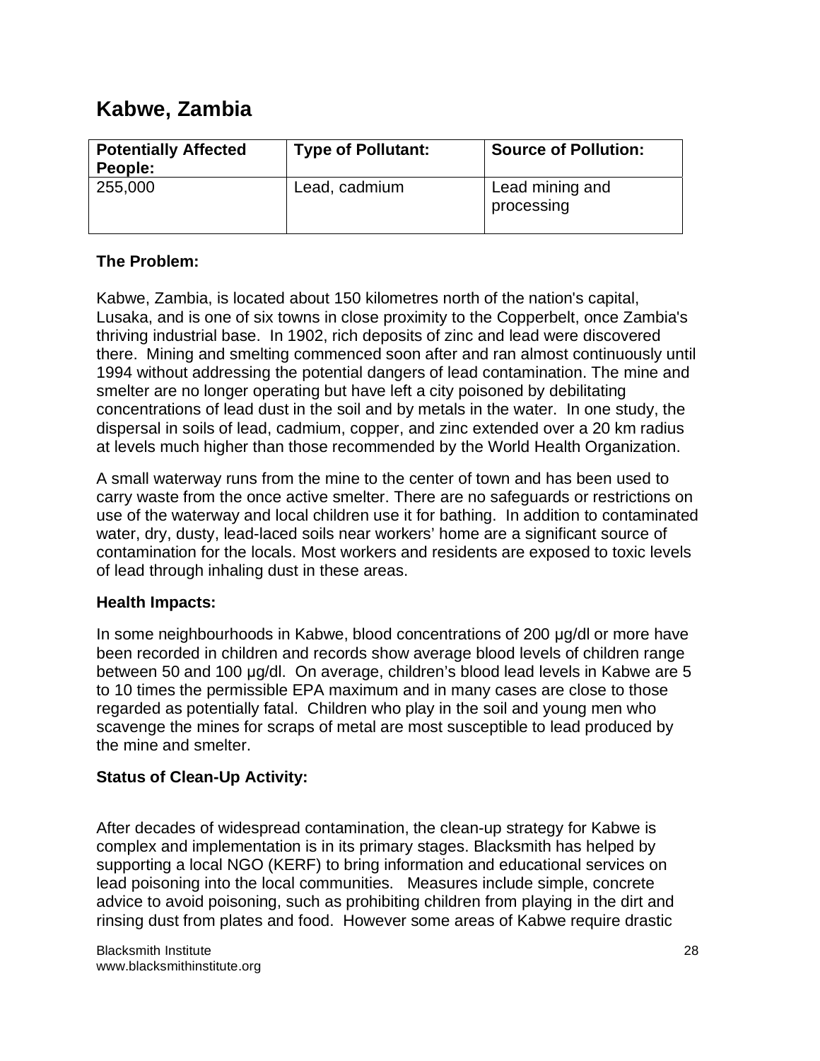## Kabwe, Zambia

| Potentially Affected People: | Type of Pollutant: | Source of Pollution: |
|---|---|---|
| 255,000 | Lead, cadmium | Lead mining and processing |

**The Problem:**

Kabwe, Zambia, is located about 150 kilometres north of the nation's capital, Lusaka, and is one of six towns in close proximity to the Copperbelt, once Zambia's thriving industrial base. In 1902, rich deposits of zinc and lead were discovered there. Mining and smelting commenced soon after and ran almost continuously until 1994 without addressing the potential dangers of lead contamination. The mine and smelter are no longer operating but have left a city poisoned by debilitating concentrations of lead dust in the soil and by metals in the water. In one study, the dispersal in soils of lead, cadmium, copper, and zinc extended over a 20 km radius at levels much higher than those recommended by the World Health Organization.

A small waterway runs from the mine to the center of town and has been used to carry waste from the once active smelter. There are no safeguards or restrictions on use of the waterway and local children use it for bathing. In addition to contaminated water, dry, dusty, lead-laced soils near workers' home are a significant source of contamination for the locals. Most workers and residents are exposed to toxic levels of lead through inhaling dust in these areas.

**Health Impacts:**

In some neighbourhoods in Kabwe, blood concentrations of 200 μg/dl or more have been recorded in children and records show average blood levels of children range between 50 and 100 μg/dl. On average, children's blood lead levels in Kabwe are 5 to 10 times the permissible EPA maximum and in many cases are close to those regarded as potentially fatal. Children who play in the soil and young men who scavenge the mines for scraps of metal are most susceptible to lead produced by the mine and smelter.

**Status of Clean-Up Activity:**

After decades of widespread contamination, the clean-up strategy for Kabwe is complex and implementation is in its primary stages. Blacksmith has helped by supporting a local NGO (KERF) to bring information and educational services on lead poisoning into the local communities. Measures include simple, concrete advice to avoid poisoning, such as prohibiting children from playing in the dirt and rinsing dust from plates and food. However some areas of Kabwe require drastic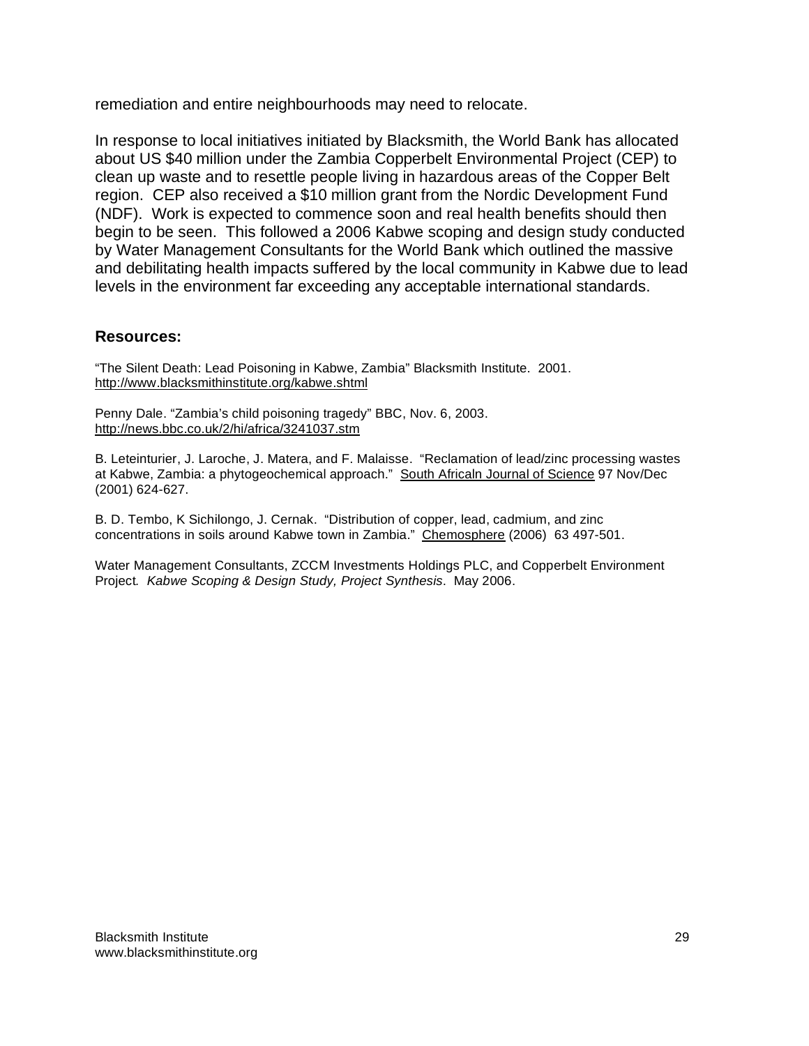remediation and entire neighbourhoods may need to relocate.

In response to local initiatives initiated by Blacksmith, the World Bank has allocated about US $40 million under the Zambia Copperbelt Environmental Project (CEP) to clean up waste and to resettle people living in hazardous areas of the Copper Belt region. CEP also received a $10 million grant from the Nordic Development Fund (NDF). Work is expected to commence soon and real health benefits should then begin to be seen. This followed a 2006 Kabwe scoping and design study conducted by Water Management Consultants for the World Bank which outlined the massive and debilitating health impacts suffered by the local community in Kabwe due to lead levels in the environment far exceeding any acceptable international standards.

### Resources:

"The Silent Death: Lead Poisoning in Kabwe, Zambia" Blacksmith Institute. 2001. http://www.blacksmithinstitute.org/kabwe.shtml

Penny Dale. "Zambia's child poisoning tragedy" BBC, Nov. 6, 2003. http://news.bbc.co.uk/2/hi/africa/3241037.stm

B. Leteinturier, J. Laroche, J. Matera, and F. Malaisse. "Reclamation of lead/zinc processing wastes at Kabwe, Zambia: a phytogeochemical approach." South Africaln Journal of Science 97 Nov/Dec (2001) 624-627.

B. D. Tembo, K Sichilongo, J. Cernak. "Distribution of copper, lead, cadmium, and zinc concentrations in soils around Kabwe town in Zambia." Chemosphere (2006) 63 497-501.

Water Management Consultants, ZCCM Investments Holdings PLC, and Copperbelt Environment Project. *Kabwe Scoping & Design Study, Project Synthesis*. May 2006.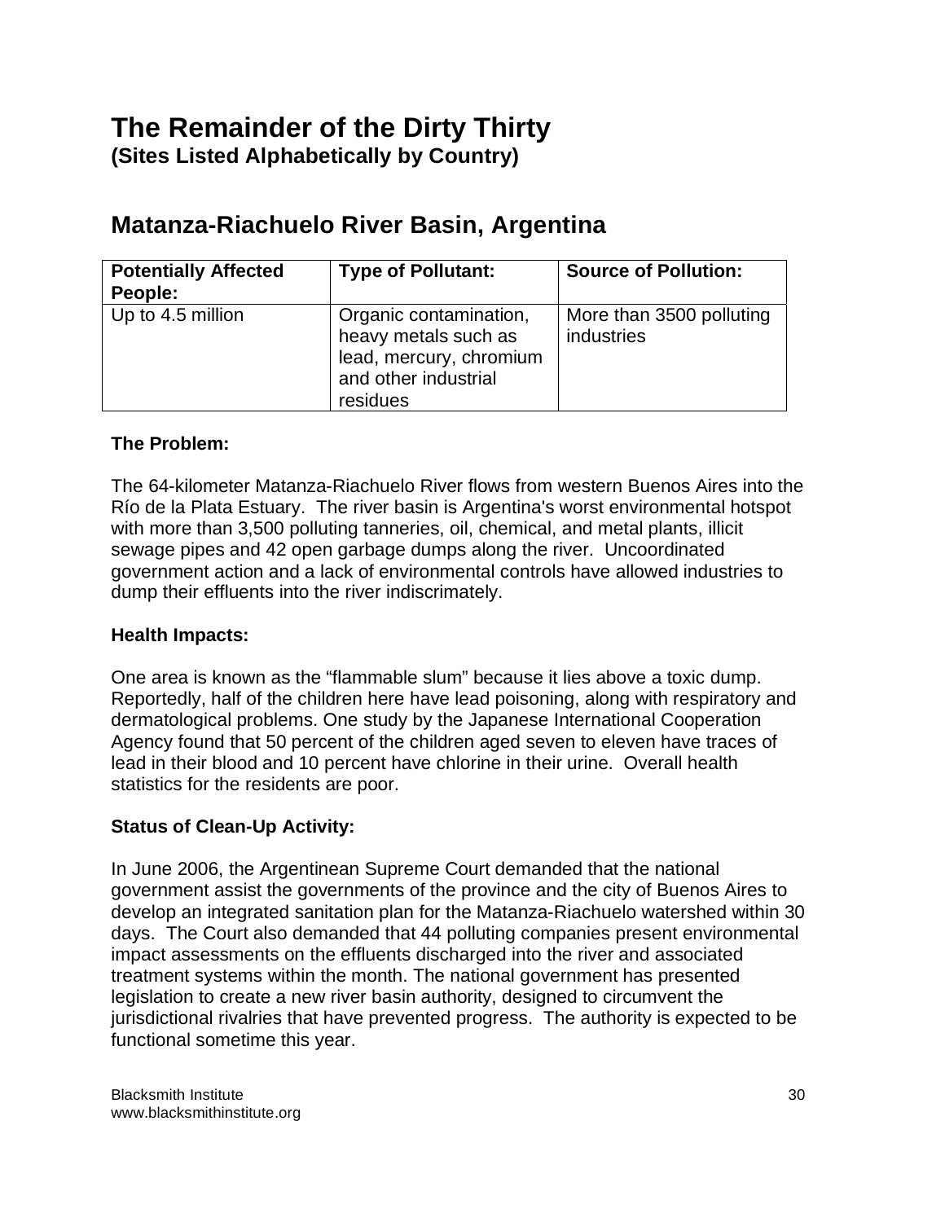# The Remainder of the Dirty Thirty

**(Sites Listed Alphabetically by Country)**

## Matanza-Riachuelo River Basin, Argentina

| Potentially Affected People: | Type of Pollutant: | Source of Pollution: |
|---|---|---|
| Up to 4.5 million | Organic contamination, heavy metals such as lead, mercury, chromium and other industrial residues | More than 3500 polluting industries |

**The Problem:**

The 64-kilometer Matanza-Riachuelo River flows from western Buenos Aires into the Río de la Plata Estuary. The river basin is Argentina's worst environmental hotspot with more than 3,500 polluting tanneries, oil, chemical, and metal plants, illicit sewage pipes and 42 open garbage dumps along the river. Uncoordinated government action and a lack of environmental controls have allowed industries to dump their effluents into the river indiscrimately.

**Health Impacts:**

One area is known as the "flammable slum" because it lies above a toxic dump. Reportedly, half of the children here have lead poisoning, along with respiratory and dermatological problems. One study by the Japanese International Cooperation Agency found that 50 percent of the children aged seven to eleven have traces of lead in their blood and 10 percent have chlorine in their urine. Overall health statistics for the residents are poor.

**Status of Clean-Up Activity:**

In June 2006, the Argentinean Supreme Court demanded that the national government assist the governments of the province and the city of Buenos Aires to develop an integrated sanitation plan for the Matanza-Riachuelo watershed within 30 days. The Court also demanded that 44 polluting companies present environmental impact assessments on the effluents discharged into the river and associated treatment systems within the month. The national government has presented legislation to create a new river basin authority, designed to circumvent the jurisdictional rivalries that have prevented progress. The authority is expected to be functional sometime this year.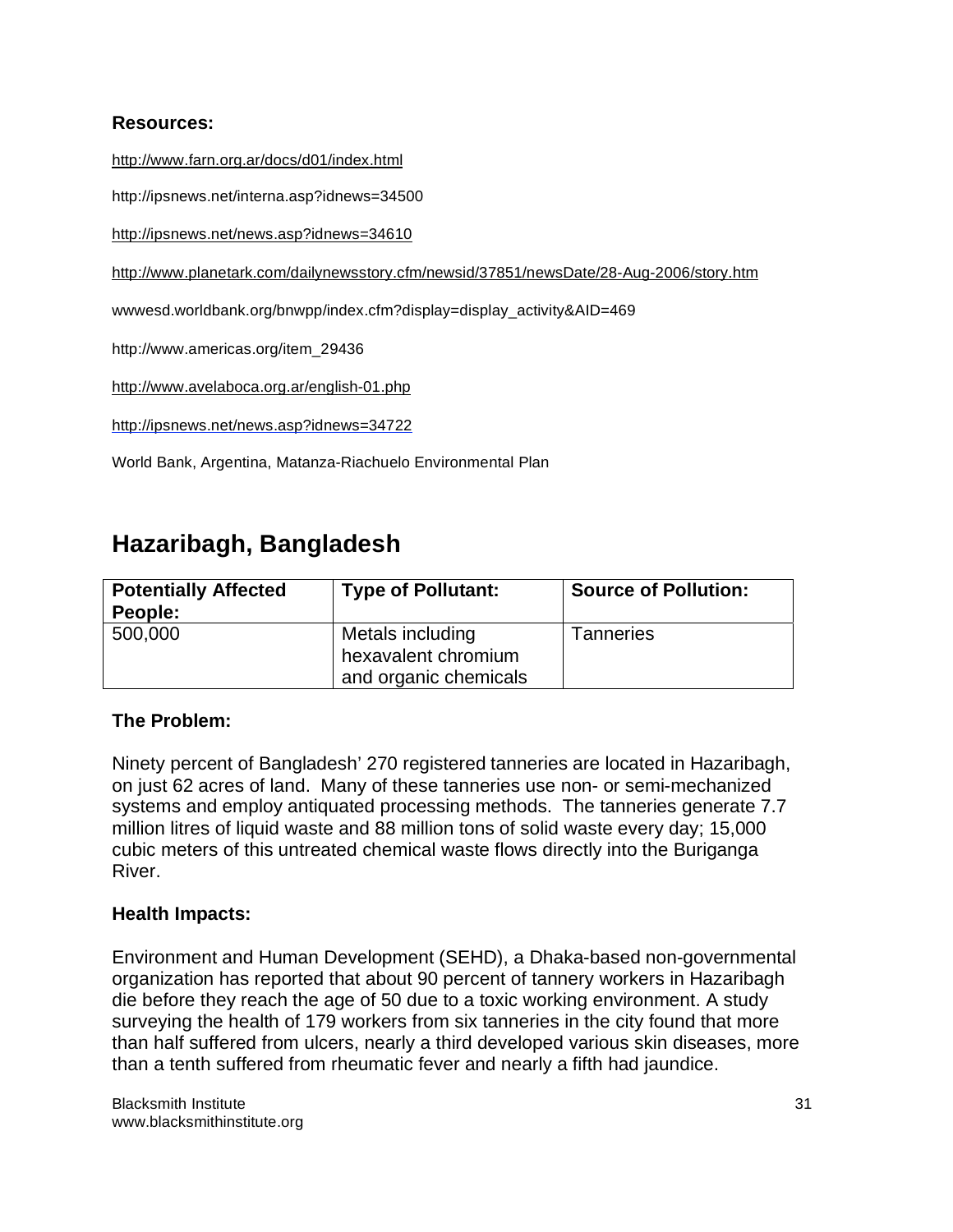**Resources:**

http://www.farn.org.ar/docs/d01/index.html

http://ipsnews.net/interna.asp?idnews=34500

http://ipsnews.net/news.asp?idnews=34610

http://www.planetark.com/dailynewsstory.cfm/newsid/37851/newsDate/28-Aug-2006/story.htm

wwwesd.worldbank.org/bnwpp/index.cfm?display=display_activity&AID=469

http://www.americas.org/item_29436

http://www.avelaboca.org.ar/english-01.php

http://ipsnews.net/news.asp?idnews=34722

World Bank, Argentina, Matanza-Riachuelo Environmental Plan

# Hazaribagh, Bangladesh

| Potentially Affected People: | Type of Pollutant: | Source of Pollution: |
|---|---|---|
| 500,000 | Metals including hexavalent chromium and organic chemicals | Tanneries |

**The Problem:**

Ninety percent of Bangladesh' 270 registered tanneries are located in Hazaribagh, on just 62 acres of land. Many of these tanneries use non- or semi-mechanized systems and employ antiquated processing methods. The tanneries generate 7.7 million litres of liquid waste and 88 million tons of solid waste every day; 15,000 cubic meters of this untreated chemical waste flows directly into the Buriganga River.

**Health Impacts:**

Environment and Human Development (SEHD), a Dhaka-based non-governmental organization has reported that about 90 percent of tannery workers in Hazaribagh die before they reach the age of 50 due to a toxic working environment. A study surveying the health of 179 workers from six tanneries in the city found that more than half suffered from ulcers, nearly a third developed various skin diseases, more than a tenth suffered from rheumatic fever and nearly a fifth had jaundice.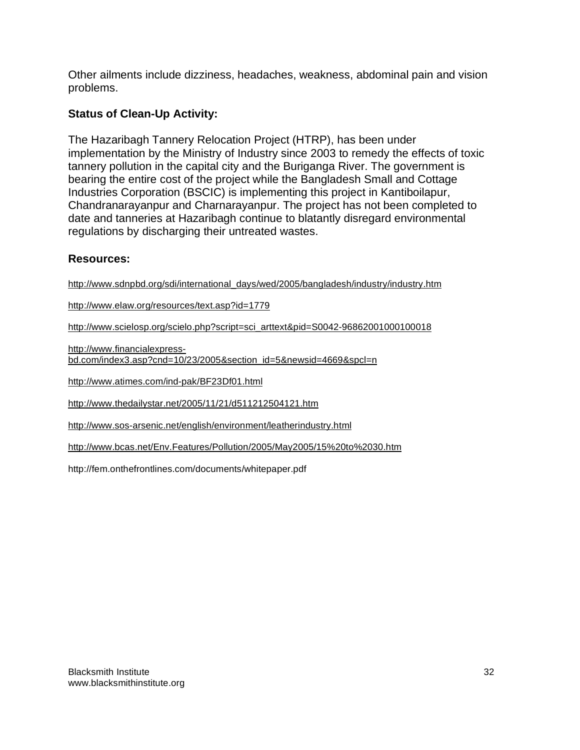Other ailments include dizziness, headaches, weakness, abdominal pain and vision problems.

### Status of Clean-Up Activity:

The Hazaribagh Tannery Relocation Project (HTRP), has been under implementation by the Ministry of Industry since 2003 to remedy the effects of toxic tannery pollution in the capital city and the Buriganga River. The government is bearing the entire cost of the project while the Bangladesh Small and Cottage Industries Corporation (BSCIC) is implementing this project in Kantiboilapur, Chandranarayanpur and Charnarayanpur. The project has not been completed to date and tanneries at Hazaribagh continue to blatantly disregard environmental regulations by discharging their untreated wastes.

### Resources:

http://www.sdnpbd.org/sdi/international_days/wed/2005/bangladesh/industry/industry.htm

http://www.elaw.org/resources/text.asp?id=1779

http://www.scielosp.org/scielo.php?script=sci_arttext&pid=S0042-96862001000100018

http://www.financialexpress-bd.com/index3.asp?cnd=10/23/2005&section_id=5&newsid=4669&spcl=n

http://www.atimes.com/ind-pak/BF23Df01.html

http://www.thedailystar.net/2005/11/21/d511212504121.htm

http://www.sos-arsenic.net/english/environment/leatherindustry.html

http://www.bcas.net/Env.Features/Pollution/2005/May2005/15%20to%2030.htm

http://fem.onthefrontlines.com/documents/whitepaper.pdf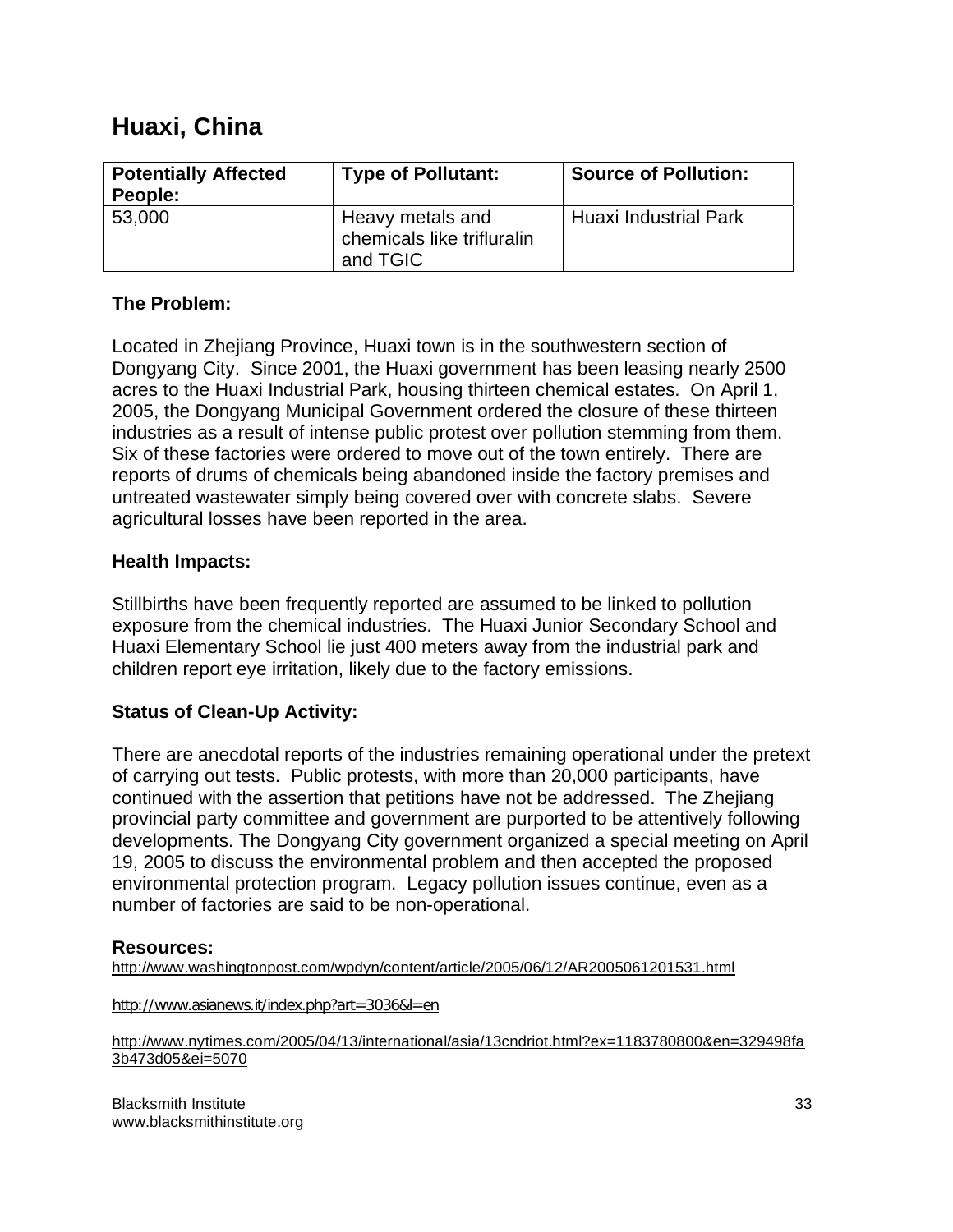## Huaxi, China

| Potentially Affected People: | Type of Pollutant: | Source of Pollution: |
| --- | --- | --- |
| 53,000 | Heavy metals and chemicals like trifluralin and TGIC | Huaxi Industrial Park |

### The Problem:

Located in Zhejiang Province, Huaxi town is in the southwestern section of Dongyang City. Since 2001, the Huaxi government has been leasing nearly 2500 acres to the Huaxi Industrial Park, housing thirteen chemical estates. On April 1, 2005, the Dongyang Municipal Government ordered the closure of these thirteen industries as a result of intense public protest over pollution stemming from them. Six of these factories were ordered to move out of the town entirely. There are reports of drums of chemicals being abandoned inside the factory premises and untreated wastewater simply being covered over with concrete slabs. Severe agricultural losses have been reported in the area.

### Health Impacts:

Stillbirths have been frequently reported are assumed to be linked to pollution exposure from the chemical industries. The Huaxi Junior Secondary School and Huaxi Elementary School lie just 400 meters away from the industrial park and children report eye irritation, likely due to the factory emissions.

### Status of Clean-Up Activity:

There are anecdotal reports of the industries remaining operational under the pretext of carrying out tests. Public protests, with more than 20,000 participants, have continued with the assertion that petitions have not be addressed. The Zhejiang provincial party committee and government are purported to be attentively following developments. The Dongyang City government organized a special meeting on April 19, 2005 to discuss the environmental problem and then accepted the proposed environmental protection program. Legacy pollution issues continue, even as a number of factories are said to be non-operational.

### Resources:

http://www.washingtonpost.com/wpdyn/content/article/2005/06/12/AR2005061201531.html

http://www.asianews.it/index.php?art=3036&l=en

http://www.nytimes.com/2005/04/13/international/asia/13cndriot.html?ex=1183780800&en=329498fa3b473d05&ei=5070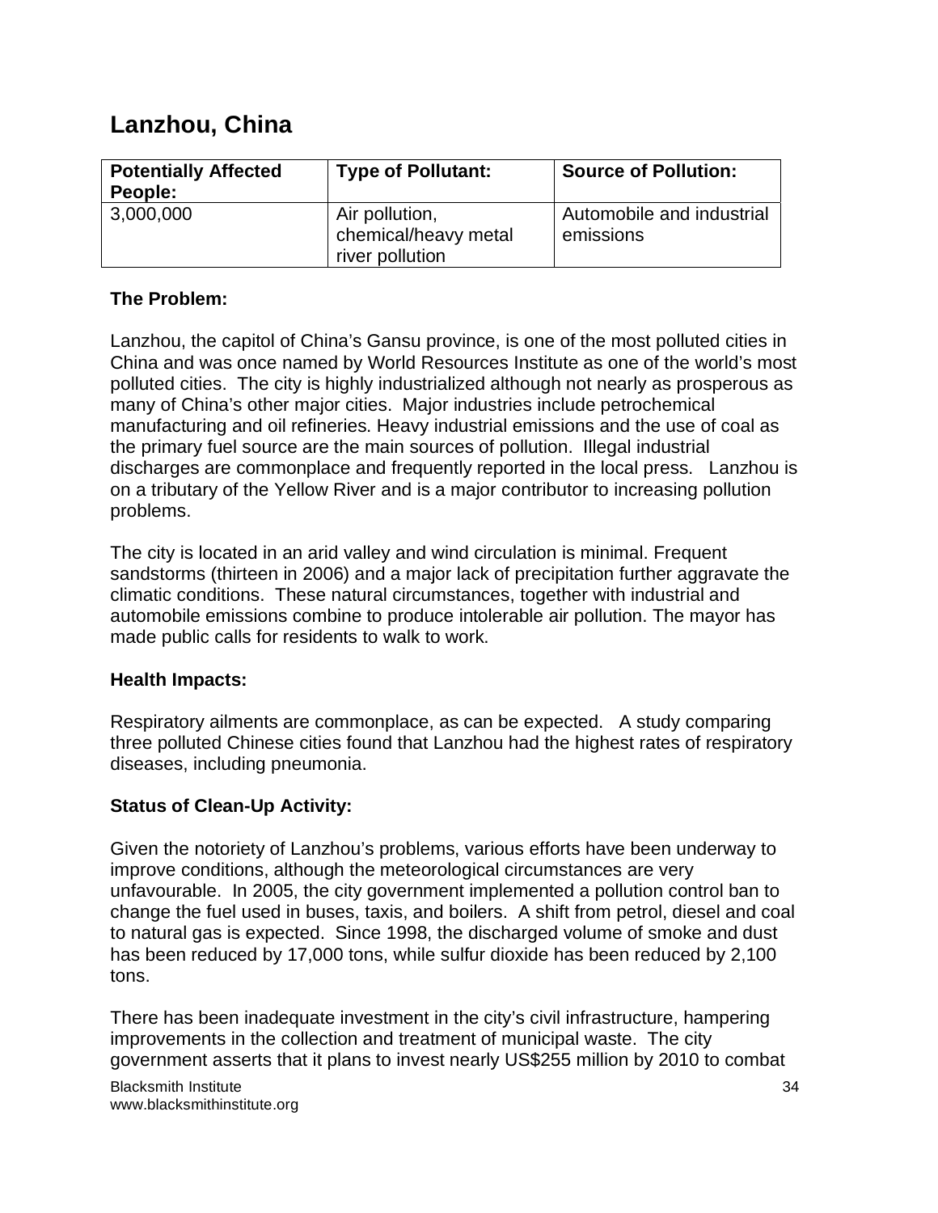## Lanzhou, China

| Potentially Affected People: | Type of Pollutant: | Source of Pollution: |
| --- | --- | --- |
| 3,000,000 | Air pollution, chemical/heavy metal river pollution | Automobile and industrial emissions |

**The Problem:**

Lanzhou, the capitol of China's Gansu province, is one of the most polluted cities in China and was once named by World Resources Institute as one of the world's most polluted cities. The city is highly industrialized although not nearly as prosperous as many of China's other major cities. Major industries include petrochemical manufacturing and oil refineries. Heavy industrial emissions and the use of coal as the primary fuel source are the main sources of pollution. Illegal industrial discharges are commonplace and frequently reported in the local press. Lanzhou is on a tributary of the Yellow River and is a major contributor to increasing pollution problems.

The city is located in an arid valley and wind circulation is minimal. Frequent sandstorms (thirteen in 2006) and a major lack of precipitation further aggravate the climatic conditions. These natural circumstances, together with industrial and automobile emissions combine to produce intolerable air pollution. The mayor has made public calls for residents to walk to work.

**Health Impacts:**

Respiratory ailments are commonplace, as can be expected. A study comparing three polluted Chinese cities found that Lanzhou had the highest rates of respiratory diseases, including pneumonia.

**Status of Clean-Up Activity:**

Given the notoriety of Lanzhou's problems, various efforts have been underway to improve conditions, although the meteorological circumstances are very unfavourable. In 2005, the city government implemented a pollution control ban to change the fuel used in buses, taxis, and boilers. A shift from petrol, diesel and coal to natural gas is expected. Since 1998, the discharged volume of smoke and dust has been reduced by 17,000 tons, while sulfur dioxide has been reduced by 2,100 tons.

There has been inadequate investment in the city's civil infrastructure, hampering improvements in the collection and treatment of municipal waste. The city government asserts that it plans to invest nearly US$255 million by 2010 to combat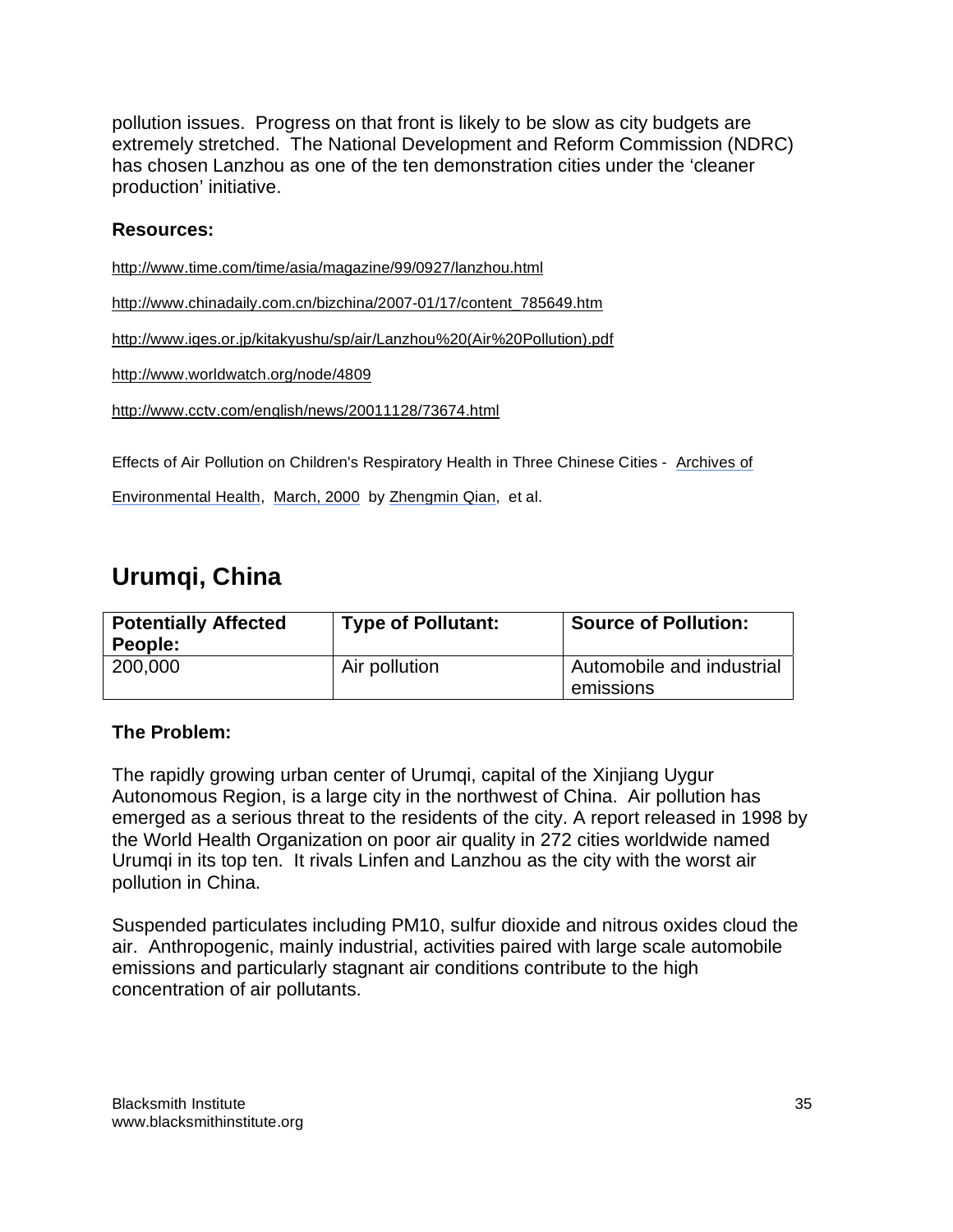pollution issues. Progress on that front is likely to be slow as city budgets are extremely stretched. The National Development and Reform Commission (NDRC) has chosen Lanzhou as one of the ten demonstration cities under the 'cleaner production' initiative.

### Resources:

http://www.time.com/time/asia/magazine/99/0927/lanzhou.html

http://www.chinadaily.com.cn/bizchina/2007-01/17/content_785649.htm

http://www.iges.or.jp/kitakyushu/sp/air/Lanzhou%20(Air%20Pollution).pdf

http://www.worldwatch.org/node/4809

http://www.cctv.com/english/news/20011128/73674.html

Effects of Air Pollution on Children's Respiratory Health in Three Chinese Cities - Archives of Environmental Health, March, 2000 by Zhengmin Qian, et al.

## Urumqi, China

| Potentially Affected People: | Type of Pollutant: | Source of Pollution: |
| --- | --- | --- |
| 200,000 | Air pollution | Automobile and industrial emissions |

### The Problem:

The rapidly growing urban center of Urumqi, capital of the Xinjiang Uygur Autonomous Region, is a large city in the northwest of China. Air pollution has emerged as a serious threat to the residents of the city. A report released in 1998 by the World Health Organization on poor air quality in 272 cities worldwide named Urumqi in its top ten. It rivals Linfen and Lanzhou as the city with the worst air pollution in China.

Suspended particulates including PM10, sulfur dioxide and nitrous oxides cloud the air. Anthropogenic, mainly industrial, activities paired with large scale automobile emissions and particularly stagnant air conditions contribute to the high concentration of air pollutants.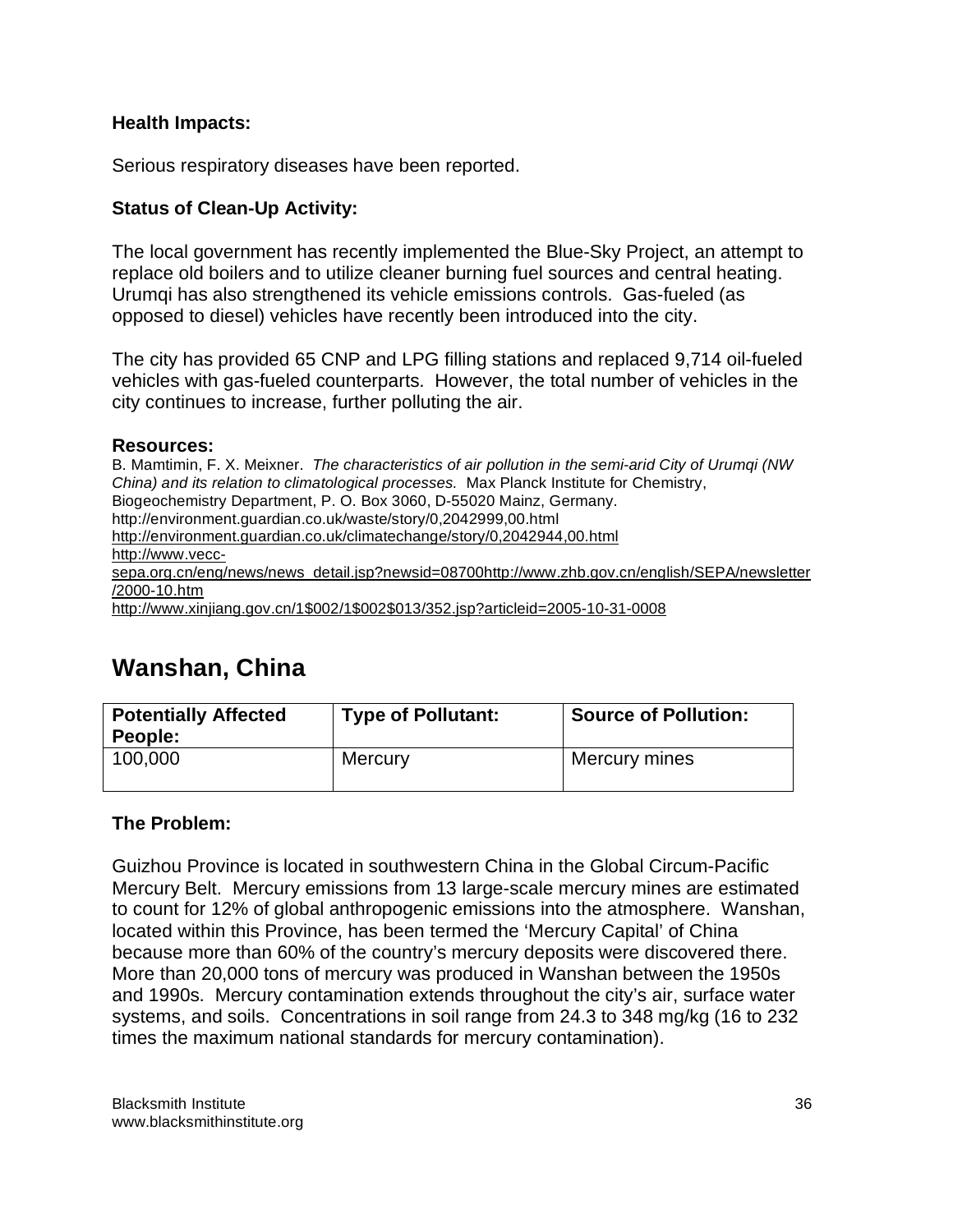### Health Impacts:

Serious respiratory diseases have been reported.

### Status of Clean-Up Activity:

The local government has recently implemented the Blue-Sky Project, an attempt to replace old boilers and to utilize cleaner burning fuel sources and central heating. Urumqi has also strengthened its vehicle emissions controls. Gas-fueled (as opposed to diesel) vehicles have recently been introduced into the city.

The city has provided 65 CNP and LPG filling stations and replaced 9,714 oil-fueled vehicles with gas-fueled counterparts. However, the total number of vehicles in the city continues to increase, further polluting the air.

### Resources:

B. Mamtimin, F. X. Meixner. *The characteristics of air pollution in the semi-arid City of Urumqi (NW China) and its relation to climatological processes.* Max Planck Institute for Chemistry, Biogeochemistry Department, P. O. Box 3060, D-55020 Mainz, Germany.
http://environment.guardian.co.uk/waste/story/0,2042999,00.html
http://environment.guardian.co.uk/climatechange/story/0,2042944,00.html
http://www.vecc-sepa.org.cn/eng/news/news_detail.jsp?newsid=08700http://www.zhb.gov.cn/english/SEPA/newsletter/2000-10.htm
http://www.xinjiang.gov.cn/1$002/1$002$013/352.jsp?articleid=2005-10-31-0008

## Wanshan, China

| Potentially Affected People: | Type of Pollutant: | Source of Pollution: |
|---|---|---|
| 100,000 | Mercury | Mercury mines |

### The Problem:

Guizhou Province is located in southwestern China in the Global Circum-Pacific Mercury Belt. Mercury emissions from 13 large-scale mercury mines are estimated to count for 12% of global anthropogenic emissions into the atmosphere. Wanshan, located within this Province, has been termed the 'Mercury Capital' of China because more than 60% of the country's mercury deposits were discovered there. More than 20,000 tons of mercury was produced in Wanshan between the 1950s and 1990s. Mercury contamination extends throughout the city's air, surface water systems, and soils. Concentrations in soil range from 24.3 to 348 mg/kg (16 to 232 times the maximum national standards for mercury contamination).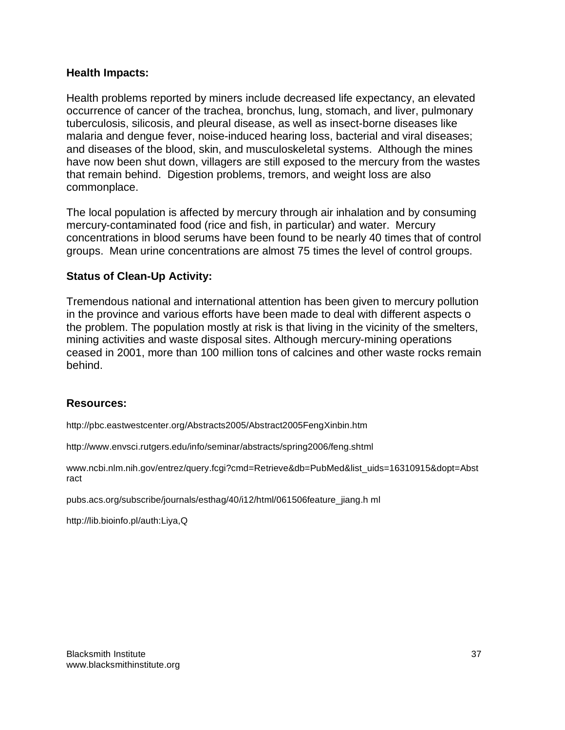### Health Impacts:

Health problems reported by miners include decreased life expectancy, an elevated occurrence of cancer of the trachea, bronchus, lung, stomach, and liver, pulmonary tuberculosis, silicosis, and pleural disease, as well as insect-borne diseases like malaria and dengue fever, noise-induced hearing loss, bacterial and viral diseases; and diseases of the blood, skin, and musculoskeletal systems. Although the mines have now been shut down, villagers are still exposed to the mercury from the wastes that remain behind. Digestion problems, tremors, and weight loss are also commonplace.

The local population is affected by mercury through air inhalation and by consuming mercury-contaminated food (rice and fish, in particular) and water. Mercury concentrations in blood serums have been found to be nearly 40 times that of control groups. Mean urine concentrations are almost 75 times the level of control groups.

### Status of Clean-Up Activity:

Tremendous national and international attention has been given to mercury pollution in the province and various efforts have been made to deal with different aspects o the problem. The population mostly at risk is that living in the vicinity of the smelters, mining activities and waste disposal sites. Although mercury-mining operations ceased in 2001, more than 100 million tons of calcines and other waste rocks remain behind.

### Resources:

http://pbc.eastwestcenter.org/Abstracts2005/Abstract2005FengXinbin.htm

http://www.envsci.rutgers.edu/info/seminar/abstracts/spring2006/feng.shtml

www.ncbi.nlm.nih.gov/entrez/query.fcgi?cmd=Retrieve&db=PubMed&list_uids=16310915&dopt=Abstract

pubs.acs.org/subscribe/journals/esthag/40/i12/html/061506feature_jiang.h ml

http://lib.bioinfo.pl/auth:Liya,Q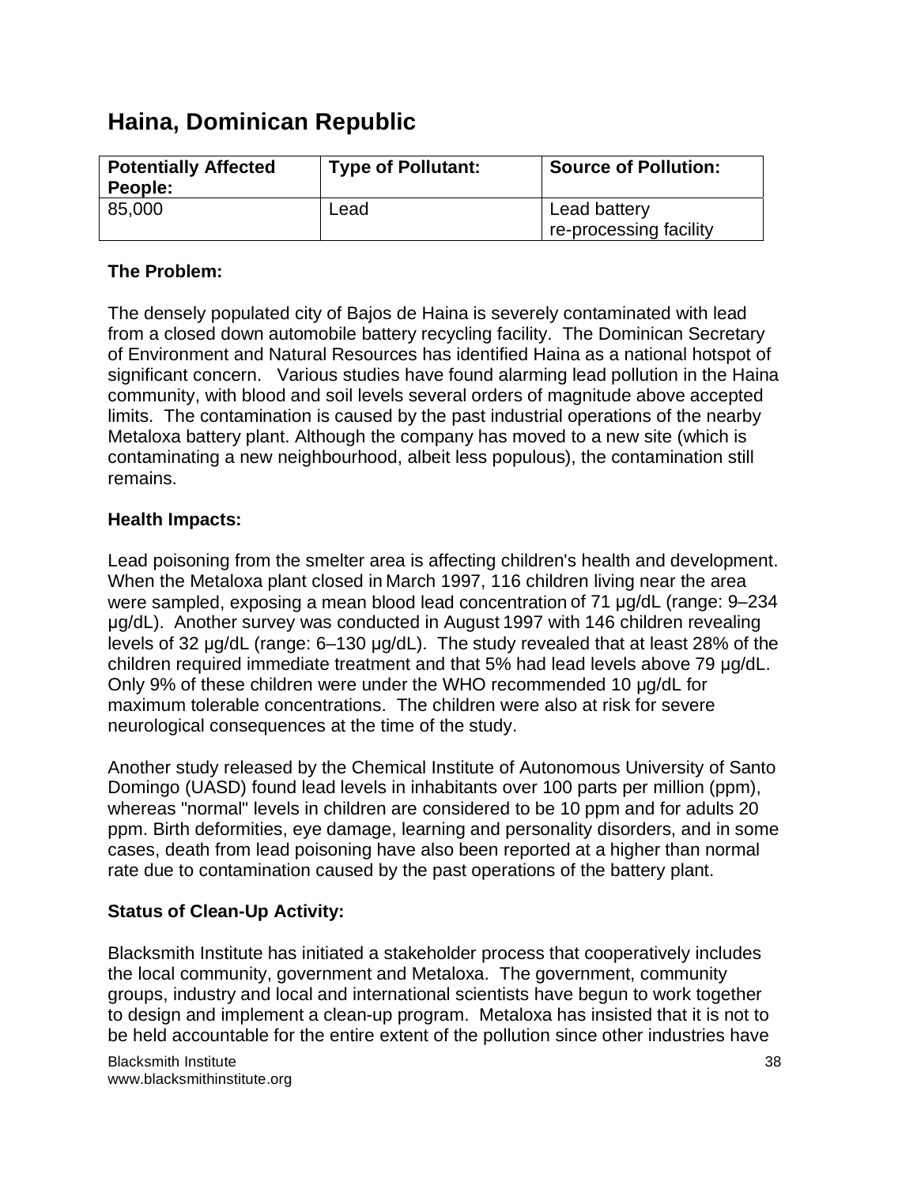# Haina, Dominican Republic

| Potentially Affected People: | Type of Pollutant: | Source of Pollution: |
| --- | --- | --- |
| 85,000 | Lead | Lead battery re-processing facility |

**The Problem:**

The densely populated city of Bajos de Haina is severely contaminated with lead from a closed down automobile battery recycling facility. The Dominican Secretary of Environment and Natural Resources has identified Haina as a national hotspot of significant concern. Various studies have found alarming lead pollution in the Haina community, with blood and soil levels several orders of magnitude above accepted limits. The contamination is caused by the past industrial operations of the nearby Metaloxa battery plant. Although the company has moved to a new site (which is contaminating a new neighbourhood, albeit less populous), the contamination still remains.

**Health Impacts:**

Lead poisoning from the smelter area is affecting children's health and development. When the Metaloxa plant closed in March 1997, 116 children living near the area were sampled, exposing a mean blood lead concentration of 71 µg/dL (range: 9–234 µg/dL). Another survey was conducted in August 1997 with 146 children revealing levels of 32 µg/dL (range: 6–130 µg/dL). The study revealed that at least 28% of the children required immediate treatment and that 5% had lead levels above 79 µg/dL. Only 9% of these children were under the WHO recommended 10 µg/dL for maximum tolerable concentrations. The children were also at risk for severe neurological consequences at the time of the study.

Another study released by the Chemical Institute of Autonomous University of Santo Domingo (UASD) found lead levels in inhabitants over 100 parts per million (ppm), whereas "normal" levels in children are considered to be 10 ppm and for adults 20 ppm. Birth deformities, eye damage, learning and personality disorders, and in some cases, death from lead poisoning have also been reported at a higher than normal rate due to contamination caused by the past operations of the battery plant.

**Status of Clean-Up Activity:**

Blacksmith Institute has initiated a stakeholder process that cooperatively includes the local community, government and Metaloxa. The government, community groups, industry and local and international scientists have begun to work together to design and implement a clean-up program. Metaloxa has insisted that it is not to be held accountable for the entire extent of the pollution since other industries have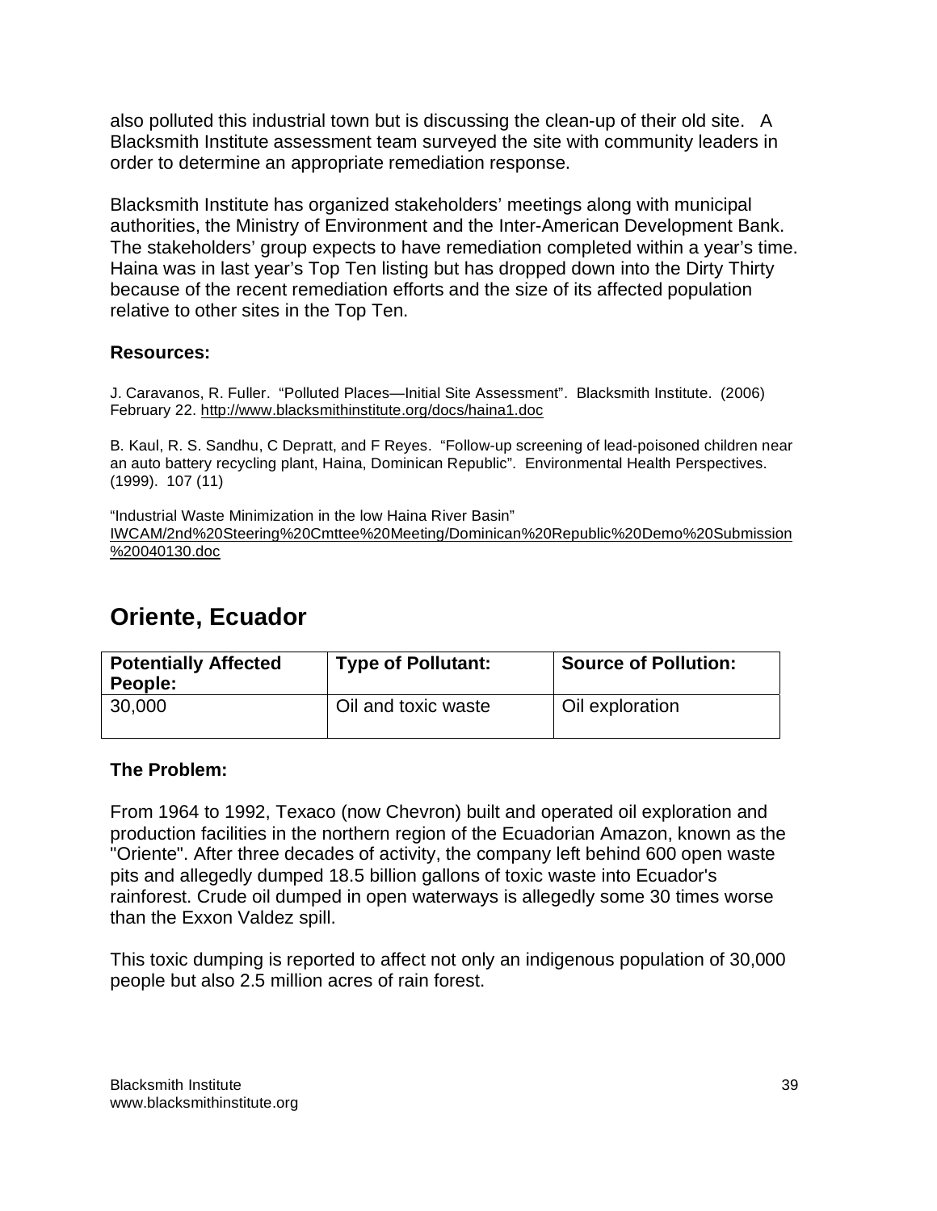also polluted this industrial town but is discussing the clean-up of their old site. A Blacksmith Institute assessment team surveyed the site with community leaders in order to determine an appropriate remediation response.

Blacksmith Institute has organized stakeholders' meetings along with municipal authorities, the Ministry of Environment and the Inter-American Development Bank. The stakeholders' group expects to have remediation completed within a year's time. Haina was in last year's Top Ten listing but has dropped down into the Dirty Thirty because of the recent remediation efforts and the size of its affected population relative to other sites in the Top Ten.

### Resources:

J. Caravanos, R. Fuller. "Polluted Places—Initial Site Assessment". Blacksmith Institute. (2006) February 22. http://www.blacksmithinstitute.org/docs/haina1.doc

B. Kaul, R. S. Sandhu, C Depratt, and F Reyes. "Follow-up screening of lead-poisoned children near an auto battery recycling plant, Haina, Dominican Republic". Environmental Health Perspectives. (1999). 107 (11)

"Industrial Waste Minimization in the low Haina River Basin" IWCAM/2nd%20Steering%20Cmttee%20Meeting/Dominican%20Republic%20Demo%20Submission%20040130.doc

## Oriente, Ecuador

| Potentially Affected People: | Type of Pollutant: | Source of Pollution: |
|---|---|---|
| 30,000 | Oil and toxic waste | Oil exploration |

### The Problem:

From 1964 to 1992, Texaco (now Chevron) built and operated oil exploration and production facilities in the northern region of the Ecuadorian Amazon, known as the "Oriente". After three decades of activity, the company left behind 600 open waste pits and allegedly dumped 18.5 billion gallons of toxic waste into Ecuador's rainforest. Crude oil dumped in open waterways is allegedly some 30 times worse than the Exxon Valdez spill.

This toxic dumping is reported to affect not only an indigenous population of 30,000 people but also 2.5 million acres of rain forest.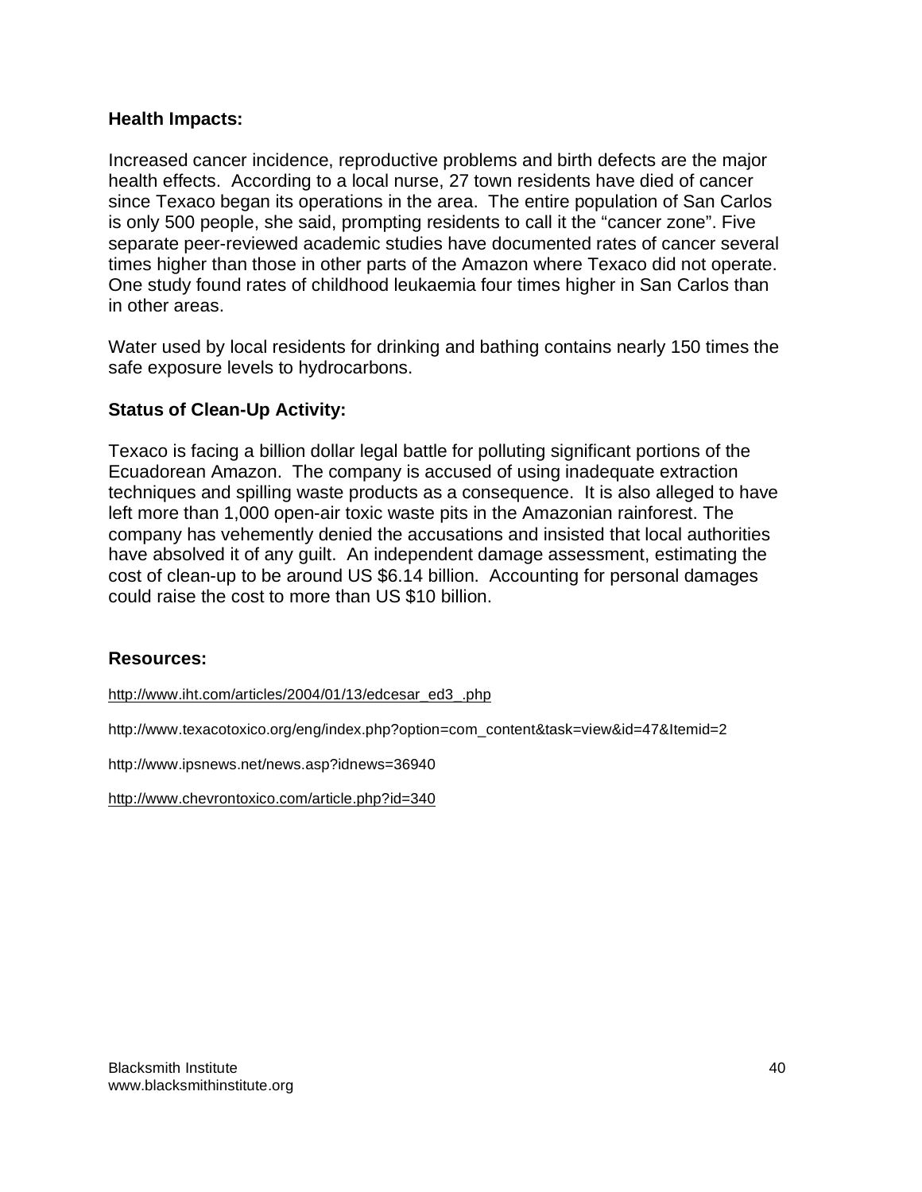### Health Impacts:

Increased cancer incidence, reproductive problems and birth defects are the major health effects. According to a local nurse, 27 town residents have died of cancer since Texaco began its operations in the area. The entire population of San Carlos is only 500 people, she said, prompting residents to call it the "cancer zone". Five separate peer-reviewed academic studies have documented rates of cancer several times higher than those in other parts of the Amazon where Texaco did not operate. One study found rates of childhood leukaemia four times higher in San Carlos than in other areas.

Water used by local residents for drinking and bathing contains nearly 150 times the safe exposure levels to hydrocarbons.

### Status of Clean-Up Activity:

Texaco is facing a billion dollar legal battle for polluting significant portions of the Ecuadorean Amazon. The company is accused of using inadequate extraction techniques and spilling waste products as a consequence. It is also alleged to have left more than 1,000 open-air toxic waste pits in the Amazonian rainforest. The company has vehemently denied the accusations and insisted that local authorities have absolved it of any guilt. An independent damage assessment, estimating the cost of clean-up to be around US $6.14 billion. Accounting for personal damages could raise the cost to more than US $10 billion.

### Resources:

http://www.iht.com/articles/2004/01/13/edcesar_ed3_.php

http://www.texacotoxico.org/eng/index.php?option=com_content&task=view&id=47&Itemid=2

http://www.ipsnews.net/news.asp?idnews=36940

http://www.chevrontoxico.com/article.php?id=340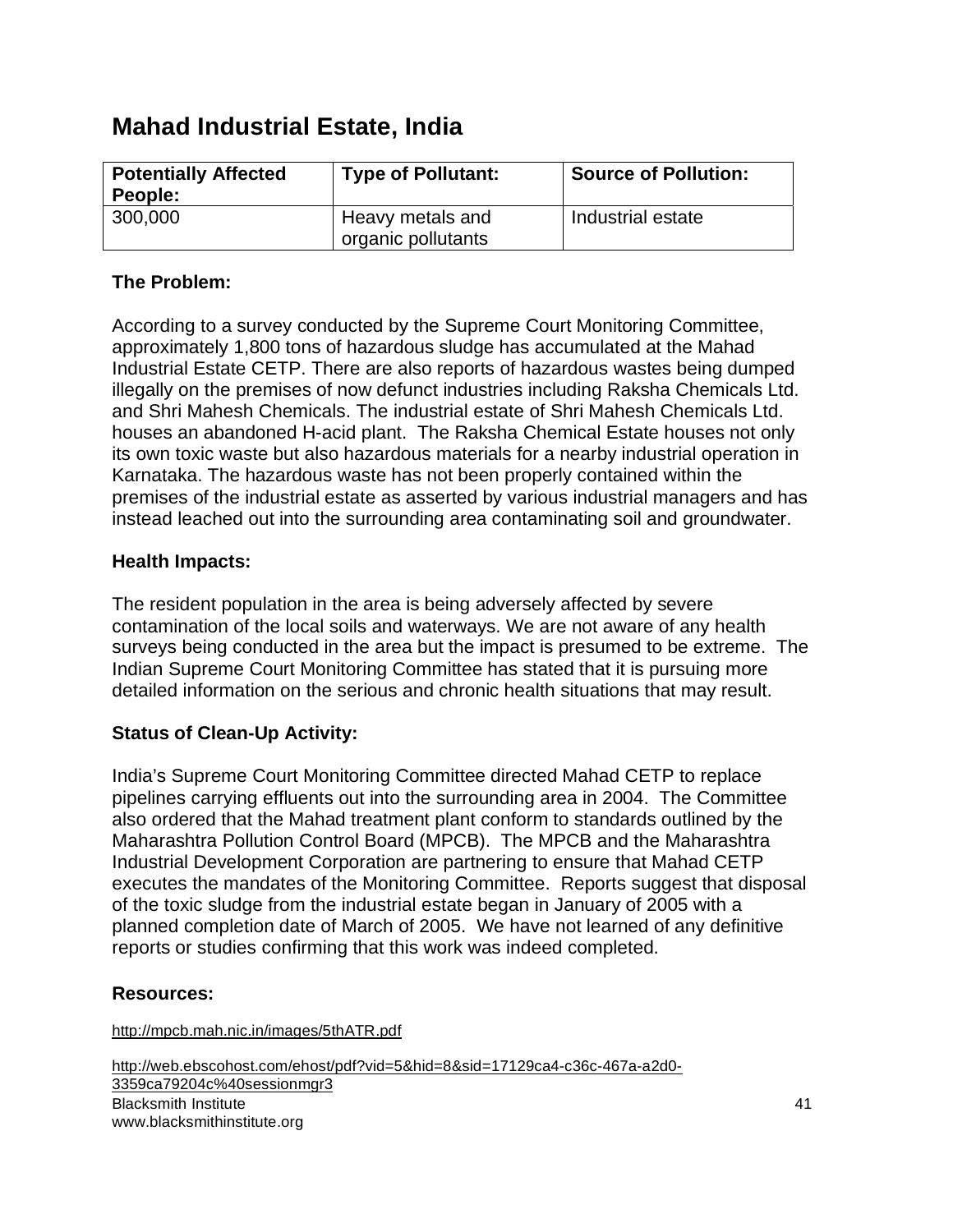## Mahad Industrial Estate, India

| Potentially Affected People: | Type of Pollutant: | Source of Pollution: |
| --- | --- | --- |
| 300,000 | Heavy metals and organic pollutants | Industrial estate |

### The Problem:

According to a survey conducted by the Supreme Court Monitoring Committee, approximately 1,800 tons of hazardous sludge has accumulated at the Mahad Industrial Estate CETP. There are also reports of hazardous wastes being dumped illegally on the premises of now defunct industries including Raksha Chemicals Ltd. and Shri Mahesh Chemicals. The industrial estate of Shri Mahesh Chemicals Ltd. houses an abandoned H-acid plant. The Raksha Chemical Estate houses not only its own toxic waste but also hazardous materials for a nearby industrial operation in Karnataka. The hazardous waste has not been properly contained within the premises of the industrial estate as asserted by various industrial managers and has instead leached out into the surrounding area contaminating soil and groundwater.

### Health Impacts:

The resident population in the area is being adversely affected by severe contamination of the local soils and waterways. We are not aware of any health surveys being conducted in the area but the impact is presumed to be extreme. The Indian Supreme Court Monitoring Committee has stated that it is pursuing more detailed information on the serious and chronic health situations that may result.

### Status of Clean-Up Activity:

India's Supreme Court Monitoring Committee directed Mahad CETP to replace pipelines carrying effluents out into the surrounding area in 2004. The Committee also ordered that the Mahad treatment plant conform to standards outlined by the Maharashtra Pollution Control Board (MPCB). The MPCB and the Maharashtra Industrial Development Corporation are partnering to ensure that Mahad CETP executes the mandates of the Monitoring Committee. Reports suggest that disposal of the toxic sludge from the industrial estate began in January of 2005 with a planned completion date of March of 2005. We have not learned of any definitive reports or studies confirming that this work was indeed completed.

### Resources:

http://mpcb.mah.nic.in/images/5thATR.pdf

http://web.ebscohost.com/ehost/pdf?vid=5&hid=8&sid=17129ca4-c36c-467a-a2d0-3359ca79204c%40sessionmgr3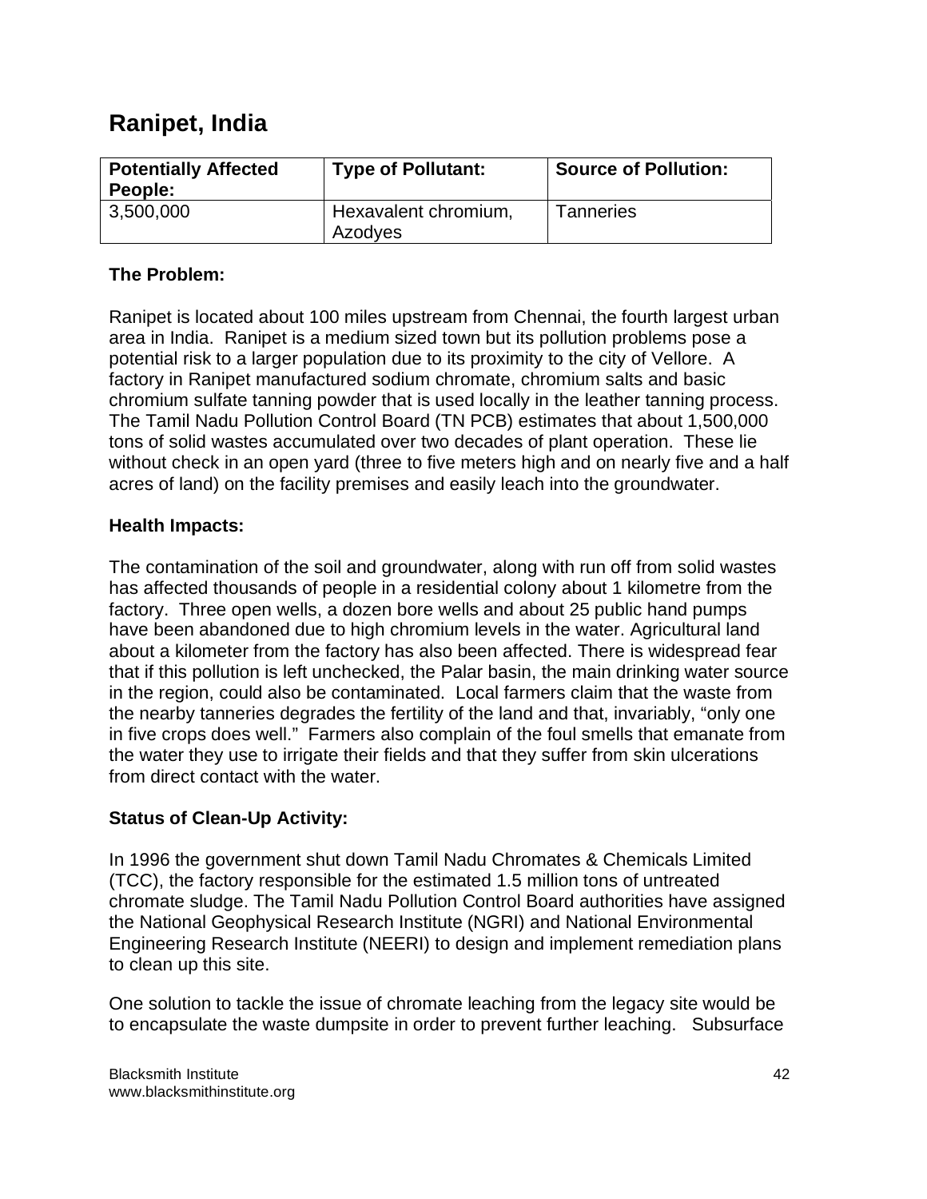## Ranipet, India

| Potentially Affected People: | Type of Pollutant: | Source of Pollution: |
|---|---|---|
| 3,500,000 | Hexavalent chromium, Azodyes | Tanneries |

**The Problem:**

Ranipet is located about 100 miles upstream from Chennai, the fourth largest urban area in India. Ranipet is a medium sized town but its pollution problems pose a potential risk to a larger population due to its proximity to the city of Vellore. A factory in Ranipet manufactured sodium chromate, chromium salts and basic chromium sulfate tanning powder that is used locally in the leather tanning process. The Tamil Nadu Pollution Control Board (TN PCB) estimates that about 1,500,000 tons of solid wastes accumulated over two decades of plant operation. These lie without check in an open yard (three to five meters high and on nearly five and a half acres of land) on the facility premises and easily leach into the groundwater.

**Health Impacts:**

The contamination of the soil and groundwater, along with run off from solid wastes has affected thousands of people in a residential colony about 1 kilometre from the factory. Three open wells, a dozen bore wells and about 25 public hand pumps have been abandoned due to high chromium levels in the water. Agricultural land about a kilometer from the factory has also been affected. There is widespread fear that if this pollution is left unchecked, the Palar basin, the main drinking water source in the region, could also be contaminated. Local farmers claim that the waste from the nearby tanneries degrades the fertility of the land and that, invariably, "only one in five crops does well." Farmers also complain of the foul smells that emanate from the water they use to irrigate their fields and that they suffer from skin ulcerations from direct contact with the water.

**Status of Clean-Up Activity:**

In 1996 the government shut down Tamil Nadu Chromates & Chemicals Limited (TCC), the factory responsible for the estimated 1.5 million tons of untreated chromate sludge. The Tamil Nadu Pollution Control Board authorities have assigned the National Geophysical Research Institute (NGRI) and National Environmental Engineering Research Institute (NEERI) to design and implement remediation plans to clean up this site.

One solution to tackle the issue of chromate leaching from the legacy site would be to encapsulate the waste dumpsite in order to prevent further leaching. Subsurface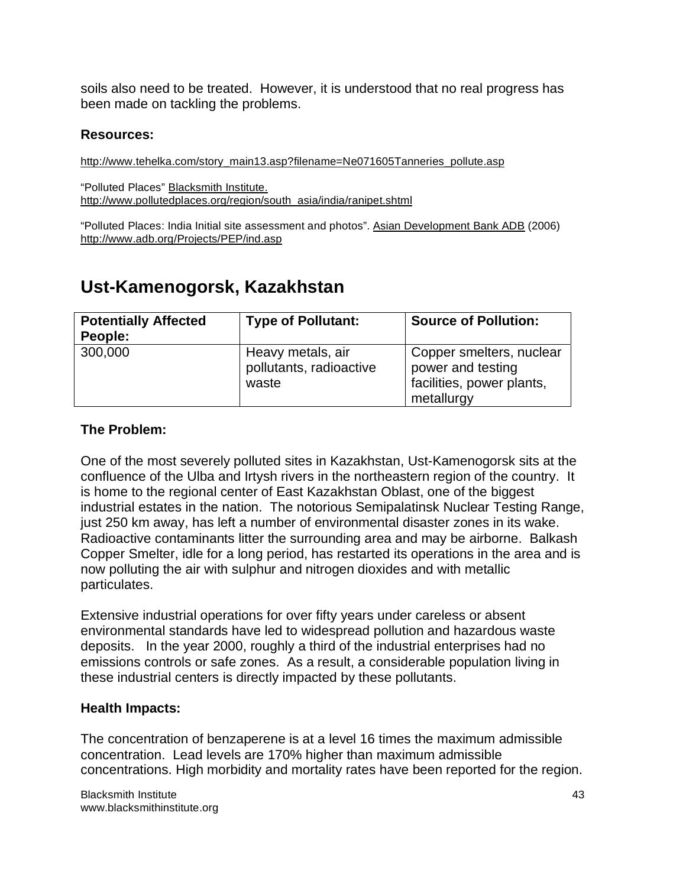soils also need to be treated. However, it is understood that no real progress has been made on tackling the problems.

**Resources:**

http://www.tehelka.com/story_main13.asp?filename=Ne071605Tanneries_pollute.asp

"Polluted Places" Blacksmith Institute.
http://www.pollutedplaces.org/region/south_asia/india/ranipet.shtml

"Polluted Places: India Initial site assessment and photos". Asian Development Bank ADB (2006)
http://www.adb.org/Projects/PEP/ind.asp

# Ust-Kamenogorsk, Kazakhstan

| Potentially Affected People: | Type of Pollutant: | Source of Pollution: |
|---|---|---|
| 300,000 | Heavy metals, air pollutants, radioactive waste | Copper smelters, nuclear power and testing facilities, power plants, metallurgy |

**The Problem:**

One of the most severely polluted sites in Kazakhstan, Ust-Kamenogorsk sits at the confluence of the Ulba and Irtysh rivers in the northeastern region of the country. It is home to the regional center of East Kazakhstan Oblast, one of the biggest industrial estates in the nation. The notorious Semipalatinsk Nuclear Testing Range, just 250 km away, has left a number of environmental disaster zones in its wake. Radioactive contaminants litter the surrounding area and may be airborne. Balkash Copper Smelter, idle for a long period, has restarted its operations in the area and is now polluting the air with sulphur and nitrogen dioxides and with metallic particulates.

Extensive industrial operations for over fifty years under careless or absent environmental standards have led to widespread pollution and hazardous waste deposits. In the year 2000, roughly a third of the industrial enterprises had no emissions controls or safe zones. As a result, a considerable population living in these industrial centers is directly impacted by these pollutants.

**Health Impacts:**

The concentration of benzaperene is at a level 16 times the maximum admissible concentration. Lead levels are 170% higher than maximum admissible concentrations. High morbidity and mortality rates have been reported for the region.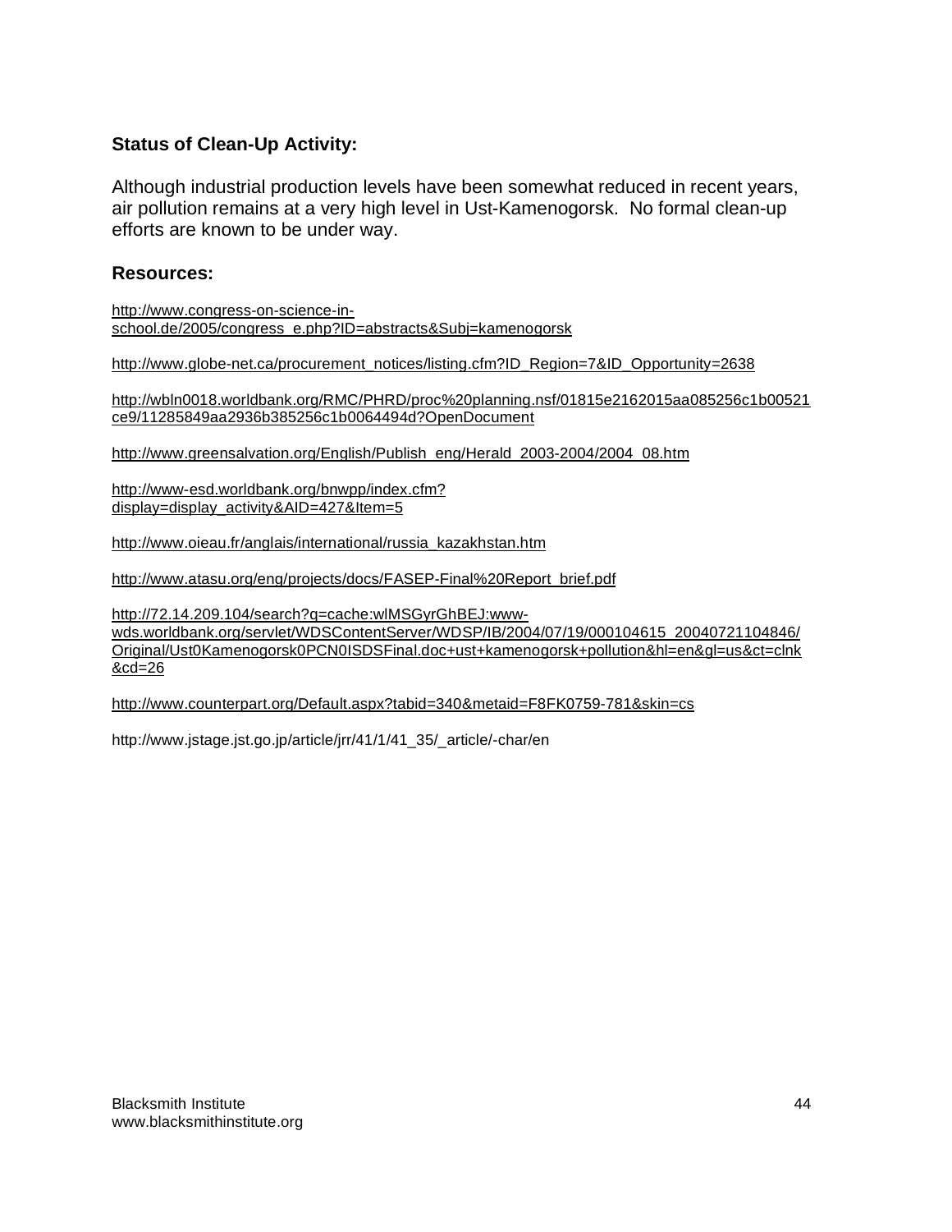### Status of Clean-Up Activity:

Although industrial production levels have been somewhat reduced in recent years, air pollution remains at a very high level in Ust-Kamenogorsk. No formal clean-up efforts are known to be under way.

### Resources:

http://www.congress-on-science-in-school.de/2005/congress_e.php?ID=abstracts&Subj=kamenogorsk

http://www.globe-net.ca/procurement_notices/listing.cfm?ID_Region=7&ID_Opportunity=2638

http://wbln0018.worldbank.org/RMC/PHRD/proc%20planning.nsf/01815e2162015aa085256c1b00521ce9/11285849aa2936b385256c1b0064494d?OpenDocument

http://www.greensalvation.org/English/Publish_eng/Herald_2003-2004/2004_08.htm

http://www-esd.worldbank.org/bnwpp/index.cfm?display=display_activity&AID=427&Item=5

http://www.oieau.fr/anglais/international/russia_kazakhstan.htm

http://www.atasu.org/eng/projects/docs/FASEP-Final%20Report_brief.pdf

http://72.14.209.104/search?q=cache:wlMSGyrGhBEJ:www-wds.worldbank.org/servlet/WDSContentServer/WDSP/IB/2004/07/19/000104615_20040721104846/Original/Ust0Kamenogorsk0PCN0ISDSFinal.doc+ust+kamenogorsk+pollution&hl=en&gl=us&ct=clnk&cd=26

http://www.counterpart.org/Default.aspx?tabid=340&metaid=F8FK0759-781&skin=cs

http://www.jstage.jst.go.jp/article/jrr/41/1/41_35/_article/-char/en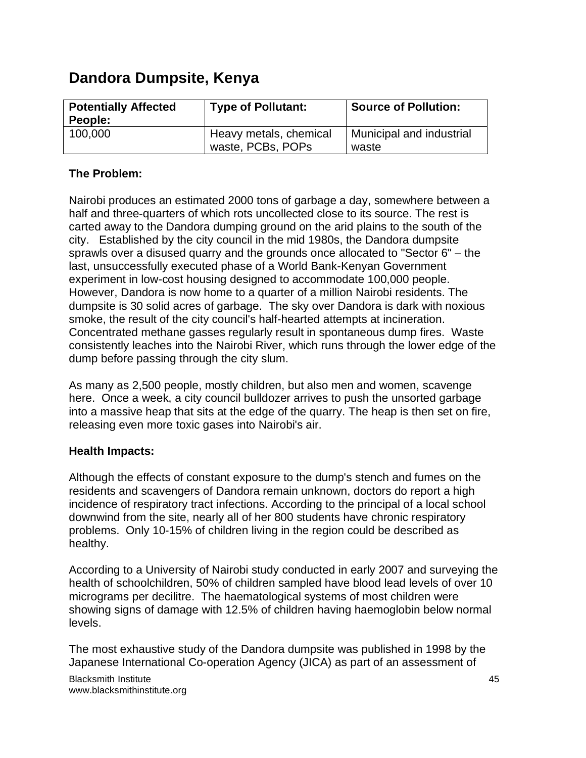# Dandora Dumpsite, Kenya

| Potentially Affected People: | Type of Pollutant: | Source of Pollution: |
|---|---|---|
| 100,000 | Heavy metals, chemical waste, PCBs, POPs | Municipal and industrial waste |

**The Problem:**

Nairobi produces an estimated 2000 tons of garbage a day, somewhere between a half and three-quarters of which rots uncollected close to its source. The rest is carted away to the Dandora dumping ground on the arid plains to the south of the city. Established by the city council in the mid 1980s, the Dandora dumpsite sprawls over a disused quarry and the grounds once allocated to "Sector 6" – the last, unsuccessfully executed phase of a World Bank-Kenyan Government experiment in low-cost housing designed to accommodate 100,000 people. However, Dandora is now home to a quarter of a million Nairobi residents. The dumpsite is 30 solid acres of garbage. The sky over Dandora is dark with noxious smoke, the result of the city council's half-hearted attempts at incineration. Concentrated methane gasses regularly result in spontaneous dump fires. Waste consistently leaches into the Nairobi River, which runs through the lower edge of the dump before passing through the city slum.

As many as 2,500 people, mostly children, but also men and women, scavenge here. Once a week, a city council bulldozer arrives to push the unsorted garbage into a massive heap that sits at the edge of the quarry. The heap is then set on fire, releasing even more toxic gases into Nairobi's air.

**Health Impacts:**

Although the effects of constant exposure to the dump's stench and fumes on the residents and scavengers of Dandora remain unknown, doctors do report a high incidence of respiratory tract infections. According to the principal of a local school downwind from the site, nearly all of her 800 students have chronic respiratory problems. Only 10-15% of children living in the region could be described as healthy.

According to a University of Nairobi study conducted in early 2007 and surveying the health of schoolchildren, 50% of children sampled have blood lead levels of over 10 micrograms per decilitre. The haematological systems of most children were showing signs of damage with 12.5% of children having haemoglobin below normal levels.

The most exhaustive study of the Dandora dumpsite was published in 1998 by the Japanese International Co-operation Agency (JICA) as part of an assessment of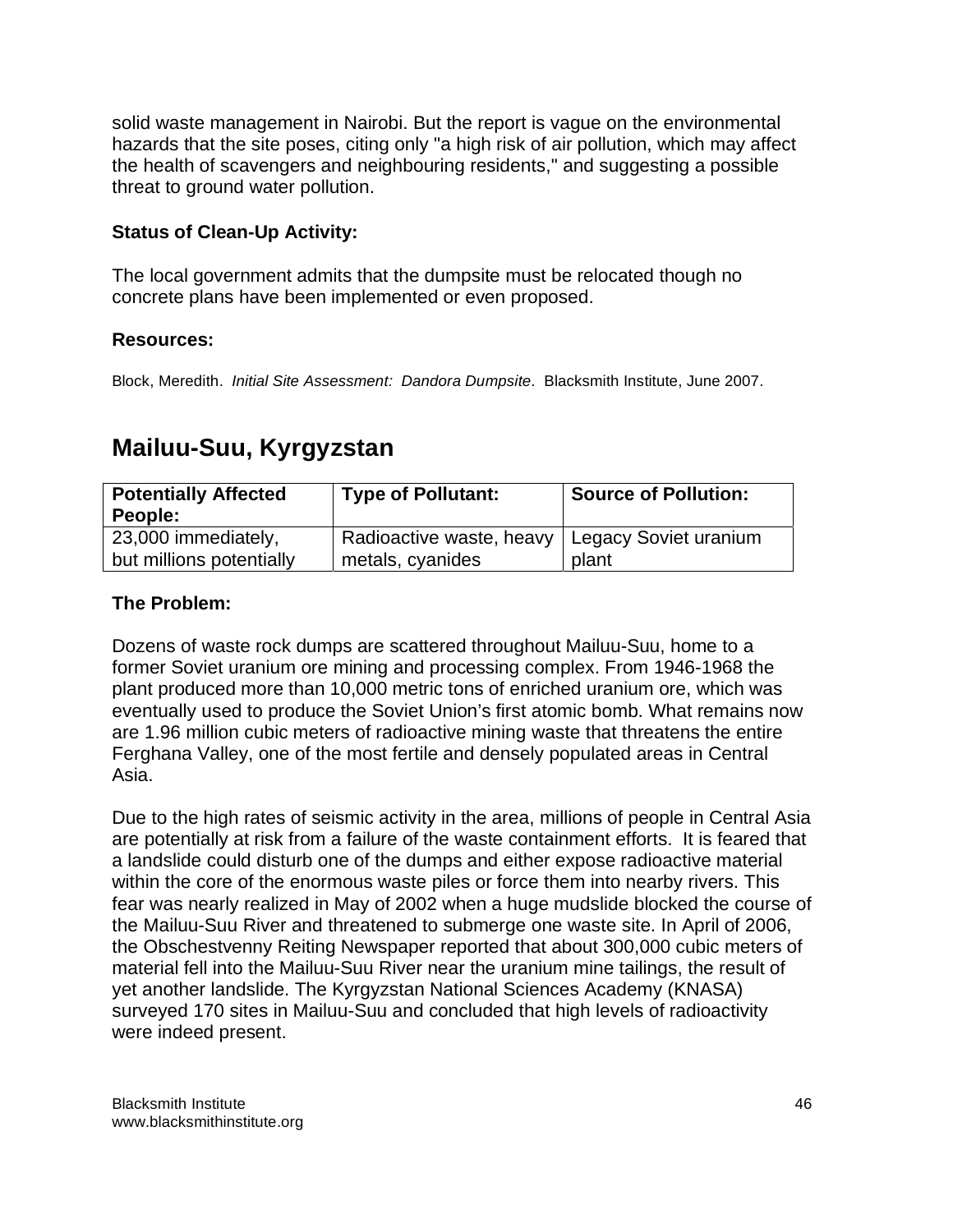solid waste management in Nairobi. But the report is vague on the environmental hazards that the site poses, citing only "a high risk of air pollution, which may affect the health of scavengers and neighbouring residents," and suggesting a possible threat to ground water pollution.

**Status of Clean-Up Activity:**

The local government admits that the dumpsite must be relocated though no concrete plans have been implemented or even proposed.

**Resources:**

Block, Meredith. *Initial Site Assessment: Dandora Dumpsite*. Blacksmith Institute, June 2007.

## Mailuu-Suu, Kyrgyzstan

| Potentially Affected People: | Type of Pollutant: | Source of Pollution: |
|---|---|---|
| 23,000 immediately, but millions potentially | Radioactive waste, heavy metals, cyanides | Legacy Soviet uranium plant |

**The Problem:**

Dozens of waste rock dumps are scattered throughout Mailuu-Suu, home to a former Soviet uranium ore mining and processing complex. From 1946-1968 the plant produced more than 10,000 metric tons of enriched uranium ore, which was eventually used to produce the Soviet Union's first atomic bomb. What remains now are 1.96 million cubic meters of radioactive mining waste that threatens the entire Ferghana Valley, one of the most fertile and densely populated areas in Central Asia.

Due to the high rates of seismic activity in the area, millions of people in Central Asia are potentially at risk from a failure of the waste containment efforts. It is feared that a landslide could disturb one of the dumps and either expose radioactive material within the core of the enormous waste piles or force them into nearby rivers. This fear was nearly realized in May of 2002 when a huge mudslide blocked the course of the Mailuu-Suu River and threatened to submerge one waste site. In April of 2006, the Obschestvenny Reiting Newspaper reported that about 300,000 cubic meters of material fell into the Mailuu-Suu River near the uranium mine tailings, the result of yet another landslide. The Kyrgyzstan National Sciences Academy (KNASA) surveyed 170 sites in Mailuu-Suu and concluded that high levels of radioactivity were indeed present.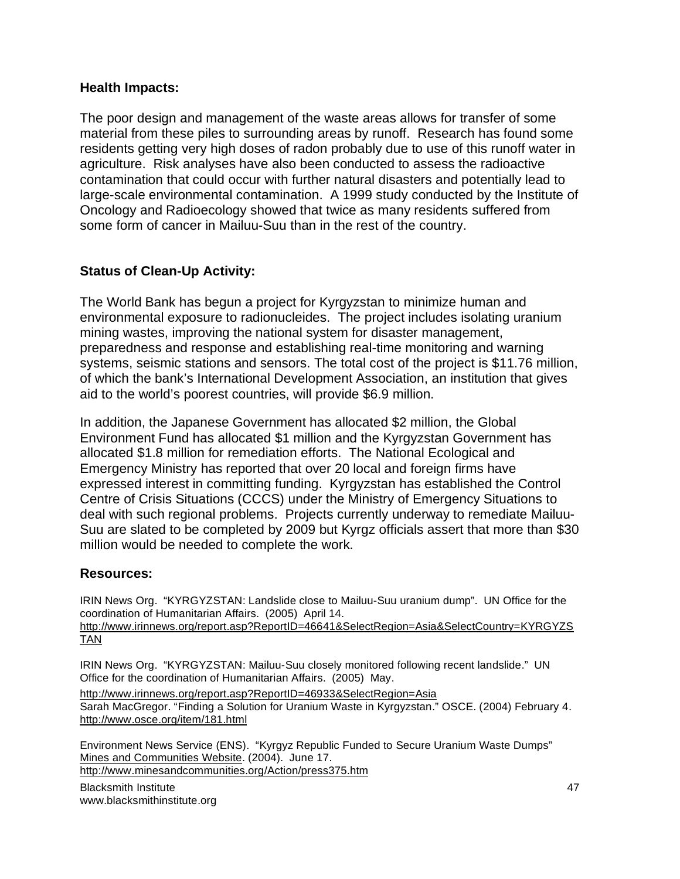### Health Impacts:

The poor design and management of the waste areas allows for transfer of some material from these piles to surrounding areas by runoff. Research has found some residents getting very high doses of radon probably due to use of this runoff water in agriculture. Risk analyses have also been conducted to assess the radioactive contamination that could occur with further natural disasters and potentially lead to large-scale environmental contamination. A 1999 study conducted by the Institute of Oncology and Radioecology showed that twice as many residents suffered from some form of cancer in Mailuu-Suu than in the rest of the country.

### Status of Clean-Up Activity:

The World Bank has begun a project for Kyrgyzstan to minimize human and environmental exposure to radionucleides. The project includes isolating uranium mining wastes, improving the national system for disaster management, preparedness and response and establishing real-time monitoring and warning systems, seismic stations and sensors. The total cost of the project is $11.76 million, of which the bank's International Development Association, an institution that gives aid to the world's poorest countries, will provide $6.9 million.

In addition, the Japanese Government has allocated $2 million, the Global Environment Fund has allocated $1 million and the Kyrgyzstan Government has allocated $1.8 million for remediation efforts. The National Ecological and Emergency Ministry has reported that over 20 local and foreign firms have expressed interest in committing funding. Kyrgyzstan has established the Control Centre of Crisis Situations (CCCS) under the Ministry of Emergency Situations to deal with such regional problems. Projects currently underway to remediate Mailuu-Suu are slated to be completed by 2009 but Kyrgz officials assert that more than $30 million would be needed to complete the work.

### Resources:

IRIN News Org. "KYRGYZSTAN: Landslide close to Mailuu-Suu uranium dump". UN Office for the coordination of Humanitarian Affairs. (2005) April 14.
http://www.irinnews.org/report.asp?ReportID=46641&SelectRegion=Asia&SelectCountry=KYRGYZSTAN

IRIN News Org. "KYRGYZSTAN: Mailuu-Suu closely monitored following recent landslide." UN Office for the coordination of Humanitarian Affairs. (2005) May.
http://www.irinnews.org/report.asp?ReportID=46933&SelectRegion=Asia

Sarah MacGregor. "Finding a Solution for Uranium Waste in Kyrgyzstan." OSCE. (2004) February 4.
http://www.osce.org/item/181.html

Environment News Service (ENS). "Kyrgyz Republic Funded to Secure Uranium Waste Dumps" Mines and Communities Website. (2004). June 17.
http://www.minesandcommunities.org/Action/press375.htm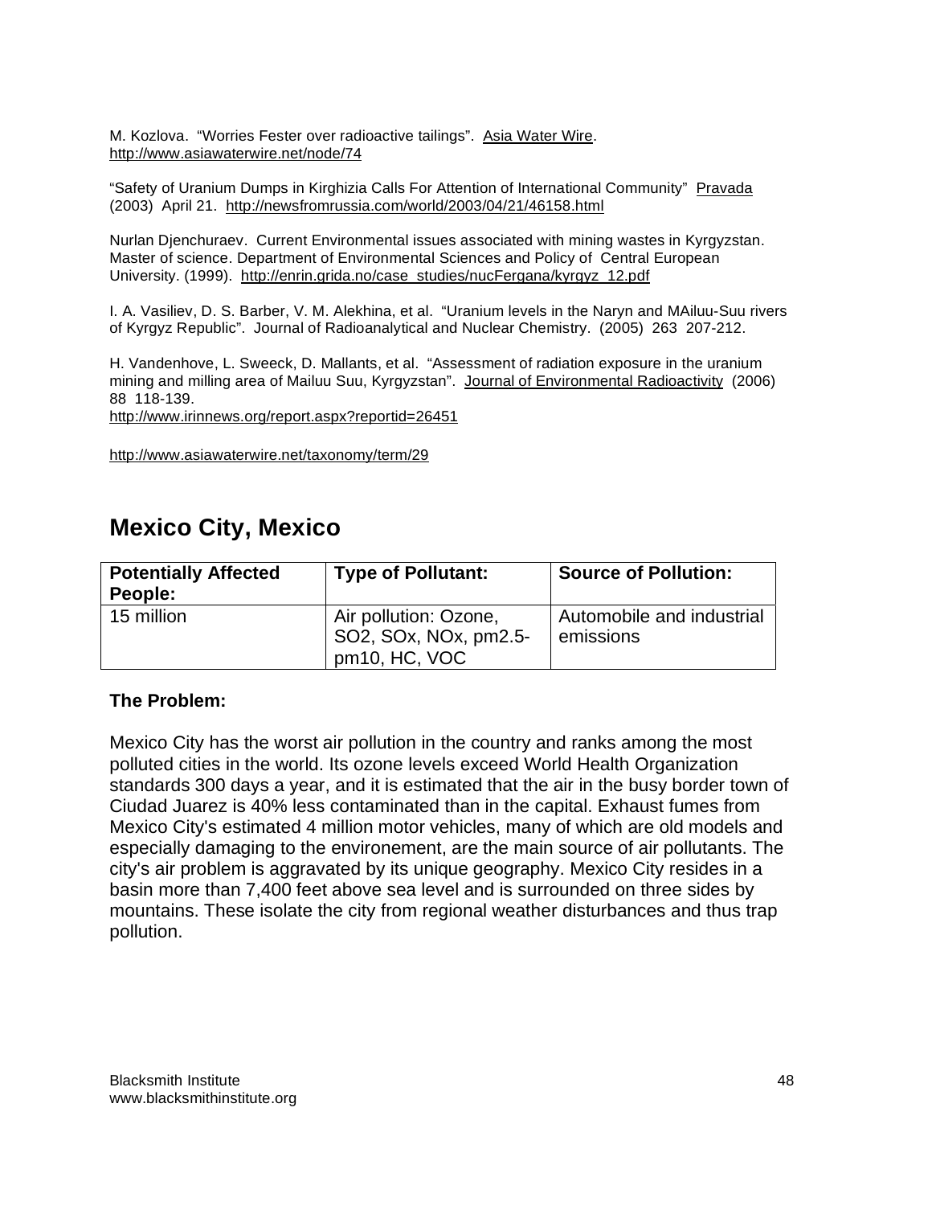M. Kozlova. "Worries Fester over radioactive tailings". Asia Water Wire. http://www.asiawaterwire.net/node/74

"Safety of Uranium Dumps in Kirghizia Calls For Attention of International Community" Pravada (2003) April 21. http://newsfromrussia.com/world/2003/04/21/46158.html

Nurlan Djenchuraev. Current Environmental issues associated with mining wastes in Kyrgyzstan. Master of science. Department of Environmental Sciences and Policy of Central European University. (1999). http://enrin.grida.no/case_studies/nucFergana/kyrgyz_12.pdf

I. A. Vasiliev, D. S. Barber, V. M. Alekhina, et al. "Uranium levels in the Naryn and MAiluu-Suu rivers of Kyrgyz Republic". Journal of Radioanalytical and Nuclear Chemistry. (2005) 263 207-212.

H. Vandenhove, L. Sweeck, D. Mallants, et al. "Assessment of radiation exposure in the uranium mining and milling area of Mailuu Suu, Kyrgyzstan". Journal of Environmental Radioactivity (2006) 88 118-139.
http://www.irinnews.org/report.aspx?reportid=26451

http://www.asiawaterwire.net/taxonomy/term/29

## Mexico City, Mexico

| Potentially Affected People: | Type of Pollutant: | Source of Pollution: |
|---|---|---|
| 15 million | Air pollution: Ozone, $SO_2$, $SO_x$, $NO_x$, pm2.5-pm10, HC, VOC | Automobile and industrial emissions |

**The Problem:**

Mexico City has the worst air pollution in the country and ranks among the most polluted cities in the world. Its ozone levels exceed World Health Organization standards 300 days a year, and it is estimated that the air in the busy border town of Ciudad Juarez is 40% less contaminated than in the capital. Exhaust fumes from Mexico City's estimated 4 million motor vehicles, many of which are old models and especially damaging to the environement, are the main source of air pollutants. The city's air problem is aggravated by its unique geography. Mexico City resides in a basin more than 7,400 feet above sea level and is surrounded on three sides by mountains. These isolate the city from regional weather disturbances and thus trap pollution.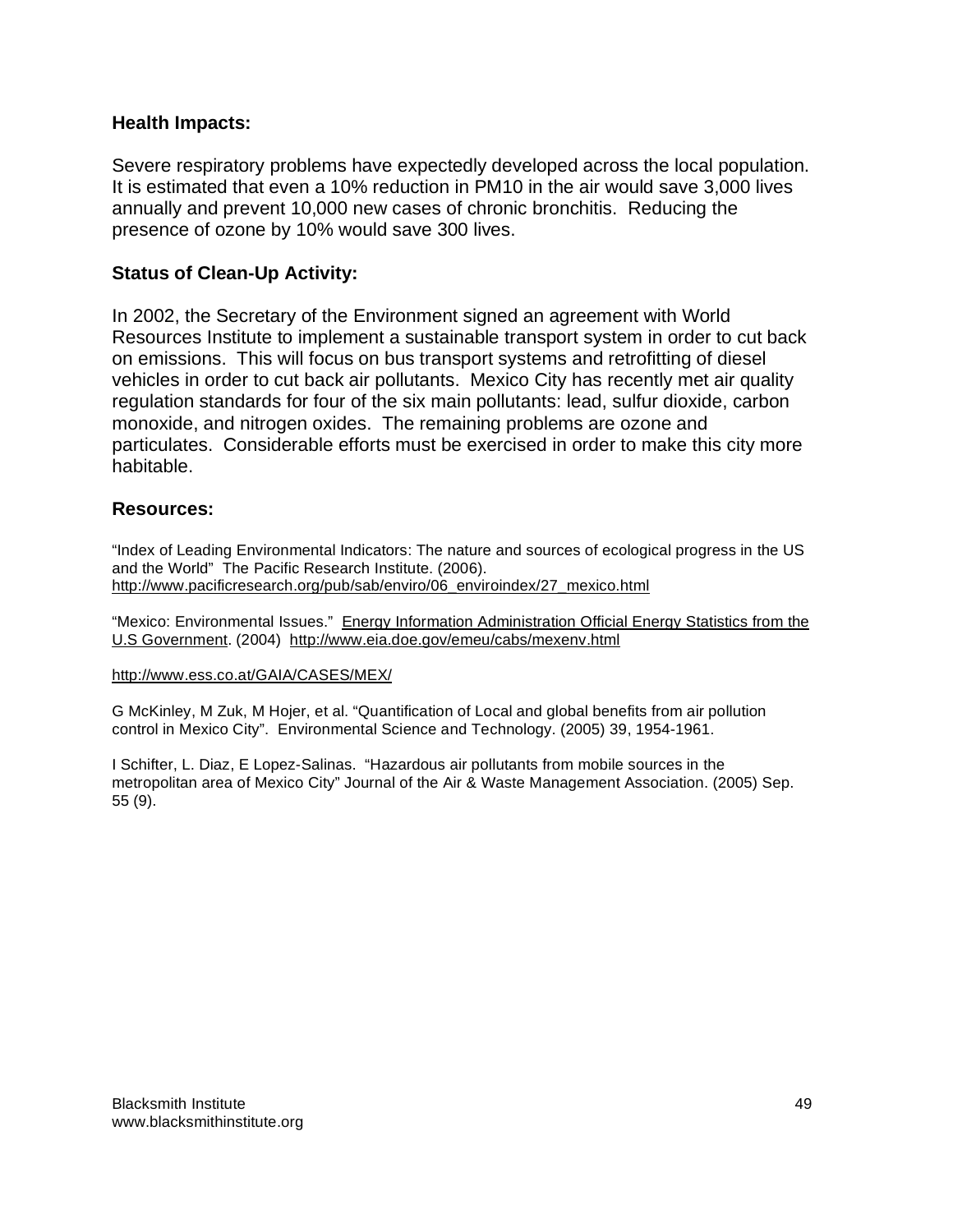### Health Impacts:

Severe respiratory problems have expectedly developed across the local population. It is estimated that even a 10% reduction in PM10 in the air would save 3,000 lives annually and prevent 10,000 new cases of chronic bronchitis. Reducing the presence of ozone by 10% would save 300 lives.

### Status of Clean-Up Activity:

In 2002, the Secretary of the Environment signed an agreement with World Resources Institute to implement a sustainable transport system in order to cut back on emissions. This will focus on bus transport systems and retrofitting of diesel vehicles in order to cut back air pollutants. Mexico City has recently met air quality regulation standards for four of the six main pollutants: lead, sulfur dioxide, carbon monoxide, and nitrogen oxides. The remaining problems are ozone and particulates. Considerable efforts must be exercised in order to make this city more habitable.

### Resources:

"Index of Leading Environmental Indicators: The nature and sources of ecological progress in the US and the World" The Pacific Research Institute. (2006). http://www.pacificresearch.org/pub/sab/enviro/06_enviroindex/27_mexico.html

"Mexico: Environmental Issues." Energy Information Administration Official Energy Statistics from the U.S Government. (2004) http://www.eia.doe.gov/emeu/cabs/mexenv.html

http://www.ess.co.at/GAIA/CASES/MEX/

G McKinley, M Zuk, M Hojer, et al. "Quantification of Local and global benefits from air pollution control in Mexico City". Environmental Science and Technology. (2005) 39, 1954-1961.

I Schifter, L. Diaz, E Lopez-Salinas. "Hazardous air pollutants from mobile sources in the metropolitan area of Mexico City" Journal of the Air & Waste Management Association. (2005) Sep. 55 (9).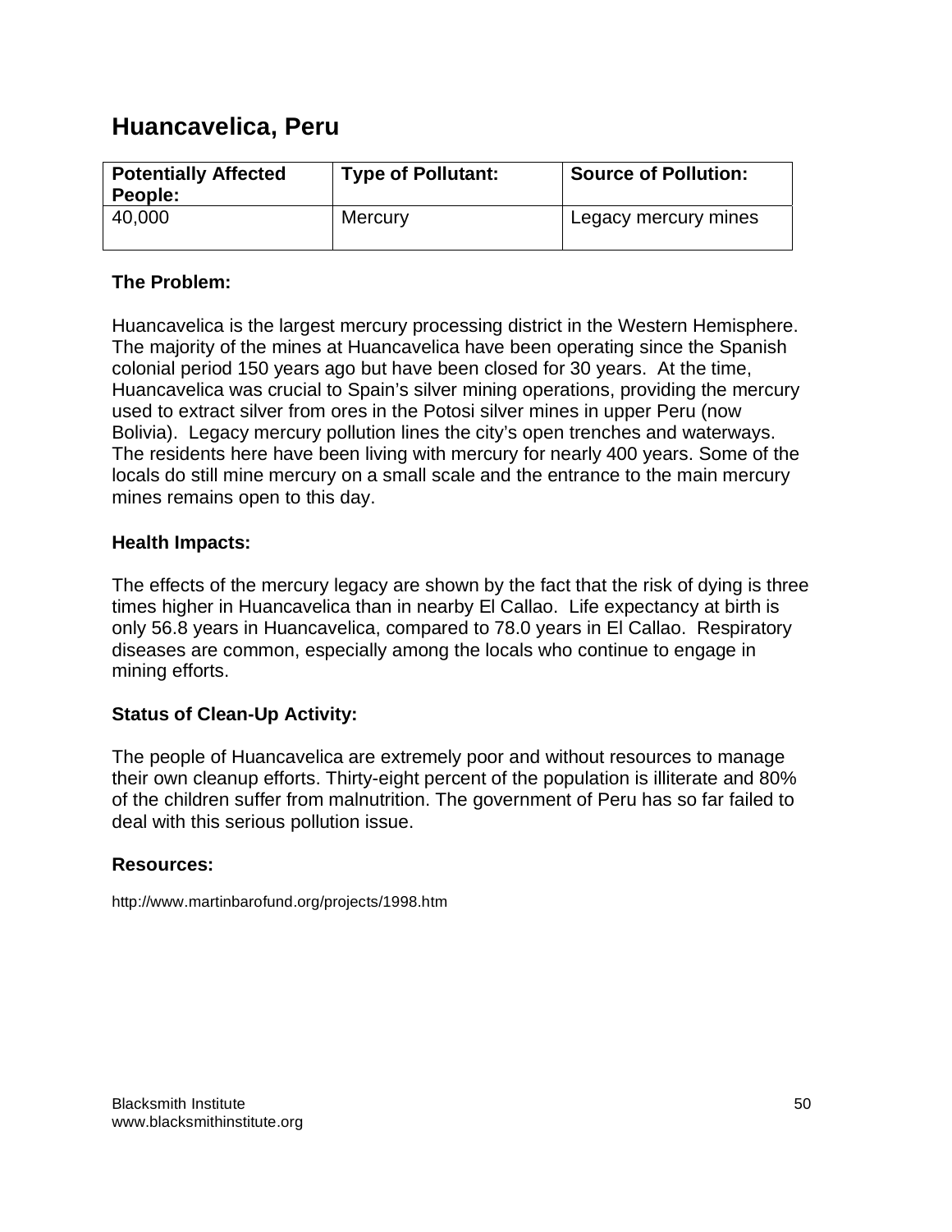## Huancavelica, Peru

| Potentially Affected People: | Type of Pollutant: | Source of Pollution: |
| --- | --- | --- |
| 40,000 | Mercury | Legacy mercury mines |

### The Problem:

Huancavelica is the largest mercury processing district in the Western Hemisphere. The majority of the mines at Huancavelica have been operating since the Spanish colonial period 150 years ago but have been closed for 30 years. At the time, Huancavelica was crucial to Spain's silver mining operations, providing the mercury used to extract silver from ores in the Potosi silver mines in upper Peru (now Bolivia). Legacy mercury pollution lines the city's open trenches and waterways. The residents here have been living with mercury for nearly 400 years. Some of the locals do still mine mercury on a small scale and the entrance to the main mercury mines remains open to this day.

### Health Impacts:

The effects of the mercury legacy are shown by the fact that the risk of dying is three times higher in Huancavelica than in nearby El Callao. Life expectancy at birth is only 56.8 years in Huancavelica, compared to 78.0 years in El Callao. Respiratory diseases are common, especially among the locals who continue to engage in mining efforts.

### Status of Clean-Up Activity:

The people of Huancavelica are extremely poor and without resources to manage their own cleanup efforts. Thirty-eight percent of the population is illiterate and 80% of the children suffer from malnutrition. The government of Peru has so far failed to deal with this serious pollution issue.

### Resources:

http://www.martinbarofund.org/projects/1998.htm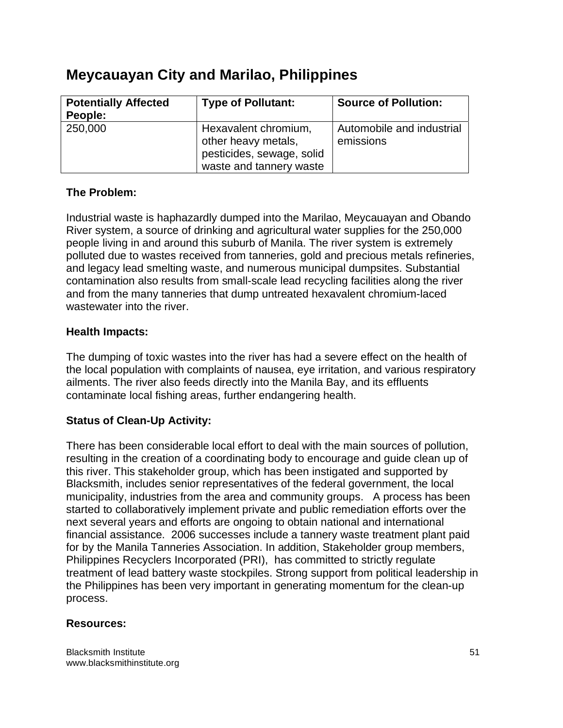## Meycauayan City and Marilao, Philippines

| Potentially Affected People: | Type of Pollutant: | Source of Pollution: |
|---|---|---|
| 250,000 | Hexavalent chromium, other heavy metals, pesticides, sewage, solid waste and tannery waste | Automobile and industrial emissions |

**The Problem:**

Industrial waste is haphazardly dumped into the Marilao, Meycauayan and Obando River system, a source of drinking and agricultural water supplies for the 250,000 people living in and around this suburb of Manila. The river system is extremely polluted due to wastes received from tanneries, gold and precious metals refineries, and legacy lead smelting waste, and numerous municipal dumpsites. Substantial contamination also results from small-scale lead recycling facilities along the river and from the many tanneries that dump untreated hexavalent chromium-laced wastewater into the river.

**Health Impacts:**

The dumping of toxic wastes into the river has had a severe effect on the health of the local population with complaints of nausea, eye irritation, and various respiratory ailments. The river also feeds directly into the Manila Bay, and its effluents contaminate local fishing areas, further endangering health.

**Status of Clean-Up Activity:**

There has been considerable local effort to deal with the main sources of pollution, resulting in the creation of a coordinating body to encourage and guide clean up of this river. This stakeholder group, which has been instigated and supported by Blacksmith, includes senior representatives of the federal government, the local municipality, industries from the area and community groups. A process has been started to collaboratively implement private and public remediation efforts over the next several years and efforts are ongoing to obtain national and international financial assistance. 2006 successes include a tannery waste treatment plant paid for by the Manila Tanneries Association. In addition, Stakeholder group members, Philippines Recyclers Incorporated (PRI), has committed to strictly regulate treatment of lead battery waste stockpiles. Strong support from political leadership in the Philippines has been very important in generating momentum for the clean-up process.

**Resources:**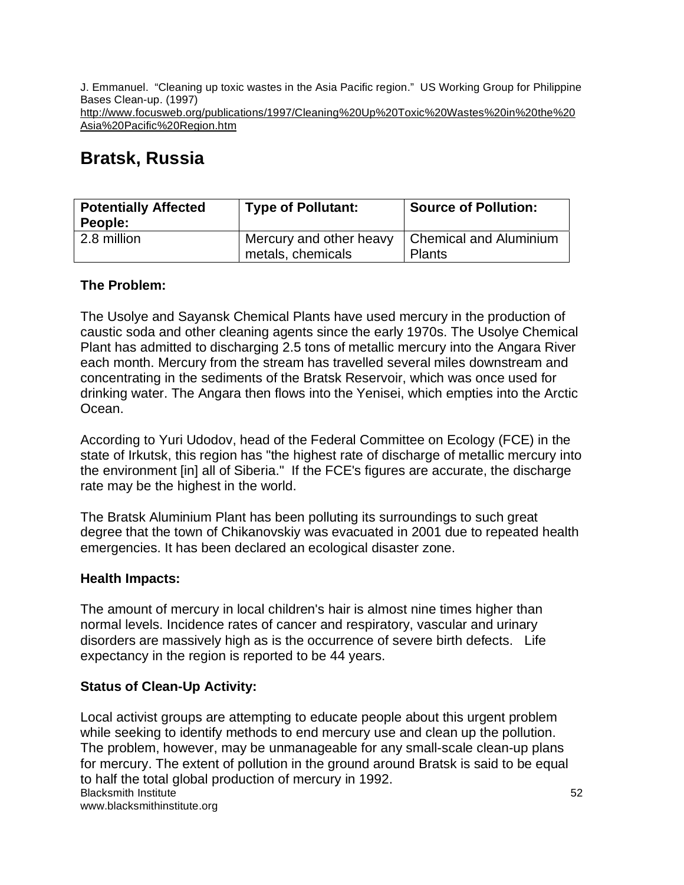J. Emmanuel. "Cleaning up toxic wastes in the Asia Pacific region." US Working Group for Philippine Bases Clean-up. (1997)
http://www.focusweb.org/publications/1997/Cleaning%20Up%20Toxic%20Wastes%20in%20the%20Asia%20Pacific%20Region.htm

# Bratsk, Russia

| Potentially Affected People: | Type of Pollutant: | Source of Pollution: |
|---|---|---|
| 2.8 million | Mercury and other heavy metals, chemicals | Chemical and Aluminium Plants |

**The Problem:**

The Usolye and Sayansk Chemical Plants have used mercury in the production of caustic soda and other cleaning agents since the early 1970s. The Usolye Chemical Plant has admitted to discharging 2.5 tons of metallic mercury into the Angara River each month. Mercury from the stream has travelled several miles downstream and concentrating in the sediments of the Bratsk Reservoir, which was once used for drinking water. The Angara then flows into the Yenisei, which empties into the Arctic Ocean.

According to Yuri Udodov, head of the Federal Committee on Ecology (FCE) in the state of Irkutsk, this region has "the highest rate of discharge of metallic mercury into the environment [in] all of Siberia." If the FCE's figures are accurate, the discharge rate may be the highest in the world.

The Bratsk Aluminium Plant has been polluting its surroundings to such great degree that the town of Chikanovskiy was evacuated in 2001 due to repeated health emergencies. It has been declared an ecological disaster zone.

**Health Impacts:**

The amount of mercury in local children's hair is almost nine times higher than normal levels. Incidence rates of cancer and respiratory, vascular and urinary disorders are massively high as is the occurrence of severe birth defects. Life expectancy in the region is reported to be 44 years.

**Status of Clean-Up Activity:**

Local activist groups are attempting to educate people about this urgent problem while seeking to identify methods to end mercury use and clean up the pollution. The problem, however, may be unmanageable for any small-scale clean-up plans for mercury. The extent of pollution in the ground around Bratsk is said to be equal to half the total global production of mercury in 1992.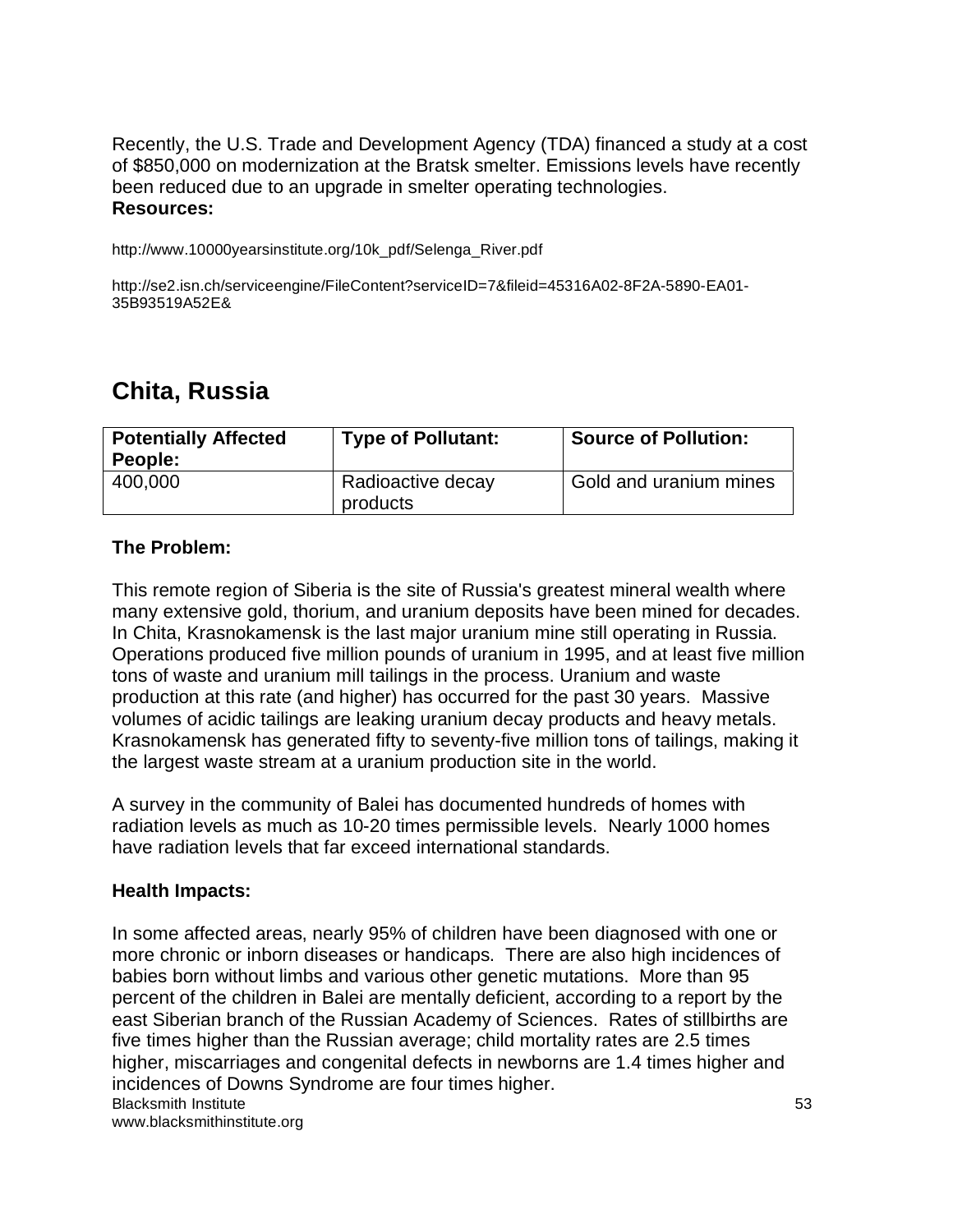Recently, the U.S. Trade and Development Agency (TDA) financed a study at a cost of $850,000 on modernization at the Bratsk smelter. Emissions levels have recently been reduced due to an upgrade in smelter operating technologies.

**Resources:**

http://www.10000yearsinstitute.org/10k_pdf/Selenga_River.pdf

http://se2.isn.ch/serviceengine/FileContent?serviceID=7&fileid=45316A02-8F2A-5890-EA01-35B93519A52E&

## Chita, Russia

| Potentially Affected People: | Type of Pollutant: | Source of Pollution: |
|---|---|---|
| 400,000 | Radioactive decay products | Gold and uranium mines |

**The Problem:**

This remote region of Siberia is the site of Russia's greatest mineral wealth where many extensive gold, thorium, and uranium deposits have been mined for decades. In Chita, Krasnokamensk is the last major uranium mine still operating in Russia. Operations produced five million pounds of uranium in 1995, and at least five million tons of waste and uranium mill tailings in the process. Uranium and waste production at this rate (and higher) has occurred for the past 30 years. Massive volumes of acidic tailings are leaking uranium decay products and heavy metals. Krasnokamensk has generated fifty to seventy-five million tons of tailings, making it the largest waste stream at a uranium production site in the world.

A survey in the community of Balei has documented hundreds of homes with radiation levels as much as 10-20 times permissible levels. Nearly 1000 homes have radiation levels that far exceed international standards.

**Health Impacts:**

In some affected areas, nearly 95% of children have been diagnosed with one or more chronic or inborn diseases or handicaps. There are also high incidences of babies born without limbs and various other genetic mutations. More than 95 percent of the children in Balei are mentally deficient, according to a report by the east Siberian branch of the Russian Academy of Sciences. Rates of stillbirths are five times higher than the Russian average; child mortality rates are 2.5 times higher, miscarriages and congenital defects in newborns are 1.4 times higher and incidences of Downs Syndrome are four times higher.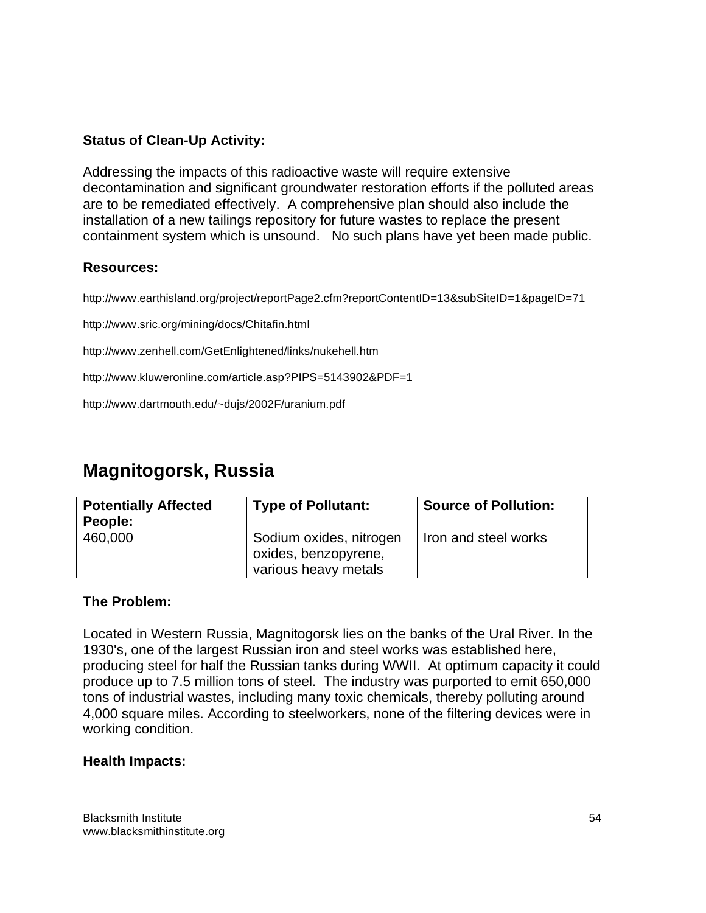**Status of Clean-Up Activity:**

Addressing the impacts of this radioactive waste will require extensive decontamination and significant groundwater restoration efforts if the polluted areas are to be remediated effectively. A comprehensive plan should also include the installation of a new tailings repository for future wastes to replace the present containment system which is unsound. No such plans have yet been made public.

**Resources:**

http://www.earthisland.org/project/reportPage2.cfm?reportContentID=13&subSiteID=1&pageID=71

http://www.sric.org/mining/docs/Chitafin.html

http://www.zenhell.com/GetEnlightened/links/nukehell.htm

http://www.kluweronline.com/article.asp?PIPS=5143902&PDF=1

http://www.dartmouth.edu/~dujs/2002F/uranium.pdf

## Magnitogorsk, Russia

| Potentially Affected People: | Type of Pollutant: | Source of Pollution: |
|---|---|---|
| 460,000 | Sodium oxides, nitrogen oxides, benzopyrene, various heavy metals | Iron and steel works |

**The Problem:**

Located in Western Russia, Magnitogorsk lies on the banks of the Ural River. In the 1930's, one of the largest Russian iron and steel works was established here, producing steel for half the Russian tanks during WWII. At optimum capacity it could produce up to 7.5 million tons of steel. The industry was purported to emit 650,000 tons of industrial wastes, including many toxic chemicals, thereby polluting around 4,000 square miles. According to steelworkers, none of the filtering devices were in working condition.

**Health Impacts:**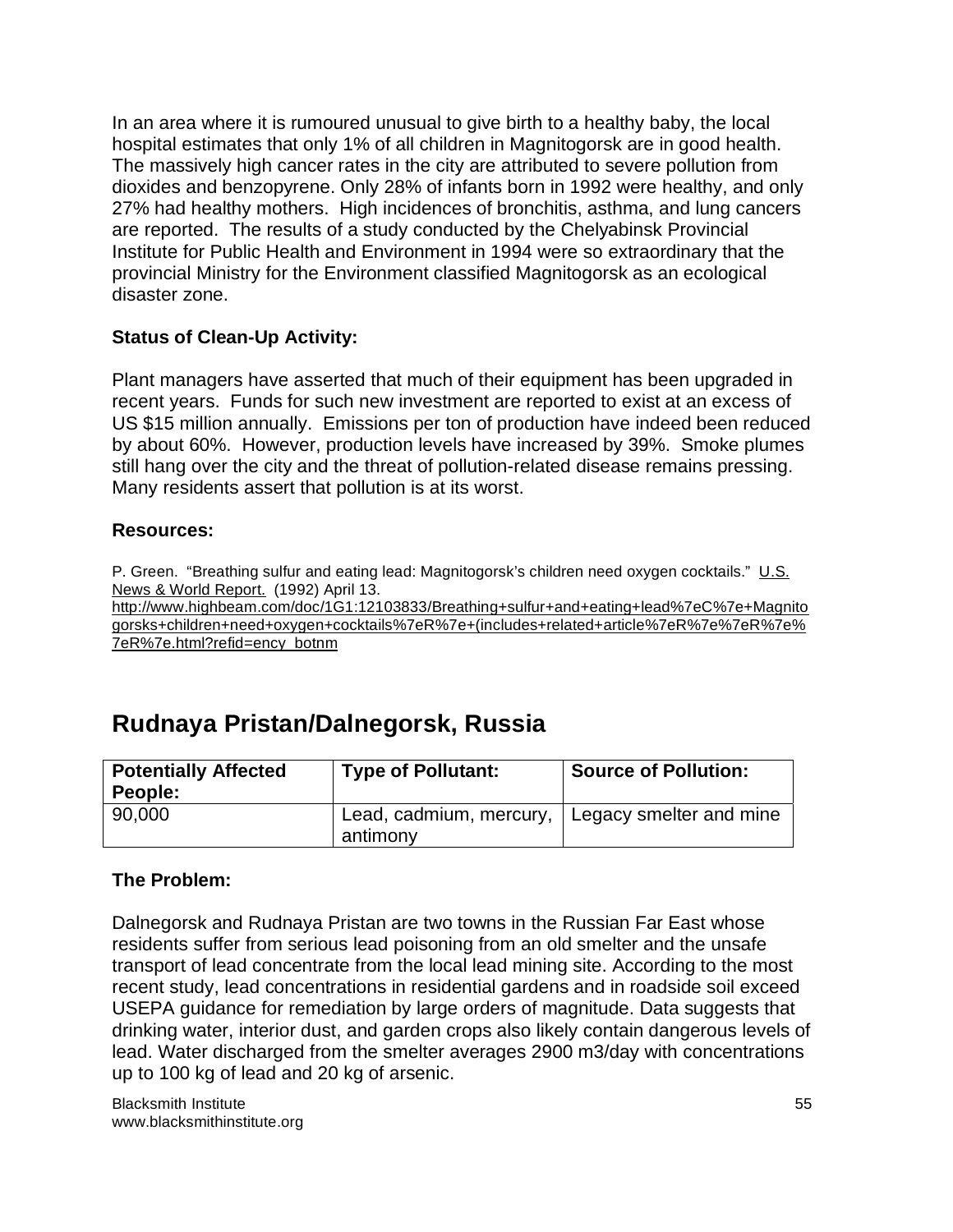In an area where it is rumoured unusual to give birth to a healthy baby, the local hospital estimates that only 1% of all children in Magnitogorsk are in good health. The massively high cancer rates in the city are attributed to severe pollution from dioxides and benzopyrene. Only 28% of infants born in 1992 were healthy, and only 27% had healthy mothers. High incidences of bronchitis, asthma, and lung cancers are reported. The results of a study conducted by the Chelyabinsk Provincial Institute for Public Health and Environment in 1994 were so extraordinary that the provincial Ministry for the Environment classified Magnitogorsk as an ecological disaster zone.

**Status of Clean-Up Activity:**

Plant managers have asserted that much of their equipment has been upgraded in recent years. Funds for such new investment are reported to exist at an excess of US $15 million annually. Emissions per ton of production have indeed been reduced by about 60%. However, production levels have increased by 39%. Smoke plumes still hang over the city and the threat of pollution-related disease remains pressing. Many residents assert that pollution is at its worst.

**Resources:**

P. Green. "Breathing sulfur and eating lead: Magnitogorsk's children need oxygen cocktails." U.S. News & World Report. (1992) April 13.
http://www.highbeam.com/doc/1G1:12103833/Breathing+sulfur+and+eating+lead%7eC%7e+Magnitogorsks+children+need+oxygen+cocktails%7eR%7e+(includes+related+article%7eR%7e%7eR%7e%7eR%7e.html?refid=ency_botnm

# Rudnaya Pristan/Dalnegorsk, Russia

| Potentially Affected People: | Type of Pollutant: | Source of Pollution: |
|---|---|---|
| 90,000 | Lead, cadmium, mercury, antimony | Legacy smelter and mine |

**The Problem:**

Dalnegorsk and Rudnaya Pristan are two towns in the Russian Far East whose residents suffer from serious lead poisoning from an old smelter and the unsafe transport of lead concentrate from the local lead mining site. According to the most recent study, lead concentrations in residential gardens and in roadside soil exceed USEPA guidance for remediation by large orders of magnitude. Data suggests that drinking water, interior dust, and garden crops also likely contain dangerous levels of lead. Water discharged from the smelter averages 2900 m3/day with concentrations up to 100 kg of lead and 20 kg of arsenic.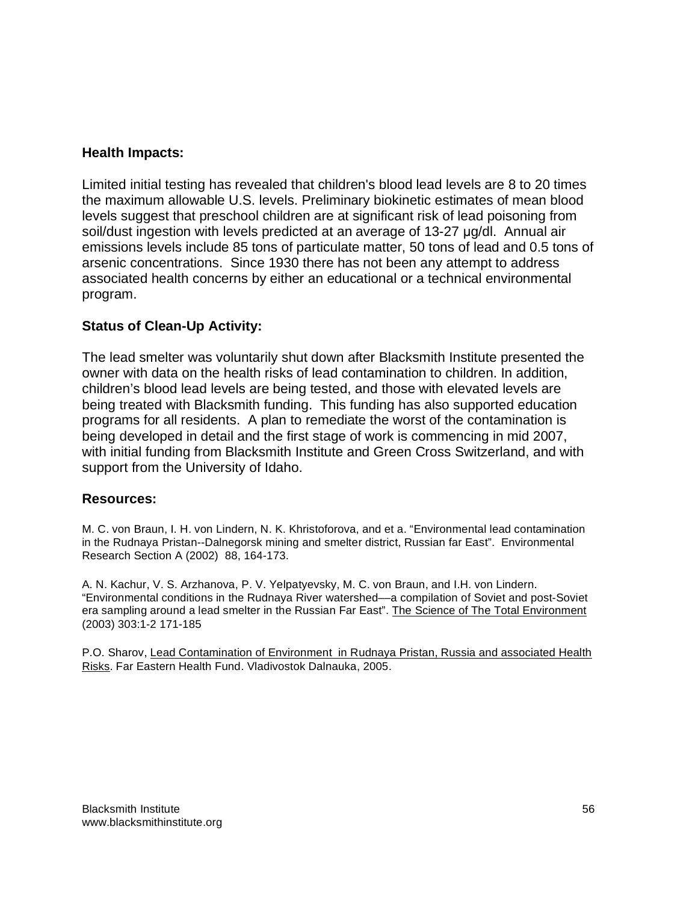**Health Impacts:**

Limited initial testing has revealed that children's blood lead levels are 8 to 20 times the maximum allowable U.S. levels. Preliminary biokinetic estimates of mean blood levels suggest that preschool children are at significant risk of lead poisoning from soil/dust ingestion with levels predicted at an average of 13-27 μg/dl. Annual air emissions levels include 85 tons of particulate matter, 50 tons of lead and 0.5 tons of arsenic concentrations. Since 1930 there has not been any attempt to address associated health concerns by either an educational or a technical environmental program.

**Status of Clean-Up Activity:**

The lead smelter was voluntarily shut down after Blacksmith Institute presented the owner with data on the health risks of lead contamination to children. In addition, children's blood lead levels are being tested, and those with elevated levels are being treated with Blacksmith funding. This funding has also supported education programs for all residents. A plan to remediate the worst of the contamination is being developed in detail and the first stage of work is commencing in mid 2007, with initial funding from Blacksmith Institute and Green Cross Switzerland, and with support from the University of Idaho.

**Resources:**

M. C. von Braun, I. H. von Lindern, N. K. Khristoforova, and et a. "Environmental lead contamination in the Rudnaya Pristan--Dalnegorsk mining and smelter district, Russian far East". Environmental Research Section A (2002) 88, 164-173.

A. N. Kachur, V. S. Arzhanova, P. V. Yelpatyevsky, M. C. von Braun, and I.H. von Lindern. "Environmental conditions in the Rudnaya River watershed—a compilation of Soviet and post-Soviet era sampling around a lead smelter in the Russian Far East". The Science of The Total Environment (2003) 303:1-2 171-185

P.O. Sharov, Lead Contamination of Environment in Rudnaya Pristan, Russia and associated Health Risks. Far Eastern Health Fund. Vladivostok Dalnauka, 2005.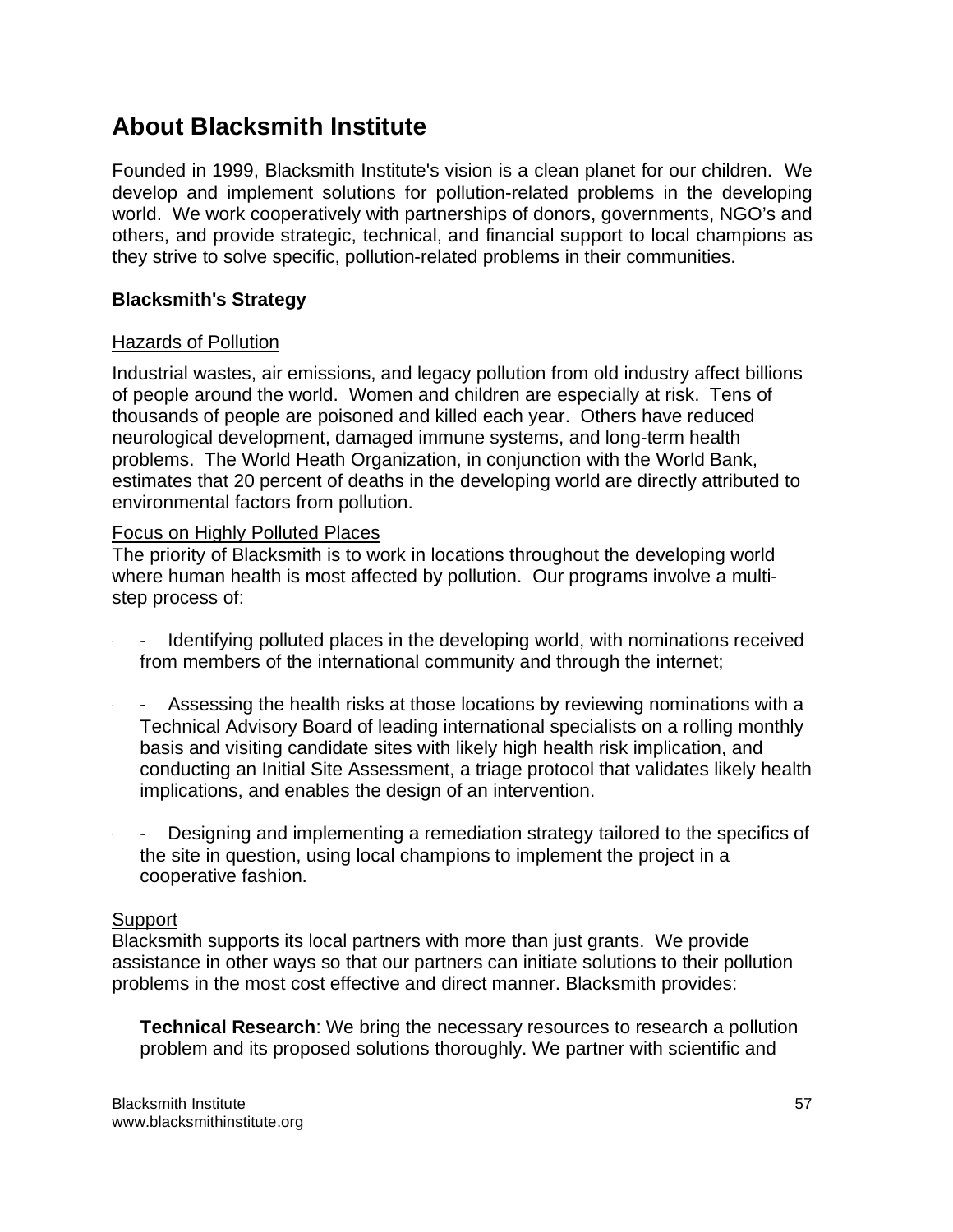# About Blacksmith Institute

Founded in 1999, Blacksmith Institute's vision is a clean planet for our children. We develop and implement solutions for pollution-related problems in the developing world. We work cooperatively with partnerships of donors, governments, NGO's and others, and provide strategic, technical, and financial support to local champions as they strive to solve specific, pollution-related problems in their communities.

### Blacksmith's Strategy

Hazards of Pollution

Industrial wastes, air emissions, and legacy pollution from old industry affect billions of people around the world. Women and children are especially at risk. Tens of thousands of people are poisoned and killed each year. Others have reduced neurological development, damaged immune systems, and long-term health problems. The World Heath Organization, in conjunction with the World Bank, estimates that 20 percent of deaths in the developing world are directly attributed to environmental factors from pollution.

Focus on Highly Polluted Places

The priority of Blacksmith is to work in locations throughout the developing world where human health is most affected by pollution. Our programs involve a multi-step process of:

- Identifying polluted places in the developing world, with nominations received from members of the international community and through the internet;
- Assessing the health risks at those locations by reviewing nominations with a Technical Advisory Board of leading international specialists on a rolling monthly basis and visiting candidate sites with likely high health risk implication, and conducting an Initial Site Assessment, a triage protocol that validates likely health implications, and enables the design of an intervention.
- Designing and implementing a remediation strategy tailored to the specifics of the site in question, using local champions to implement the project in a cooperative fashion.

Support

Blacksmith supports its local partners with more than just grants. We provide assistance in other ways so that our partners can initiate solutions to their pollution problems in the most cost effective and direct manner. Blacksmith provides:

**Technical Research**: We bring the necessary resources to research a pollution problem and its proposed solutions thoroughly. We partner with scientific and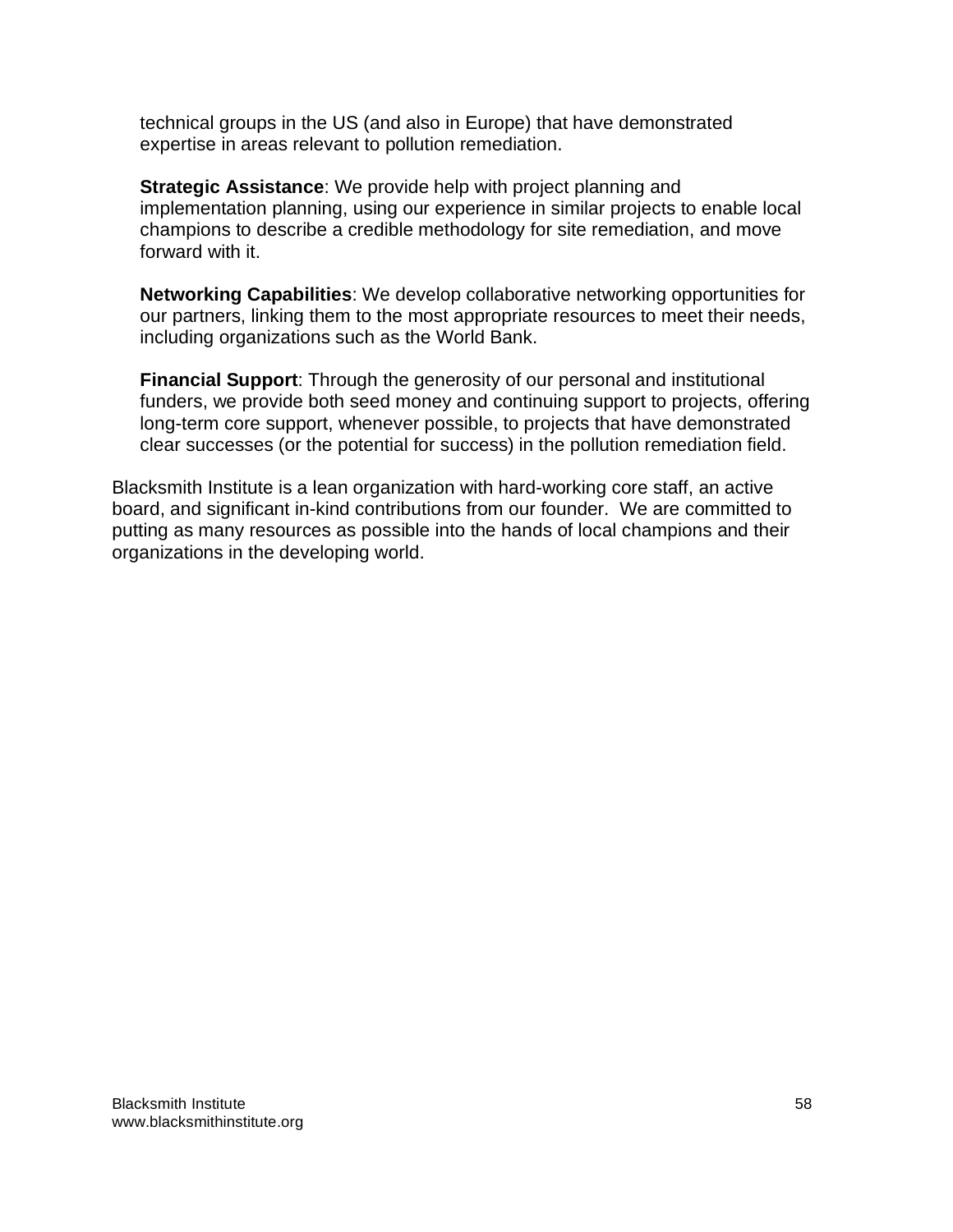technical groups in the US (and also in Europe) that have demonstrated expertise in areas relevant to pollution remediation.

**Strategic Assistance**: We provide help with project planning and implementation planning, using our experience in similar projects to enable local champions to describe a credible methodology for site remediation, and move forward with it.

**Networking Capabilities**: We develop collaborative networking opportunities for our partners, linking them to the most appropriate resources to meet their needs, including organizations such as the World Bank.

**Financial Support**: Through the generosity of our personal and institutional funders, we provide both seed money and continuing support to projects, offering long-term core support, whenever possible, to projects that have demonstrated clear successes (or the potential for success) in the pollution remediation field.

Blacksmith Institute is a lean organization with hard-working core staff, an active board, and significant in-kind contributions from our founder. We are committed to putting as many resources as possible into the hands of local champions and their organizations in the developing world.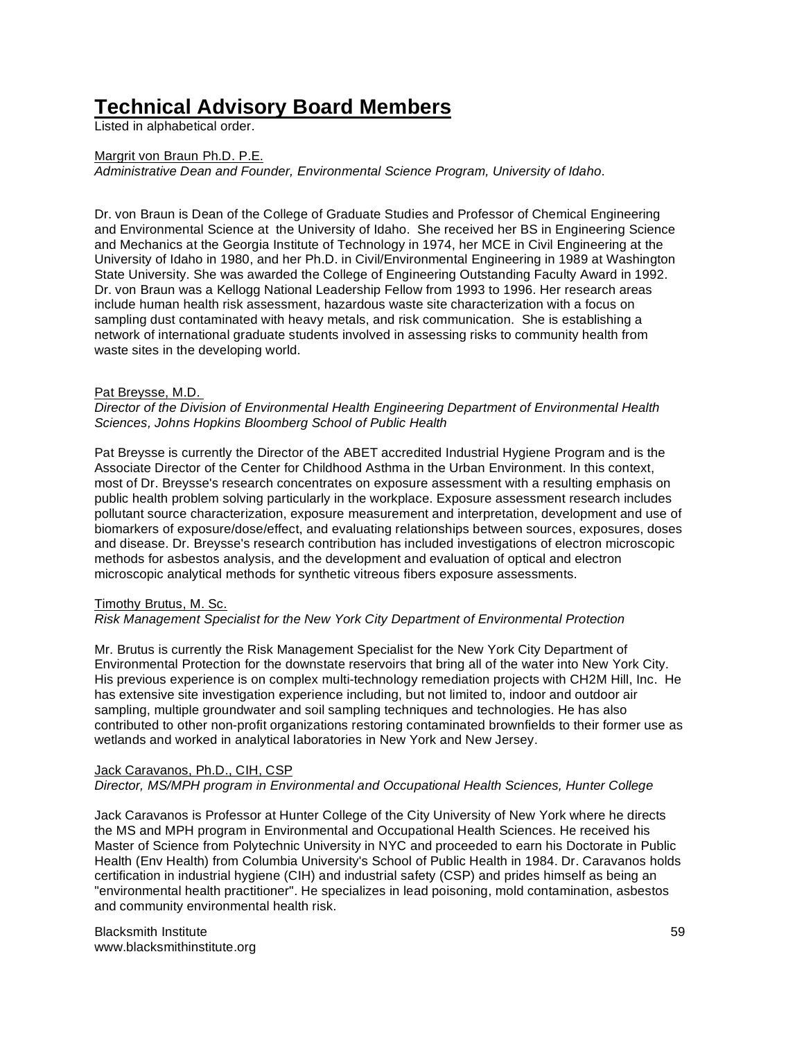# Technical Advisory Board Members

Listed in alphabetical order.

Margrit von Braun Ph.D. P.E.
*Administrative Dean and Founder, Environmental Science Program, University of Idaho*.

Dr. von Braun is Dean of the College of Graduate Studies and Professor of Chemical Engineering and Environmental Science at the University of Idaho. She received her BS in Engineering Science and Mechanics at the Georgia Institute of Technology in 1974, her MCE in Civil Engineering at the University of Idaho in 1980, and her Ph.D. in Civil/Environmental Engineering in 1989 at Washington State University. She was awarded the College of Engineering Outstanding Faculty Award in 1992. Dr. von Braun was a Kellogg National Leadership Fellow from 1993 to 1996. Her research areas include human health risk assessment, hazardous waste site characterization with a focus on sampling dust contaminated with heavy metals, and risk communication. She is establishing a network of international graduate students involved in assessing risks to community health from waste sites in the developing world.

Pat Breysse, M.D.
*Director of the Division of Environmental Health Engineering Department of Environmental Health Sciences, Johns Hopkins Bloomberg School of Public Health*

Pat Breysse is currently the Director of the ABET accredited Industrial Hygiene Program and is the Associate Director of the Center for Childhood Asthma in the Urban Environment. In this context, most of Dr. Breysse's research concentrates on exposure assessment with a resulting emphasis on public health problem solving particularly in the workplace. Exposure assessment research includes pollutant source characterization, exposure measurement and interpretation, development and use of biomarkers of exposure/dose/effect, and evaluating relationships between sources, exposures, doses and disease. Dr. Breysse's research contribution has included investigations of electron microscopic methods for asbestos analysis, and the development and evaluation of optical and electron microscopic analytical methods for synthetic vitreous fibers exposure assessments.

Timothy Brutus, M. Sc.
*Risk Management Specialist for the New York City Department of Environmental Protection*

Mr. Brutus is currently the Risk Management Specialist for the New York City Department of Environmental Protection for the downstate reservoirs that bring all of the water into New York City. His previous experience is on complex multi-technology remediation projects with CH2M Hill, Inc. He has extensive site investigation experience including, but not limited to, indoor and outdoor air sampling, multiple groundwater and soil sampling techniques and technologies. He has also contributed to other non-profit organizations restoring contaminated brownfields to their former use as wetlands and worked in analytical laboratories in New York and New Jersey.

Jack Caravanos, Ph.D., CIH, CSP
*Director, MS/MPH program in Environmental and Occupational Health Sciences, Hunter College*

Jack Caravanos is Professor at Hunter College of the City University of New York where he directs the MS and MPH program in Environmental and Occupational Health Sciences. He received his Master of Science from Polytechnic University in NYC and proceeded to earn his Doctorate in Public Health (Env Health) from Columbia University's School of Public Health in 1984. Dr. Caravanos holds certification in industrial hygiene (CIH) and industrial safety (CSP) and prides himself as being an "environmental health practitioner". He specializes in lead poisoning, mold contamination, asbestos and community environmental health risk.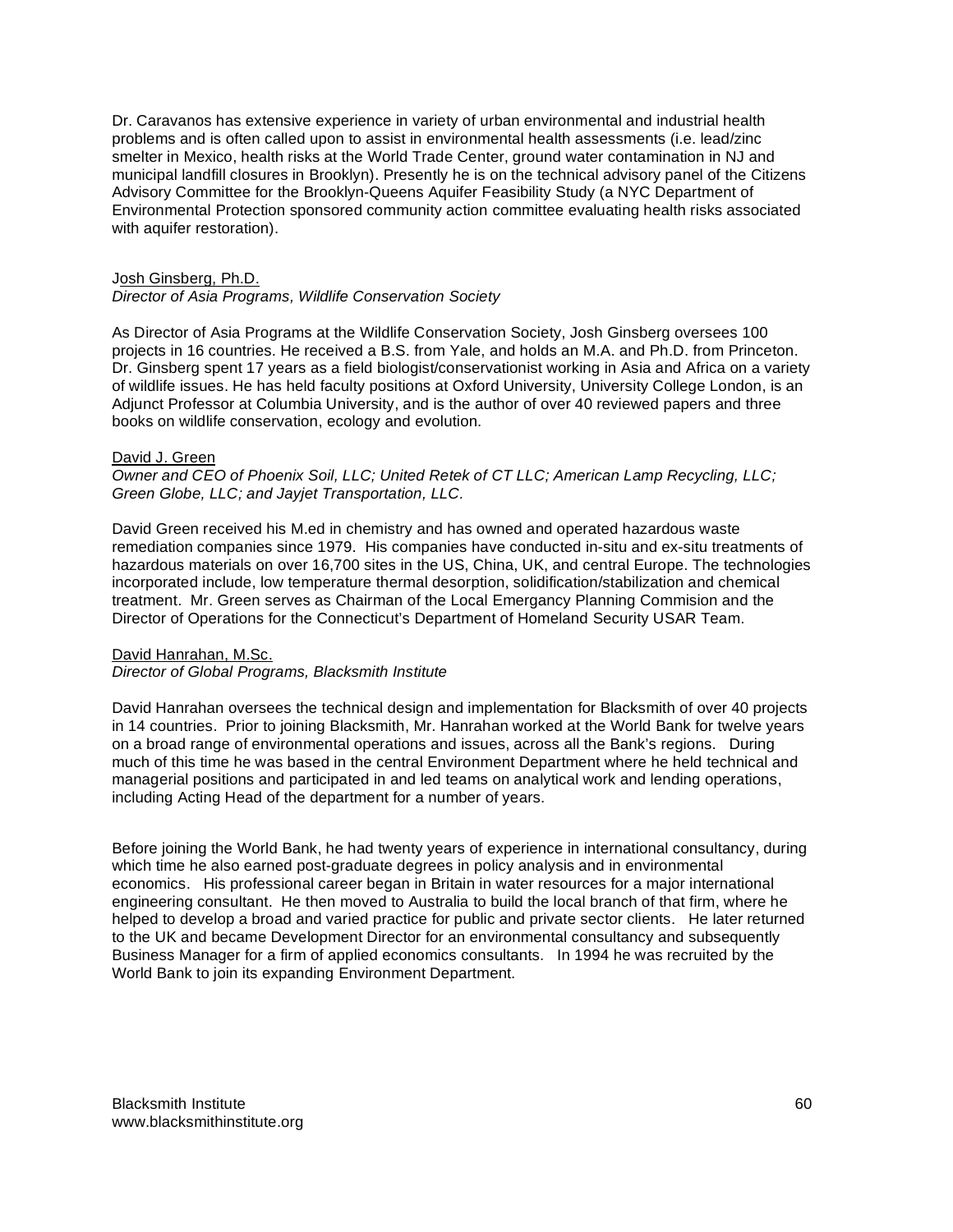Dr. Caravanos has extensive experience in variety of urban environmental and industrial health problems and is often called upon to assist in environmental health assessments (i.e. lead/zinc smelter in Mexico, health risks at the World Trade Center, ground water contamination in NJ and municipal landfill closures in Brooklyn). Presently he is on the technical advisory panel of the Citizens Advisory Committee for the Brooklyn-Queens Aquifer Feasibility Study (a NYC Department of Environmental Protection sponsored community action committee evaluating health risks associated with aquifer restoration).

Josh Ginsberg, Ph.D.
*Director of Asia Programs, Wildlife Conservation Society*

As Director of Asia Programs at the Wildlife Conservation Society, Josh Ginsberg oversees 100 projects in 16 countries. He received a B.S. from Yale, and holds an M.A. and Ph.D. from Princeton. Dr. Ginsberg spent 17 years as a field biologist/conservationist working in Asia and Africa on a variety of wildlife issues. He has held faculty positions at Oxford University, University College London, is an Adjunct Professor at Columbia University, and is the author of over 40 reviewed papers and three books on wildlife conservation, ecology and evolution.

David J. Green
*Owner and CEO of Phoenix Soil, LLC; United Retek of CT LLC; American Lamp Recycling, LLC; Green Globe, LLC; and Jayjet Transportation, LLC.*

David Green received his M.ed in chemistry and has owned and operated hazardous waste remediation companies since 1979. His companies have conducted in-situ and ex-situ treatments of hazardous materials on over 16,700 sites in the US, China, UK, and central Europe. The technologies incorporated include, low temperature thermal desorption, solidification/stabilization and chemical treatment. Mr. Green serves as Chairman of the Local Emergancy Planning Commision and the Director of Operations for the Connecticut's Department of Homeland Security USAR Team.

David Hanrahan, M.Sc.
*Director of Global Programs, Blacksmith Institute*

David Hanrahan oversees the technical design and implementation for Blacksmith of over 40 projects in 14 countries. Prior to joining Blacksmith, Mr. Hanrahan worked at the World Bank for twelve years on a broad range of environmental operations and issues, across all the Bank's regions. During much of this time he was based in the central Environment Department where he held technical and managerial positions and participated in and led teams on analytical work and lending operations, including Acting Head of the department for a number of years.

Before joining the World Bank, he had twenty years of experience in international consultancy, during which time he also earned post-graduate degrees in policy analysis and in environmental economics. His professional career began in Britain in water resources for a major international engineering consultant. He then moved to Australia to build the local branch of that firm, where he helped to develop a broad and varied practice for public and private sector clients. He later returned to the UK and became Development Director for an environmental consultancy and subsequently Business Manager for a firm of applied economics consultants. In 1994 he was recruited by the World Bank to join its expanding Environment Department.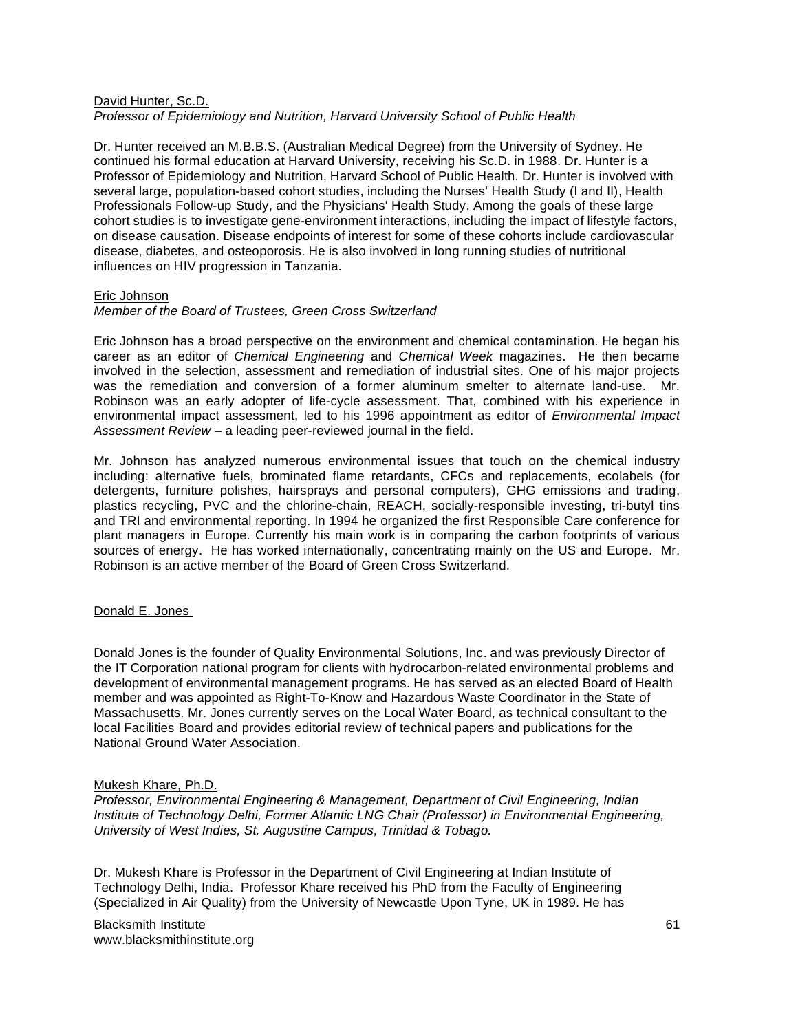David Hunter, Sc.D.
*Professor of Epidemiology and Nutrition, Harvard University School of Public Health*

Dr. Hunter received an M.B.B.S. (Australian Medical Degree) from the University of Sydney. He continued his formal education at Harvard University, receiving his Sc.D. in 1988. Dr. Hunter is a Professor of Epidemiology and Nutrition, Harvard School of Public Health. Dr. Hunter is involved with several large, population-based cohort studies, including the Nurses' Health Study (I and II), Health Professionals Follow-up Study, and the Physicians' Health Study. Among the goals of these large cohort studies is to investigate gene-environment interactions, including the impact of lifestyle factors, on disease causation. Disease endpoints of interest for some of these cohorts include cardiovascular disease, diabetes, and osteoporosis. He is also involved in long running studies of nutritional influences on HIV progression in Tanzania.

Eric Johnson
*Member of the Board of Trustees, Green Cross Switzerland*

Eric Johnson has a broad perspective on the environment and chemical contamination. He began his career as an editor of *Chemical Engineering* and *Chemical Week* magazines. He then became involved in the selection, assessment and remediation of industrial sites. One of his major projects was the remediation and conversion of a former aluminum smelter to alternate land-use. Mr. Robinson was an early adopter of life-cycle assessment. That, combined with his experience in environmental impact assessment, led to his 1996 appointment as editor of *Environmental Impact Assessment Review* – a leading peer-reviewed journal in the field.

Mr. Johnson has analyzed numerous environmental issues that touch on the chemical industry including: alternative fuels, brominated flame retardants, CFCs and replacements, ecolabels (for detergents, furniture polishes, hairsprays and personal computers), GHG emissions and trading, plastics recycling, PVC and the chlorine-chain, REACH, socially-responsible investing, tri-butyl tins and TRI and environmental reporting. In 1994 he organized the first Responsible Care conference for plant managers in Europe. Currently his main work is in comparing the carbon footprints of various sources of energy. He has worked internationally, concentrating mainly on the US and Europe. Mr. Robinson is an active member of the Board of Green Cross Switzerland.

Donald E. Jones

Donald Jones is the founder of Quality Environmental Solutions, Inc. and was previously Director of the IT Corporation national program for clients with hydrocarbon-related environmental problems and development of environmental management programs. He has served as an elected Board of Health member and was appointed as Right-To-Know and Hazardous Waste Coordinator in the State of Massachusetts. Mr. Jones currently serves on the Local Water Board, as technical consultant to the local Facilities Board and provides editorial review of technical papers and publications for the National Ground Water Association.

Mukesh Khare, Ph.D.
*Professor, Environmental Engineering & Management, Department of Civil Engineering, Indian Institute of Technology Delhi, Former Atlantic LNG Chair (Professor) in Environmental Engineering, University of West Indies, St. Augustine Campus, Trinidad & Tobago.*

Dr. Mukesh Khare is Professor in the Department of Civil Engineering at Indian Institute of Technology Delhi, India. Professor Khare received his PhD from the Faculty of Engineering (Specialized in Air Quality) from the University of Newcastle Upon Tyne, UK in 1989. He has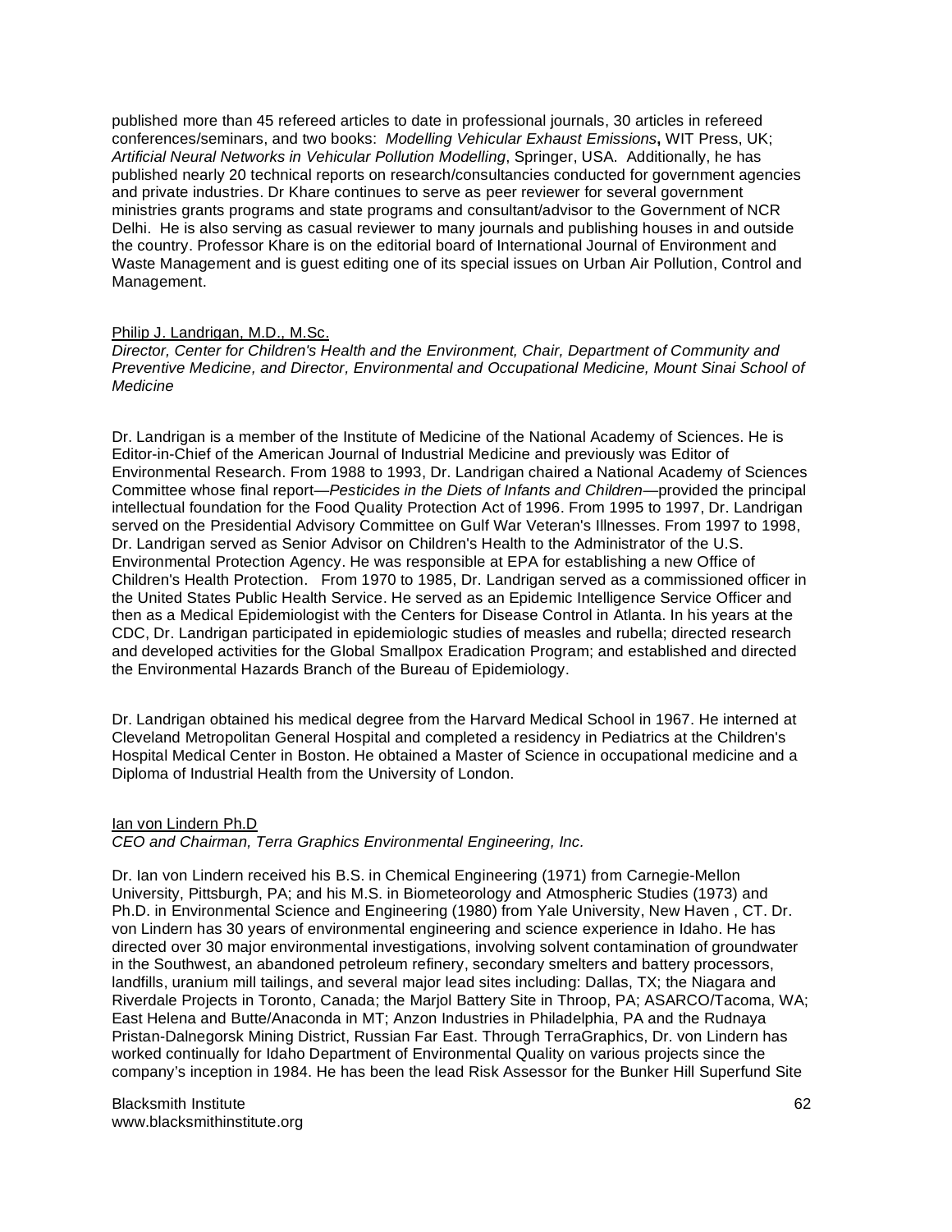published more than 45 refereed articles to date in professional journals, 30 articles in refereed conferences/seminars, and two books: *Modelling Vehicular Exhaust Emissions*, WIT Press, UK; *Artificial Neural Networks in Vehicular Pollution Modelling*, Springer, USA. Additionally, he has published nearly 20 technical reports on research/consultancies conducted for government agencies and private industries. Dr Khare continues to serve as peer reviewer for several government ministries grants programs and state programs and consultant/advisor to the Government of NCR Delhi. He is also serving as casual reviewer to many journals and publishing houses in and outside the country. Professor Khare is on the editorial board of International Journal of Environment and Waste Management and is guest editing one of its special issues on Urban Air Pollution, Control and Management.

Philip J. Landrigan, M.D., M.Sc.
*Director, Center for Children's Health and the Environment, Chair, Department of Community and Preventive Medicine, and Director, Environmental and Occupational Medicine, Mount Sinai School of Medicine*

Dr. Landrigan is a member of the Institute of Medicine of the National Academy of Sciences. He is Editor-in-Chief of the American Journal of Industrial Medicine and previously was Editor of Environmental Research. From 1988 to 1993, Dr. Landrigan chaired a National Academy of Sciences Committee whose final report—*Pesticides in the Diets of Infants and Children*—provided the principal intellectual foundation for the Food Quality Protection Act of 1996. From 1995 to 1997, Dr. Landrigan served on the Presidential Advisory Committee on Gulf War Veteran's Illnesses. From 1997 to 1998, Dr. Landrigan served as Senior Advisor on Children's Health to the Administrator of the U.S. Environmental Protection Agency. He was responsible at EPA for establishing a new Office of Children's Health Protection. From 1970 to 1985, Dr. Landrigan served as a commissioned officer in the United States Public Health Service. He served as an Epidemic Intelligence Service Officer and then as a Medical Epidemiologist with the Centers for Disease Control in Atlanta. In his years at the CDC, Dr. Landrigan participated in epidemiologic studies of measles and rubella; directed research and developed activities for the Global Smallpox Eradication Program; and established and directed the Environmental Hazards Branch of the Bureau of Epidemiology.

Dr. Landrigan obtained his medical degree from the Harvard Medical School in 1967. He interned at Cleveland Metropolitan General Hospital and completed a residency in Pediatrics at the Children's Hospital Medical Center in Boston. He obtained a Master of Science in occupational medicine and a Diploma of Industrial Health from the University of London.

Ian von Lindern Ph.D
*CEO and Chairman, Terra Graphics Environmental Engineering, Inc.*

Dr. Ian von Lindern received his B.S. in Chemical Engineering (1971) from Carnegie-Mellon University, Pittsburgh, PA; and his M.S. in Biometeorology and Atmospheric Studies (1973) and Ph.D. in Environmental Science and Engineering (1980) from Yale University, New Haven , CT. Dr. von Lindern has 30 years of environmental engineering and science experience in Idaho. He has directed over 30 major environmental investigations, involving solvent contamination of groundwater in the Southwest, an abandoned petroleum refinery, secondary smelters and battery processors, landfills, uranium mill tailings, and several major lead sites including: Dallas, TX; the Niagara and Riverdale Projects in Toronto, Canada; the Marjol Battery Site in Throop, PA; ASARCO/Tacoma, WA; East Helena and Butte/Anaconda in MT; Anzon Industries in Philadelphia, PA and the Rudnaya Pristan-Dalnegorsk Mining District, Russian Far East. Through TerraGraphics, Dr. von Lindern has worked continually for Idaho Department of Environmental Quality on various projects since the company's inception in 1984. He has been the lead Risk Assessor for the Bunker Hill Superfund Site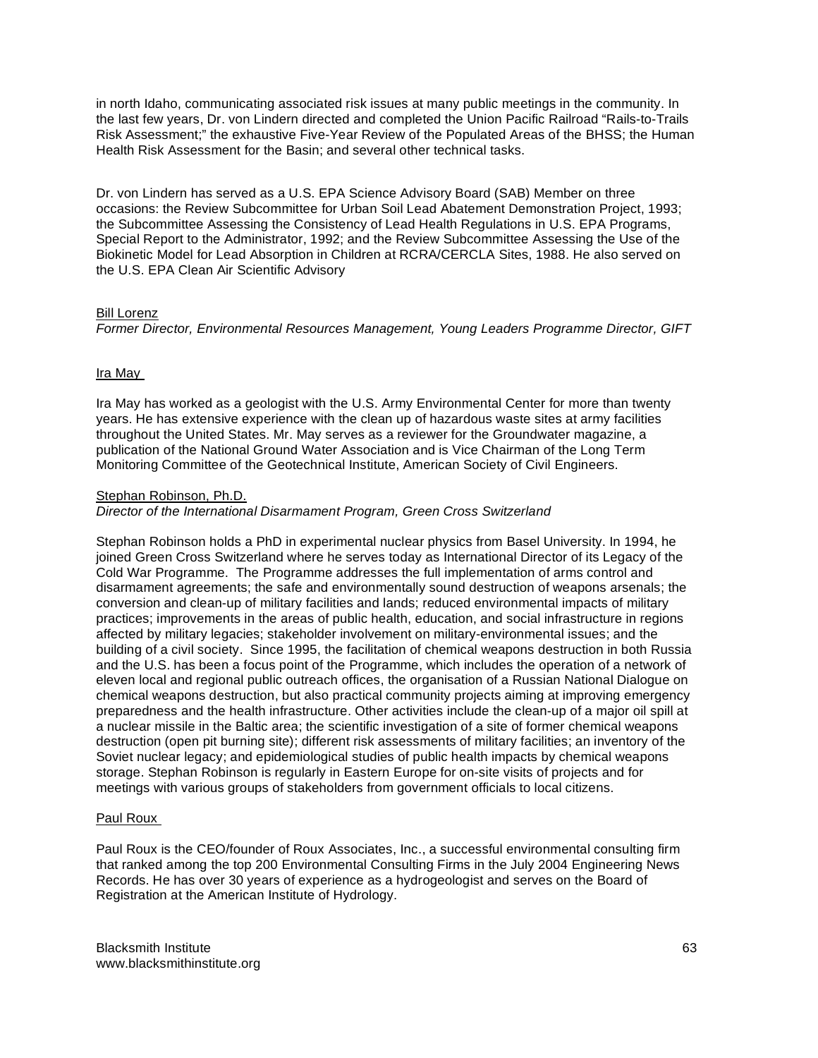in north Idaho, communicating associated risk issues at many public meetings in the community. In the last few years, Dr. von Lindern directed and completed the Union Pacific Railroad "Rails-to-Trails Risk Assessment;" the exhaustive Five-Year Review of the Populated Areas of the BHSS; the Human Health Risk Assessment for the Basin; and several other technical tasks.

Dr. von Lindern has served as a U.S. EPA Science Advisory Board (SAB) Member on three occasions: the Review Subcommittee for Urban Soil Lead Abatement Demonstration Project, 1993; the Subcommittee Assessing the Consistency of Lead Health Regulations in U.S. EPA Programs, Special Report to the Administrator, 1992; and the Review Subcommittee Assessing the Use of the Biokinetic Model for Lead Absorption in Children at RCRA/CERCLA Sites, 1988. He also served on the U.S. EPA Clean Air Scientific Advisory

<u>Bill Lorenz</u>
*Former Director, Environmental Resources Management, Young Leaders Programme Director, GIFT*

<u>Ira May</u>

Ira May has worked as a geologist with the U.S. Army Environmental Center for more than twenty years. He has extensive experience with the clean up of hazardous waste sites at army facilities throughout the United States. Mr. May serves as a reviewer for the Groundwater magazine, a publication of the National Ground Water Association and is Vice Chairman of the Long Term Monitoring Committee of the Geotechnical Institute, American Society of Civil Engineers.

<u>Stephan Robinson, Ph.D.</u>
*Director of the International Disarmament Program, Green Cross Switzerland*

Stephan Robinson holds a PhD in experimental nuclear physics from Basel University. In 1994, he joined Green Cross Switzerland where he serves today as International Director of its Legacy of the Cold War Programme. The Programme addresses the full implementation of arms control and disarmament agreements; the safe and environmentally sound destruction of weapons arsenals; the conversion and clean-up of military facilities and lands; reduced environmental impacts of military practices; improvements in the areas of public health, education, and social infrastructure in regions affected by military legacies; stakeholder involvement on military-environmental issues; and the building of a civil society. Since 1995, the facilitation of chemical weapons destruction in both Russia and the U.S. has been a focus point of the Programme, which includes the operation of a network of eleven local and regional public outreach offices, the organisation of a Russian National Dialogue on chemical weapons destruction, but also practical community projects aiming at improving emergency preparedness and the health infrastructure. Other activities include the clean-up of a major oil spill at a nuclear missile in the Baltic area; the scientific investigation of a site of former chemical weapons destruction (open pit burning site); different risk assessments of military facilities; an inventory of the Soviet nuclear legacy; and epidemiological studies of public health impacts by chemical weapons storage. Stephan Robinson is regularly in Eastern Europe for on-site visits of projects and for meetings with various groups of stakeholders from government officials to local citizens.

<u>Paul Roux</u>

Paul Roux is the CEO/founder of Roux Associates, Inc., a successful environmental consulting firm that ranked among the top 200 Environmental Consulting Firms in the July 2004 Engineering News Records. He has over 30 years of experience as a hydrogeologist and serves on the Board of Registration at the American Institute of Hydrology.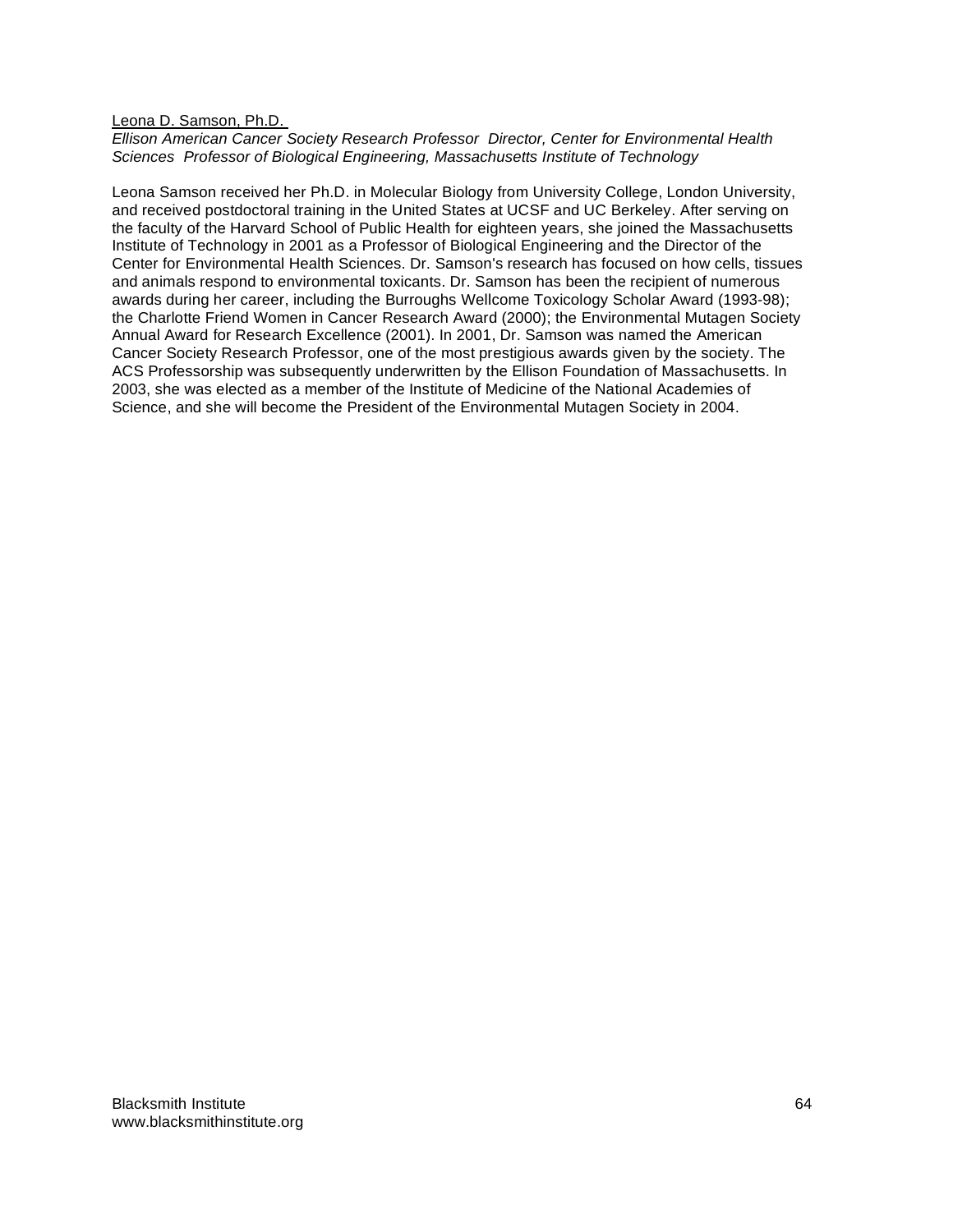Leona D. Samson, Ph.D.

*Ellison American Cancer Society Research Professor Director, Center for Environmental Health Sciences Professor of Biological Engineering, Massachusetts Institute of Technology*

Leona Samson received her Ph.D. in Molecular Biology from University College, London University, and received postdoctoral training in the United States at UCSF and UC Berkeley. After serving on the faculty of the Harvard School of Public Health for eighteen years, she joined the Massachusetts Institute of Technology in 2001 as a Professor of Biological Engineering and the Director of the Center for Environmental Health Sciences. Dr. Samson's research has focused on how cells, tissues and animals respond to environmental toxicants. Dr. Samson has been the recipient of numerous awards during her career, including the Burroughs Wellcome Toxicology Scholar Award (1993-98); the Charlotte Friend Women in Cancer Research Award (2000); the Environmental Mutagen Society Annual Award for Research Excellence (2001). In 2001, Dr. Samson was named the American Cancer Society Research Professor, one of the most prestigious awards given by the society. The ACS Professorship was subsequently underwritten by the Ellison Foundation of Massachusetts. In 2003, she was elected as a member of the Institute of Medicine of the National Academies of Science, and she will become the President of the Environmental Mutagen Society in 2004.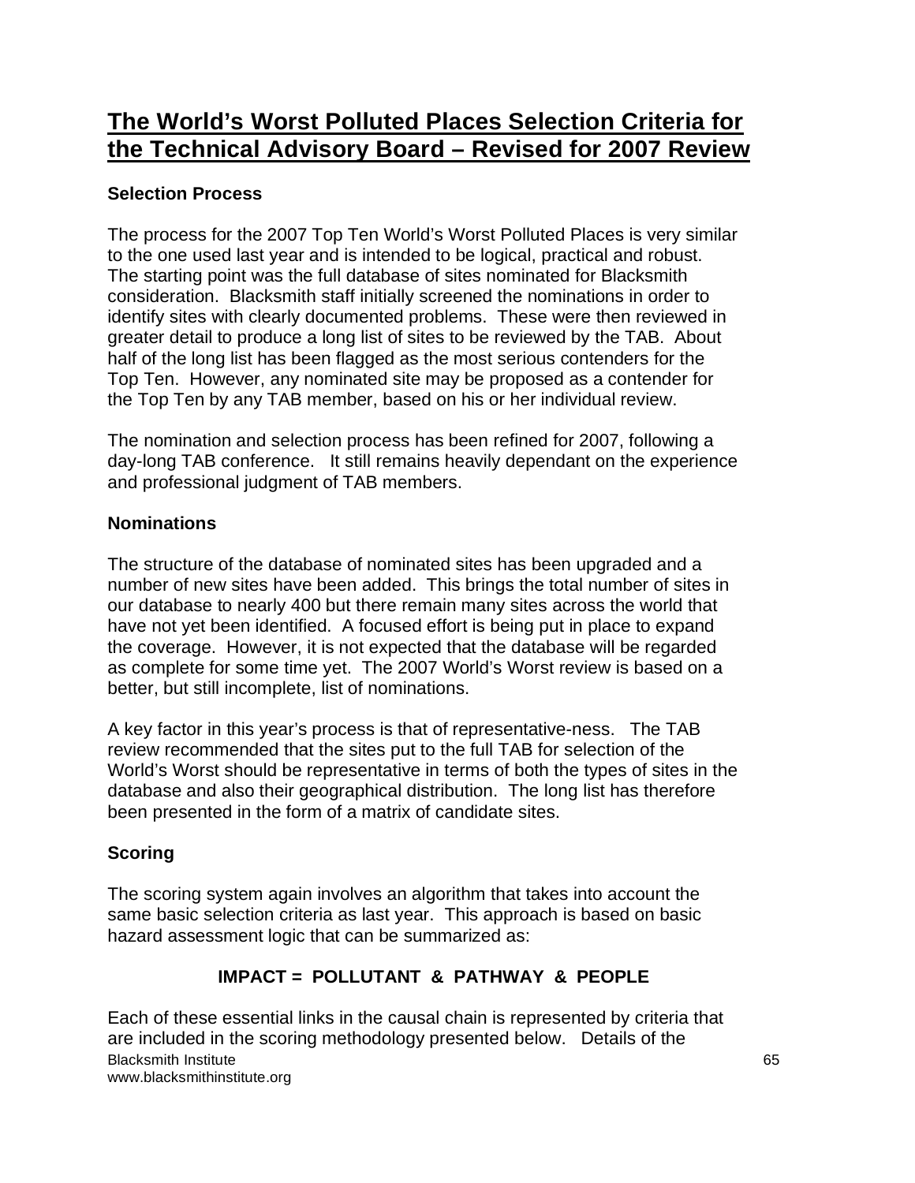# The World's Worst Polluted Places Selection Criteria for the Technical Advisory Board – Revised for 2007 Review

### Selection Process

The process for the 2007 Top Ten World's Worst Polluted Places is very similar to the one used last year and is intended to be logical, practical and robust. The starting point was the full database of sites nominated for Blacksmith consideration. Blacksmith staff initially screened the nominations in order to identify sites with clearly documented problems. These were then reviewed in greater detail to produce a long list of sites to be reviewed by the TAB. About half of the long list has been flagged as the most serious contenders for the Top Ten. However, any nominated site may be proposed as a contender for the Top Ten by any TAB member, based on his or her individual review.

The nomination and selection process has been refined for 2007, following a day-long TAB conference. It still remains heavily dependant on the experience and professional judgment of TAB members.

### Nominations

The structure of the database of nominated sites has been upgraded and a number of new sites have been added. This brings the total number of sites in our database to nearly 400 but there remain many sites across the world that have not yet been identified. A focused effort is being put in place to expand the coverage. However, it is not expected that the database will be regarded as complete for some time yet. The 2007 World's Worst review is based on a better, but still incomplete, list of nominations.

A key factor in this year's process is that of representative-ness. The TAB review recommended that the sites put to the full TAB for selection of the World's Worst should be representative in terms of both the types of sites in the database and also their geographical distribution. The long list has therefore been presented in the form of a matrix of candidate sites.

### Scoring

The scoring system again involves an algorithm that takes into account the same basic selection criteria as last year. This approach is based on basic hazard assessment logic that can be summarized as:

**IMPACT = POLLUTANT & PATHWAY & PEOPLE**

Each of these essential links in the causal chain is represented by criteria that are included in the scoring methodology presented below. Details of the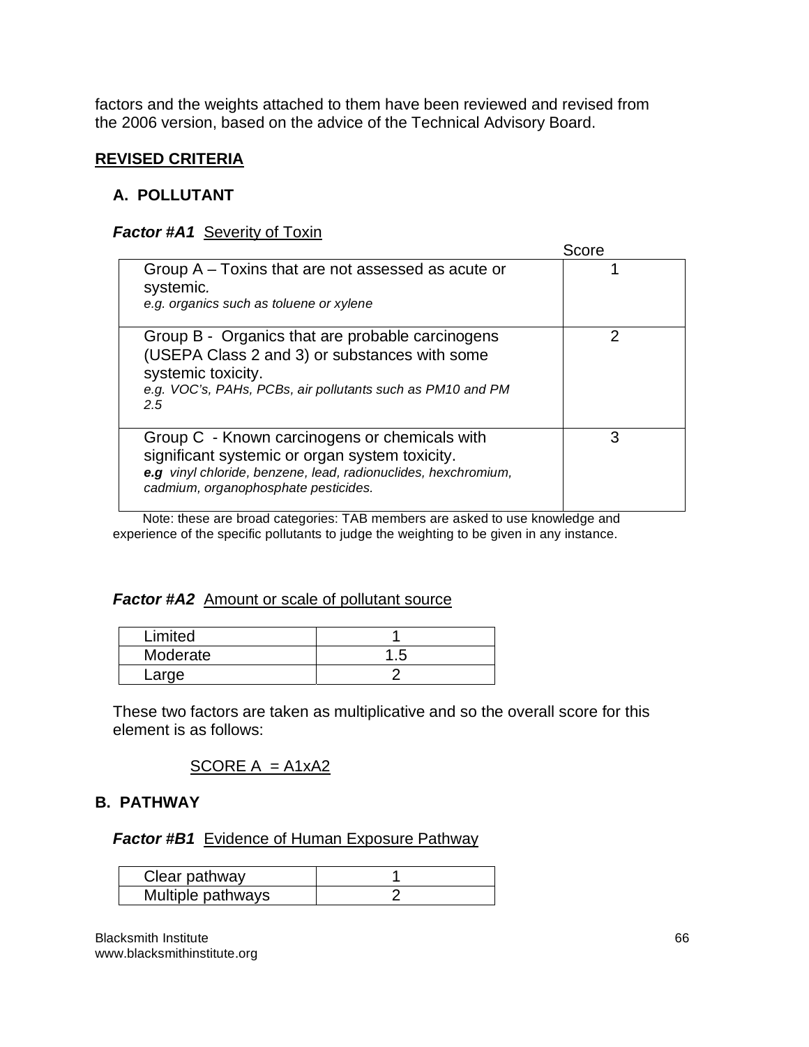factors and the weights attached to them have been reviewed and revised from the 2006 version, based on the advice of the Technical Advisory Board.

## REVISED CRITERIA

### A. POLLUTANT

***Factor #A1*** Severity of Toxin

| | Score |
|---|---|
| Group A – Toxins that are not assessed as acute or systemic.<br>*e.g. organics such as toluene or xylene* | 1 |
| Group B - Organics that are probable carcinogens (USEPA Class 2 and 3) or substances with some systemic toxicity.<br>*e.g. VOC's, PAHs, PCBs, air pollutants such as PM10 and PM 2.5* | 2 |
| Group C - Known carcinogens or chemicals with significant systemic or organ system toxicity.<br>***e.g*** *vinyl chloride, benzene, lead, radionuclides, hexchromium, cadmium, organophosphate pesticides.* | 3 |

Note: these are broad categories: TAB members are asked to use knowledge and experience of the specific pollutants to judge the weighting to be given in any instance.

***Factor #A2*** Amount or scale of pollutant source

| | |
|---|---|
| Limited | 1 |
| Moderate | 1.5 |
| Large | 2 |

These two factors are taken as multiplicative and so the overall score for this element is as follows:

SCORE A = A1xA2

### B. PATHWAY

***Factor #B1*** Evidence of Human Exposure Pathway

| | |
|---|---|
| Clear pathway | 1 |
| Multiple pathways | 2 |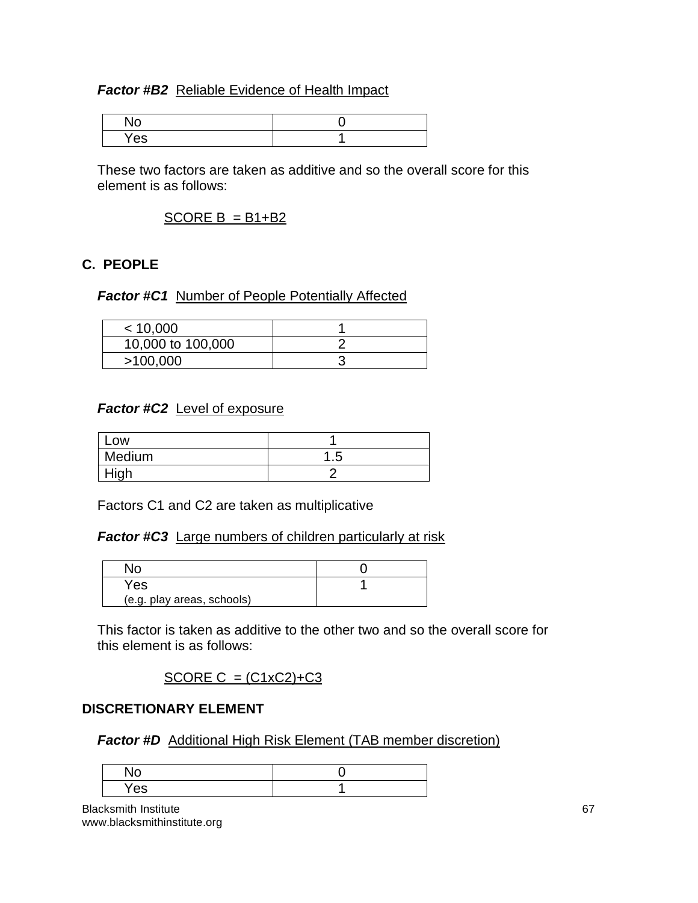***Factor #B2*** Reliable Evidence of Health Impact

| | |
|---|---|
| No | 0 |
| Yes | 1 |

These two factors are taken as additive and so the overall score for this element is as follows:

SCORE B = B1+B2

## C. PEOPLE

***Factor #C1*** Number of People Potentially Affected

| | |
|---|---|
| < 10,000 | 1 |
| 10,000 to 100,000 | 2 |
| >100,000 | 3 |

***Factor #C2*** Level of exposure

| | |
|---|---|
| Low | 1 |
| Medium | 1.5 |
| High | 2 |

Factors C1 and C2 are taken as multiplicative

***Factor #C3*** Large numbers of children particularly at risk

| | |
|---|---|
| No | 0 |
| Yes (e.g. play areas, schools) | 1 |

This factor is taken as additive to the other two and so the overall score for this element is as follows:

SCORE C = (C1xC2)+C3

## DISCRETIONARY ELEMENT

***Factor #D*** Additional High Risk Element (TAB member discretion)

| | |
|---|---|
| No | 0 |
| Yes | 1 |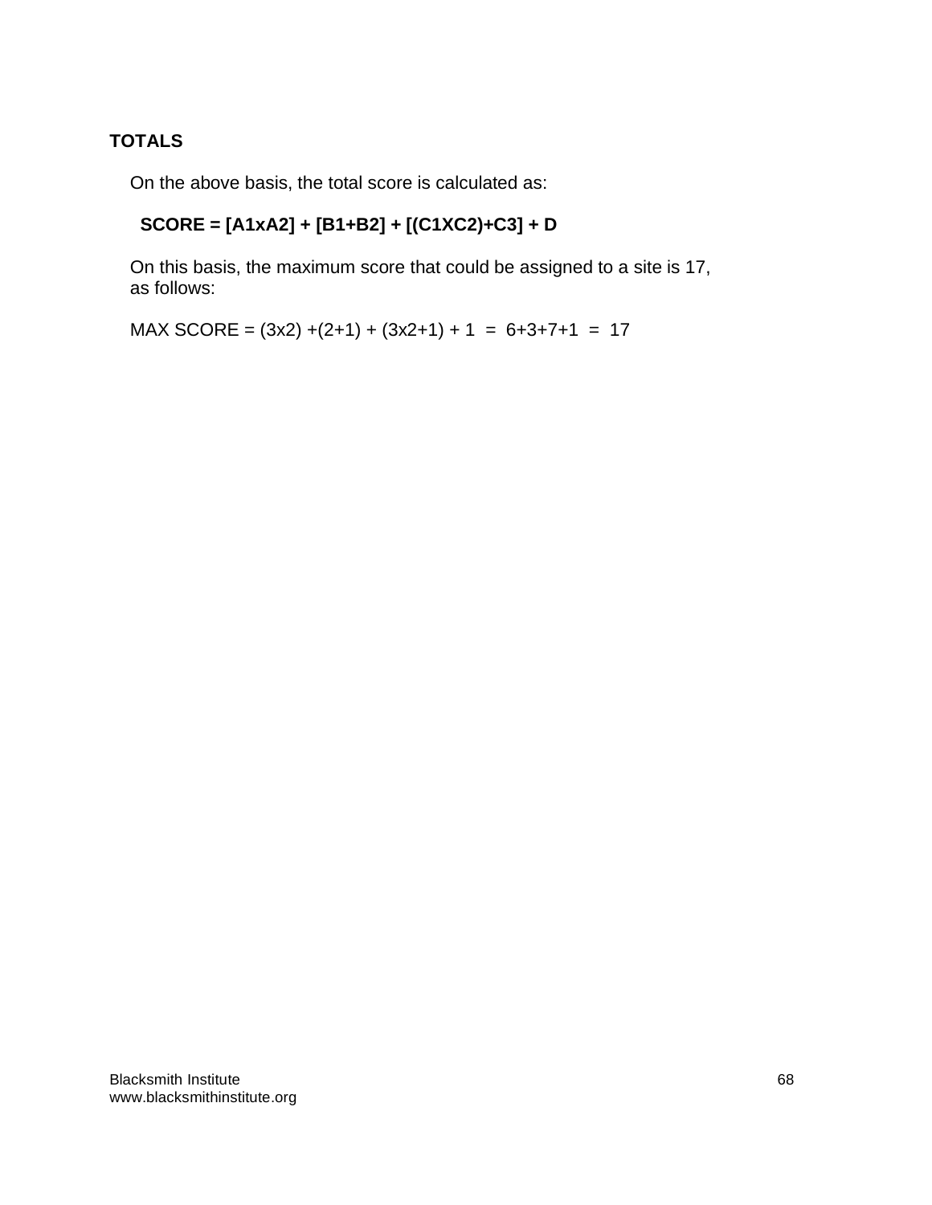## TOTALS

On the above basis, the total score is calculated as:

**SCORE = [A1xA2] + [B1+B2] + [(C1XC2)+C3] + D**

On this basis, the maximum score that could be assigned to a site is 17, as follows:

MAX SCORE = (3x2) +(2+1) + (3x2+1) + 1 = 6+3+7+1 = 17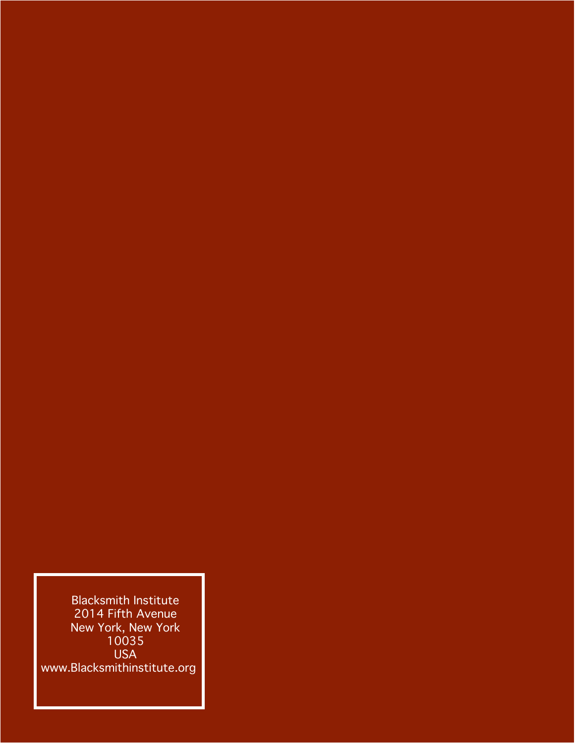Blacksmith Institute
2014 Fifth Avenue
New York, New York
10035
USA
www.Blacksmithinstitute.org